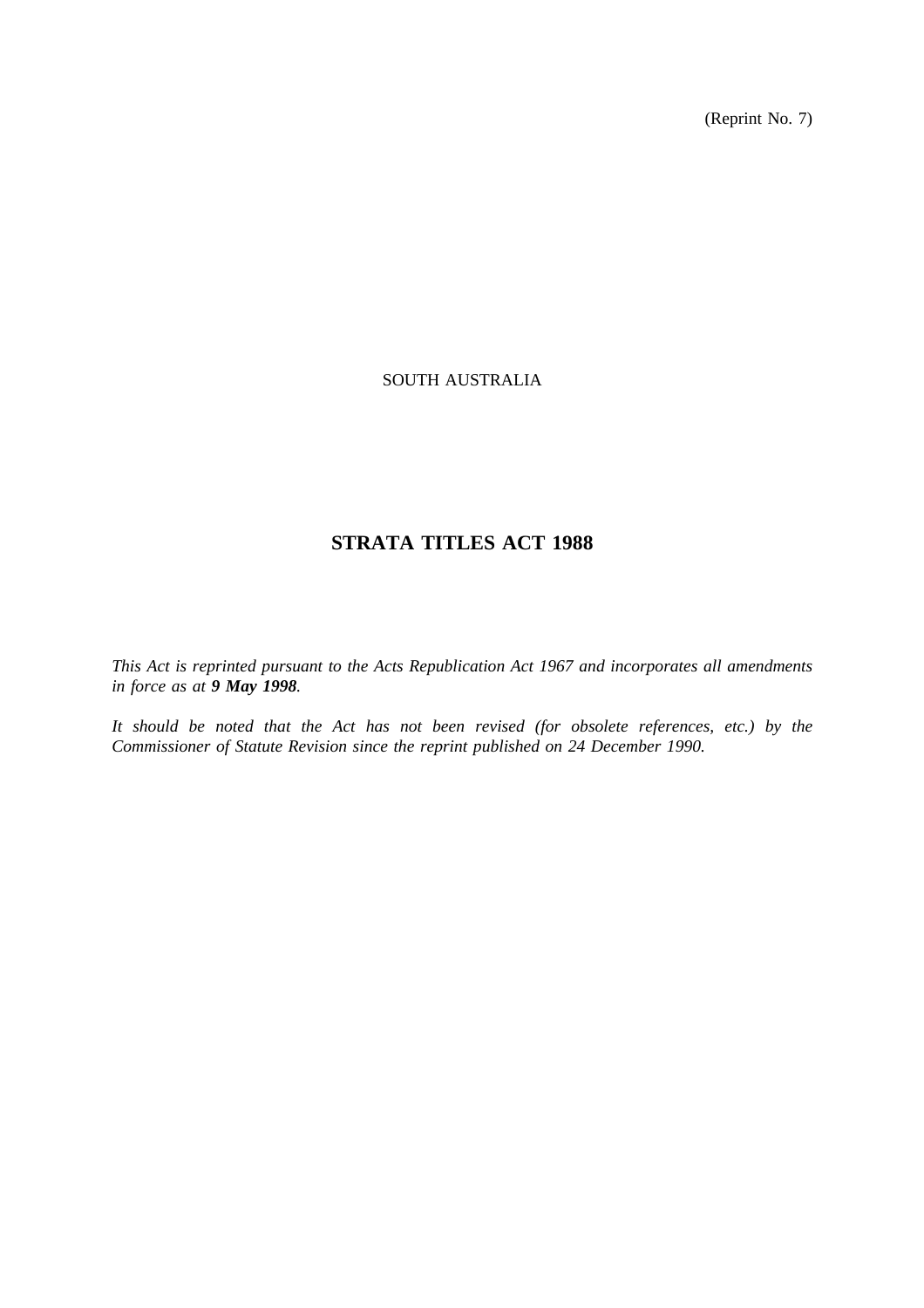(Reprint No. 7)

SOUTH AUSTRALIA

# STRATA TITLES ACT 1988

*This Act is reprinted pursuant to the Acts Republication Act 1967 and incorporates all amendments in force as at **9 May 1998**.*

*It should be noted that the Act has not been revised (for obsolete references, etc.) by the Commissioner of Statute Revision since the reprint published on 24 December 1990.*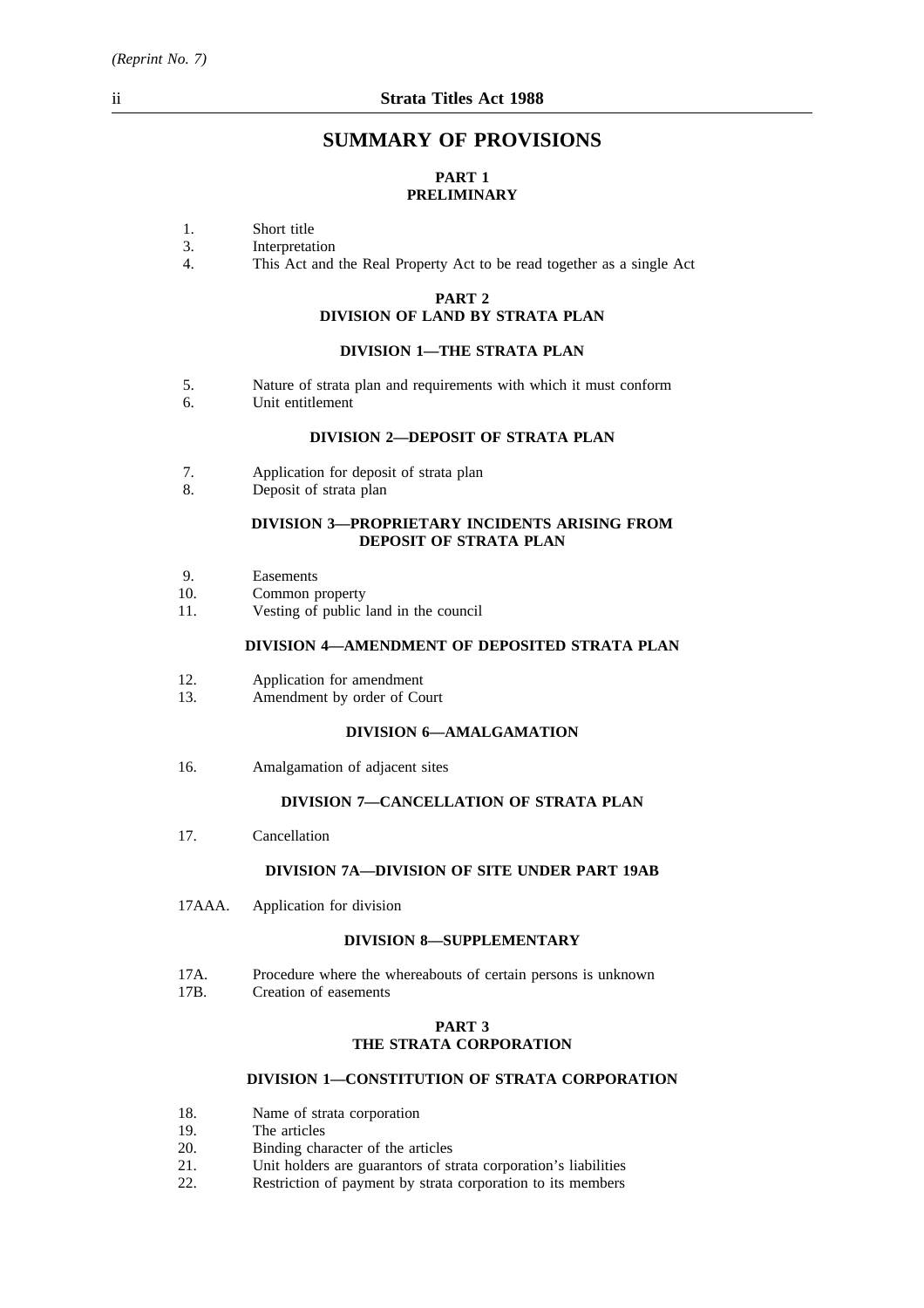# SUMMARY OF PROVISIONS

## PART 1
## PRELIMINARY

1. Short title
3. Interpretation
4. This Act and the Real Property Act to be read together as a single Act

## PART 2
## DIVISION OF LAND BY STRATA PLAN

### DIVISION 1—THE STRATA PLAN

5. Nature of strata plan and requirements with which it must conform
6. Unit entitlement

### DIVISION 2—DEPOSIT OF STRATA PLAN

7. Application for deposit of strata plan
8. Deposit of strata plan

### DIVISION 3—PROPRIETARY INCIDENTS ARISING FROM DEPOSIT OF STRATA PLAN

9. Easements
10. Common property
11. Vesting of public land in the council

### DIVISION 4—AMENDMENT OF DEPOSITED STRATA PLAN

12. Application for amendment
13. Amendment by order of Court

### DIVISION 6—AMALGAMATION

16. Amalgamation of adjacent sites

### DIVISION 7—CANCELLATION OF STRATA PLAN

17. Cancellation

### DIVISION 7A—DIVISION OF SITE UNDER PART 19AB

17AAA. Application for division

### DIVISION 8—SUPPLEMENTARY

17A. Procedure where the whereabouts of certain persons is unknown
17B. Creation of easements

## PART 3
## THE STRATA CORPORATION

### DIVISION 1—CONSTITUTION OF STRATA CORPORATION

18. Name of strata corporation
19. The articles
20. Binding character of the articles
21. Unit holders are guarantors of strata corporation's liabilities
22. Restriction of payment by strata corporation to its members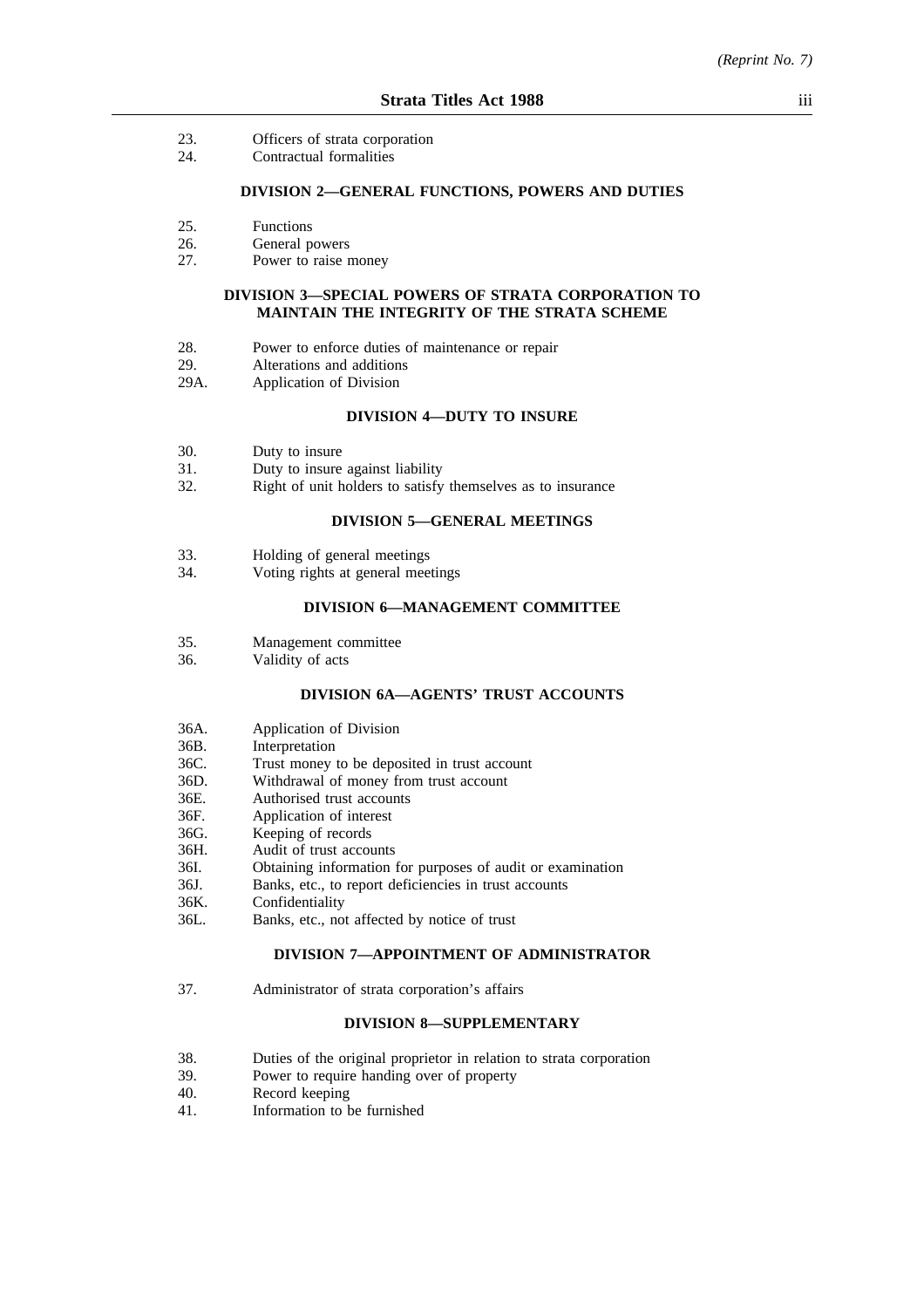23. Officers of strata corporation
24. Contractual formalities

### DIVISION 2—GENERAL FUNCTIONS, POWERS AND DUTIES

25. Functions
26. General powers
27. Power to raise money

### DIVISION 3—SPECIAL POWERS OF STRATA CORPORATION TO MAINTAIN THE INTEGRITY OF THE STRATA SCHEME

28. Power to enforce duties of maintenance or repair
29. Alterations and additions
29A. Application of Division

### DIVISION 4—DUTY TO INSURE

30. Duty to insure
31. Duty to insure against liability
32. Right of unit holders to satisfy themselves as to insurance

### DIVISION 5—GENERAL MEETINGS

33. Holding of general meetings
34. Voting rights at general meetings

### DIVISION 6—MANAGEMENT COMMITTEE

35. Management committee
36. Validity of acts

### DIVISION 6A—AGENTS' TRUST ACCOUNTS

36A. Application of Division
36B. Interpretation
36C. Trust money to be deposited in trust account
36D. Withdrawal of money from trust account
36E. Authorised trust accounts
36F. Application of interest
36G. Keeping of records
36H. Audit of trust accounts
36I. Obtaining information for purposes of audit or examination
36J. Banks, etc., to report deficiencies in trust accounts
36K. Confidentiality
36L. Banks, etc., not affected by notice of trust

### DIVISION 7—APPOINTMENT OF ADMINISTRATOR

37. Administrator of strata corporation's affairs

### DIVISION 8—SUPPLEMENTARY

38. Duties of the original proprietor in relation to strata corporation
39. Power to require handing over of property
40. Record keeping
41. Information to be furnished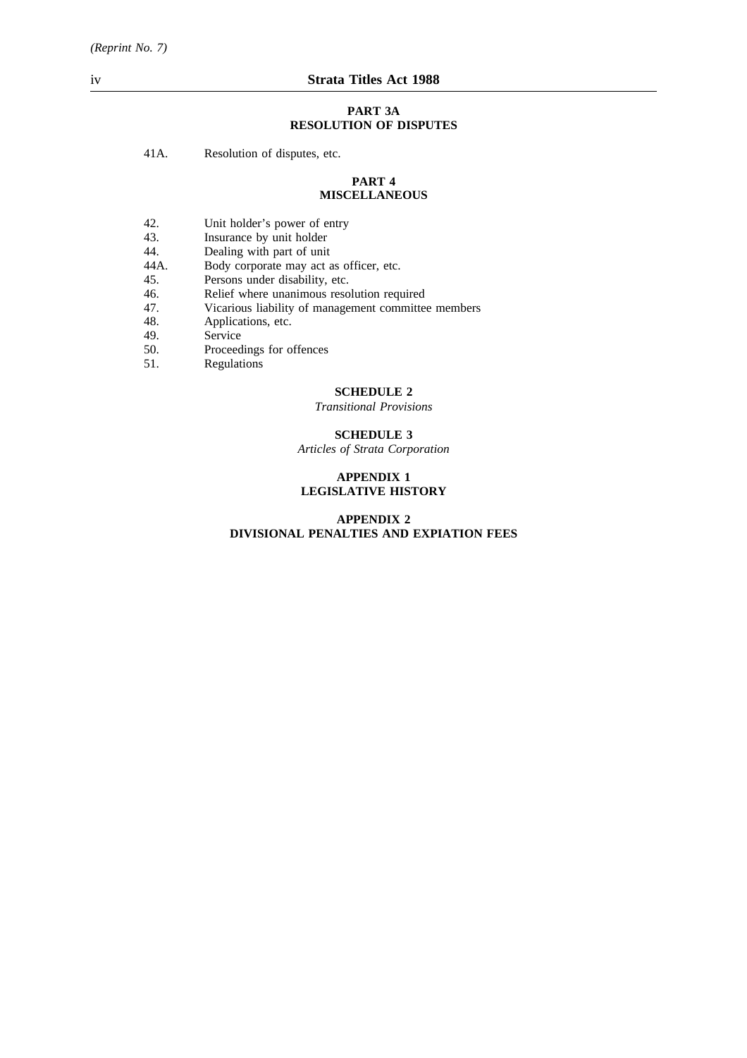**PART 3A**
**RESOLUTION OF DISPUTES**

41A. Resolution of disputes, etc.

**PART 4**
**MISCELLANEOUS**

42. Unit holder's power of entry
43. Insurance by unit holder
44. Dealing with part of unit
44A. Body corporate may act as officer, etc.
45. Persons under disability, etc.
46. Relief where unanimous resolution required
47. Vicarious liability of management committee members
48. Applications, etc.
49. Service
50. Proceedings for offences
51. Regulations

**SCHEDULE 2**
*Transitional Provisions*

**SCHEDULE 3**
*Articles of Strata Corporation*

**APPENDIX 1**
**LEGISLATIVE HISTORY**

**APPENDIX 2**
**DIVISIONAL PENALTIES AND EXPIATION FEES**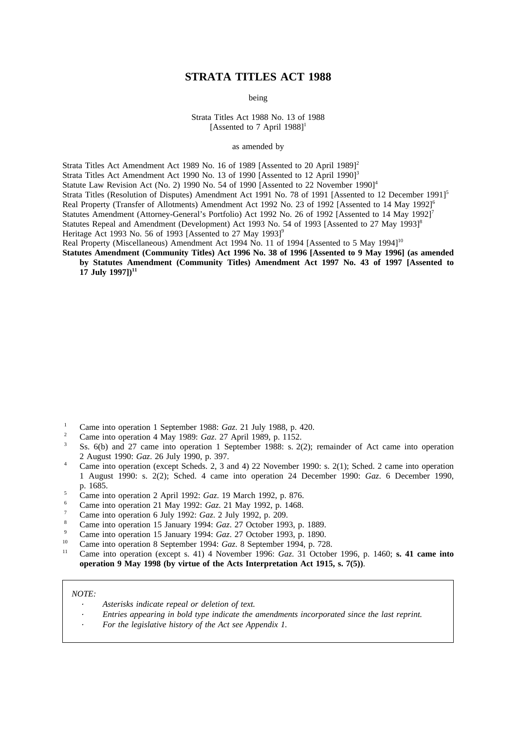# STRATA TITLES ACT 1988

being

Strata Titles Act 1988 No. 13 of 1988
[Assented to 7 April 1988][1]

as amended by

Strata Titles Act Amendment Act 1989 No. 16 of 1989 [Assented to 20 April 1989][2]
Strata Titles Act Amendment Act 1990 No. 13 of 1990 [Assented to 12 April 1990][3]
Statute Law Revision Act (No. 2) 1990 No. 54 of 1990 [Assented to 22 November 1990][4]
Strata Titles (Resolution of Disputes) Amendment Act 1991 No. 78 of 1991 [Assented to 12 December 1991][5]
Real Property (Transfer of Allotments) Amendment Act 1992 No. 23 of 1992 [Assented to 14 May 1992][6]
Statutes Amendment (Attorney-General's Portfolio) Act 1992 No. 26 of 1992 [Assented to 14 May 1992][7]
Statutes Repeal and Amendment (Development) Act 1993 No. 54 of 1993 [Assented to 27 May 1993][8]
Heritage Act 1993 No. 56 of 1993 [Assented to 27 May 1993][9]
Real Property (Miscellaneous) Amendment Act 1994 No. 11 of 1994 [Assented to 5 May 1994][10]
**Statutes Amendment (Community Titles) Act 1996 No. 38 of 1996 [Assented to 9 May 1996] (as amended by Statutes Amendment (Community Titles) Amendment Act 1997 No. 43 of 1997 [Assented to 17 July 1997])[11]**

[1] Came into operation 1 September 1988: *Gaz*. 21 July 1988, p. 420.
[2] Came into operation 4 May 1989: *Gaz*. 27 April 1989, p. 1152.
[3] Ss. 6(b) and 27 came into operation 1 September 1988: s. 2(2); remainder of Act came into operation 2 August 1990: *Gaz*. 26 July 1990, p. 397.
[4] Came into operation (except Scheds. 2, 3 and 4) 22 November 1990: s. 2(1); Sched. 2 came into operation 1 August 1990: s. 2(2); Sched. 4 came into operation 24 December 1990: *Gaz*. 6 December 1990, p. 1685.
[5] Came into operation 2 April 1992: *Gaz*. 19 March 1992, p. 876.
[6] Came into operation 21 May 1992: *Gaz*. 21 May 1992, p. 1468.
[7] Came into operation 6 July 1992: *Gaz*. 2 July 1992, p. 209.
[8] Came into operation 15 January 1994: *Gaz*. 27 October 1993, p. 1889.
[9] Came into operation 15 January 1994: *Gaz*. 27 October 1993, p. 1890.
[10] Came into operation 8 September 1994: *Gaz*. 8 September 1994, p. 728.
[11] Came into operation (except s. 41) 4 November 1996: *Gaz*. 31 October 1996, p. 1460; **s. 41 came into operation 9 May 1998 (by virtue of the Acts Interpretation Act 1915, s. 7(5))**.

*NOTE:*

- *Asterisks indicate repeal or deletion of text.*
- *Entries appearing in bold type indicate the amendments incorporated since the last reprint.*
- *For the legislative history of the Act see Appendix 1.*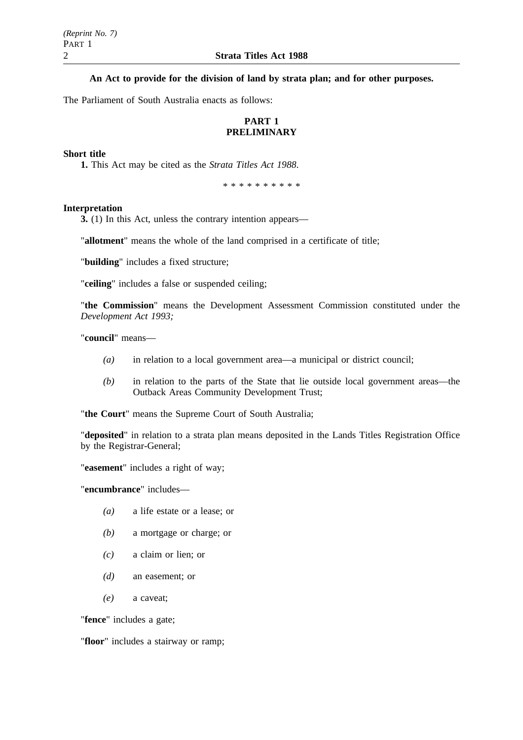**An Act to provide for the division of land by strata plan; and for other purposes.**

The Parliament of South Australia enacts as follows:

## PART 1
## PRELIMINARY

**Short title**

**1.** This Act may be cited as the *Strata Titles Act 1988*.

\* \* \* \* \* \* \* \* \* \*

**Interpretation**

**3.** (1) In this Act, unless the contrary intention appears—

"**allotment**" means the whole of the land comprised in a certificate of title;

"**building**" includes a fixed structure;

"**ceiling**" includes a false or suspended ceiling;

"**the Commission**" means the Development Assessment Commission constituted under the *Development Act 1993;*

"**council**" means—

*(a)* in relation to a local government area—a municipal or district council;

*(b)* in relation to the parts of the State that lie outside local government areas—the Outback Areas Community Development Trust;

"**the Court**" means the Supreme Court of South Australia;

"**deposited**" in relation to a strata plan means deposited in the Lands Titles Registration Office by the Registrar-General;

"**easement**" includes a right of way;

"**encumbrance**" includes—

*(a)* a life estate or a lease; or

*(b)* a mortgage or charge; or

*(c)* a claim or lien; or

*(d)* an easement; or

*(e)* a caveat;

"**fence**" includes a gate;

"**floor**" includes a stairway or ramp;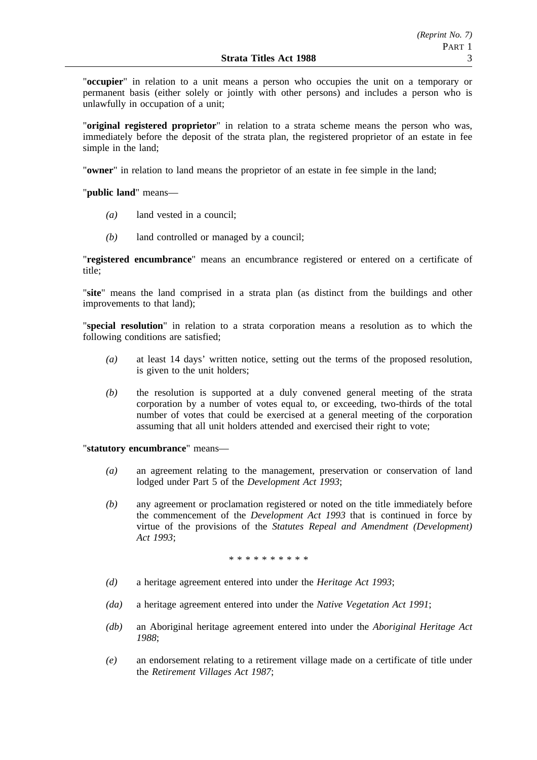"**occupier**" in relation to a unit means a person who occupies the unit on a temporary or permanent basis (either solely or jointly with other persons) and includes a person who is unlawfully in occupation of a unit;

"**original registered proprietor**" in relation to a strata scheme means the person who was, immediately before the deposit of the strata plan, the registered proprietor of an estate in fee simple in the land;

"**owner**" in relation to land means the proprietor of an estate in fee simple in the land;

"**public land**" means—

*(a)* land vested in a council;

*(b)* land controlled or managed by a council;

"**registered encumbrance**" means an encumbrance registered or entered on a certificate of title;

"**site**" means the land comprised in a strata plan (as distinct from the buildings and other improvements to that land);

"**special resolution**" in relation to a strata corporation means a resolution as to which the following conditions are satisfied;

*(a)* at least 14 days' written notice, setting out the terms of the proposed resolution, is given to the unit holders;

*(b)* the resolution is supported at a duly convened general meeting of the strata corporation by a number of votes equal to, or exceeding, two-thirds of the total number of votes that could be exercised at a general meeting of the corporation assuming that all unit holders attended and exercised their right to vote;

"**statutory encumbrance**" means—

*(a)* an agreement relating to the management, preservation or conservation of land lodged under Part 5 of the *Development Act 1993*;

*(b)* any agreement or proclamation registered or noted on the title immediately before the commencement of the *Development Act 1993* that is continued in force by virtue of the provisions of the *Statutes Repeal and Amendment (Development) Act 1993*;

\* \* \* \* \* \* \* \* \* \*

*(d)* a heritage agreement entered into under the *Heritage Act 1993*;

*(da)* a heritage agreement entered into under the *Native Vegetation Act 1991*;

*(db)* an Aboriginal heritage agreement entered into under the *Aboriginal Heritage Act 1988*;

*(e)* an endorsement relating to a retirement village made on a certificate of title under the *Retirement Villages Act 1987*;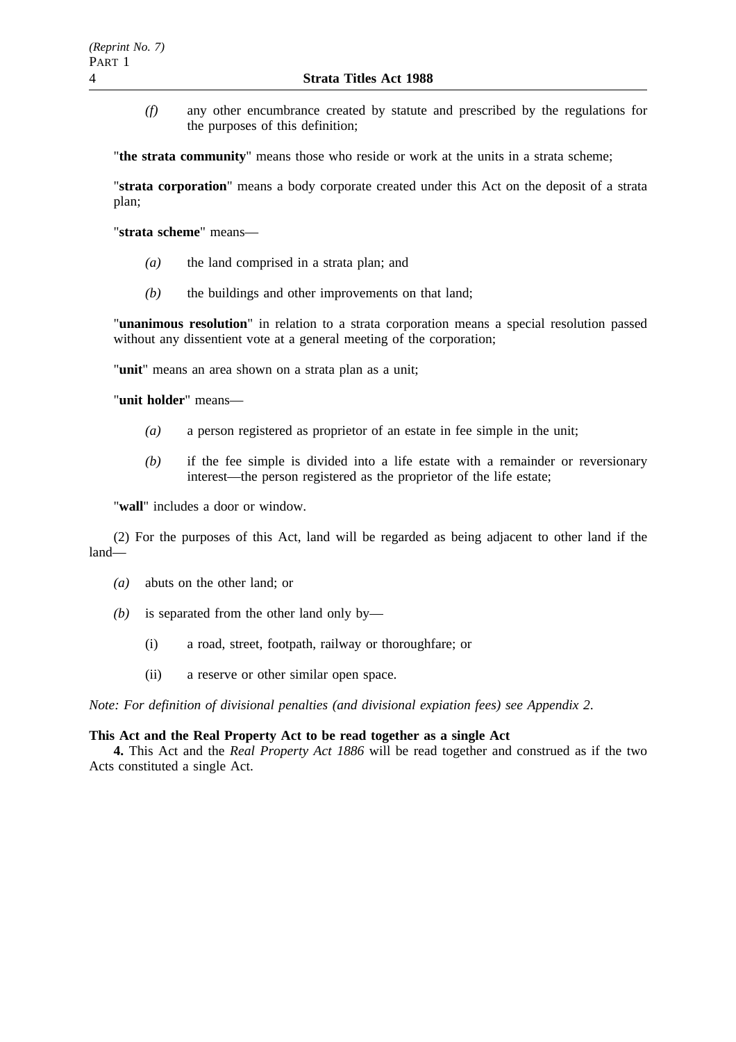*(f)* any other encumbrance created by statute and prescribed by the regulations for the purposes of this definition;

"**the strata community**" means those who reside or work at the units in a strata scheme;

"**strata corporation**" means a body corporate created under this Act on the deposit of a strata plan;

"**strata scheme**" means—

*(a)* the land comprised in a strata plan; and

*(b)* the buildings and other improvements on that land;

"**unanimous resolution**" in relation to a strata corporation means a special resolution passed without any dissentient vote at a general meeting of the corporation;

"**unit**" means an area shown on a strata plan as a unit;

"**unit holder**" means—

*(a)* a person registered as proprietor of an estate in fee simple in the unit;

*(b)* if the fee simple is divided into a life estate with a remainder or reversionary interest—the person registered as the proprietor of the life estate;

"**wall**" includes a door or window.

(2) For the purposes of this Act, land will be regarded as being adjacent to other land if the land—

*(a)* abuts on the other land; or

*(b)* is separated from the other land only by—

(i) a road, street, footpath, railway or thoroughfare; or

(ii) a reserve or other similar open space.

*Note: For definition of divisional penalties (and divisional expiation fees) see Appendix 2.*

**This Act and the Real Property Act to be read together as a single Act**

**4.** This Act and the *Real Property Act 1886* will be read together and construed as if the two Acts constituted a single Act.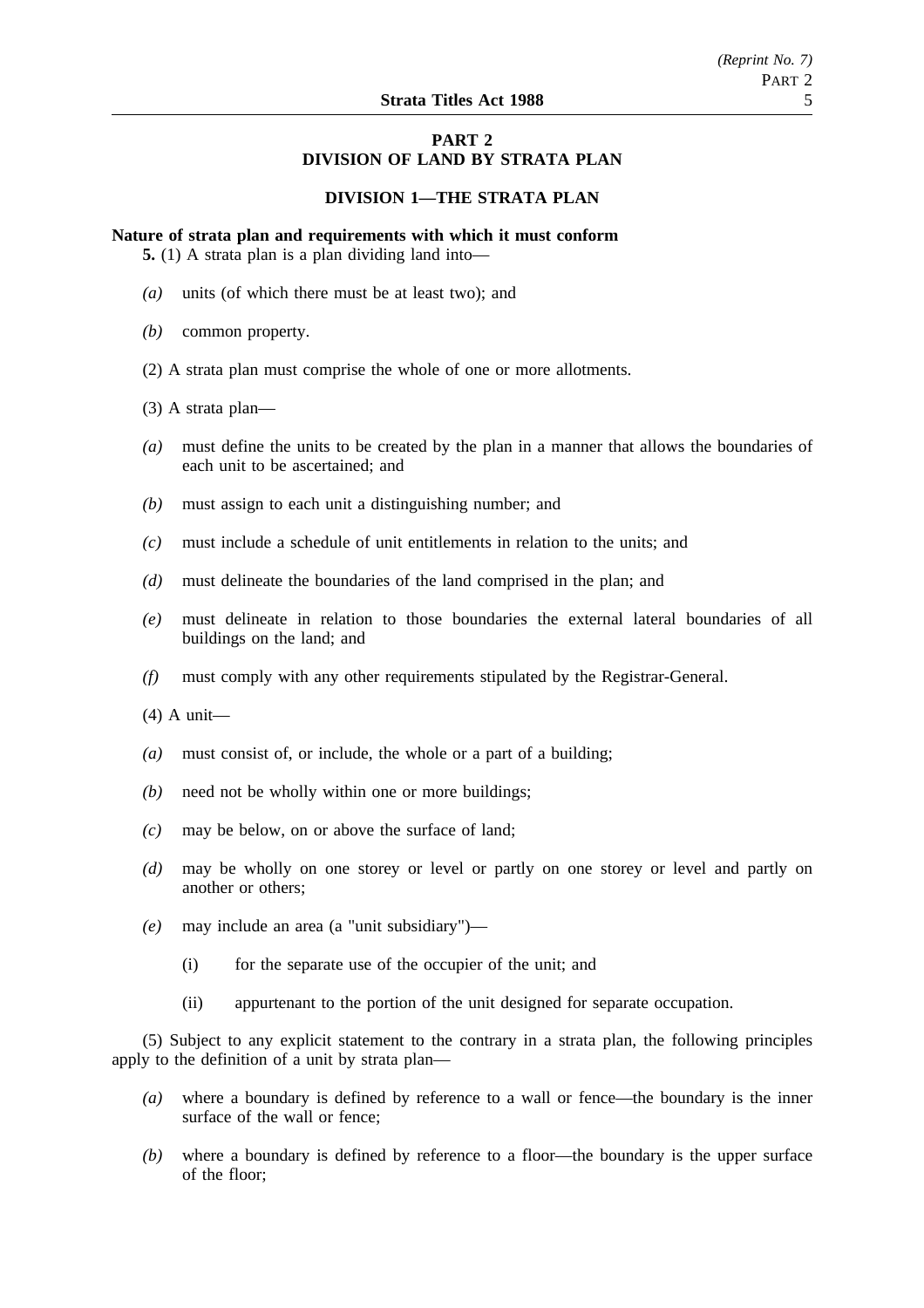## PART 2
## DIVISION OF LAND BY STRATA PLAN

### DIVISION 1—THE STRATA PLAN

**Nature of strata plan and requirements with which it must conform**

**5.** (1) A strata plan is a plan dividing land into—

*(a)* units (of which there must be at least two); and

*(b)* common property.

(2) A strata plan must comprise the whole of one or more allotments.

(3) A strata plan—

*(a)* must define the units to be created by the plan in a manner that allows the boundaries of each unit to be ascertained; and

*(b)* must assign to each unit a distinguishing number; and

*(c)* must include a schedule of unit entitlements in relation to the units; and

*(d)* must delineate the boundaries of the land comprised in the plan; and

*(e)* must delineate in relation to those boundaries the external lateral boundaries of all buildings on the land; and

*(f)* must comply with any other requirements stipulated by the Registrar-General.

(4) A unit—

*(a)* must consist of, or include, the whole or a part of a building;

*(b)* need not be wholly within one or more buildings;

*(c)* may be below, on or above the surface of land;

*(d)* may be wholly on one storey or level or partly on one storey or level and partly on another or others;

*(e)* may include an area (a "unit subsidiary")—

(i) for the separate use of the occupier of the unit; and

(ii) appurtenant to the portion of the unit designed for separate occupation.

(5) Subject to any explicit statement to the contrary in a strata plan, the following principles apply to the definition of a unit by strata plan—

*(a)* where a boundary is defined by reference to a wall or fence—the boundary is the inner surface of the wall or fence;

*(b)* where a boundary is defined by reference to a floor—the boundary is the upper surface of the floor;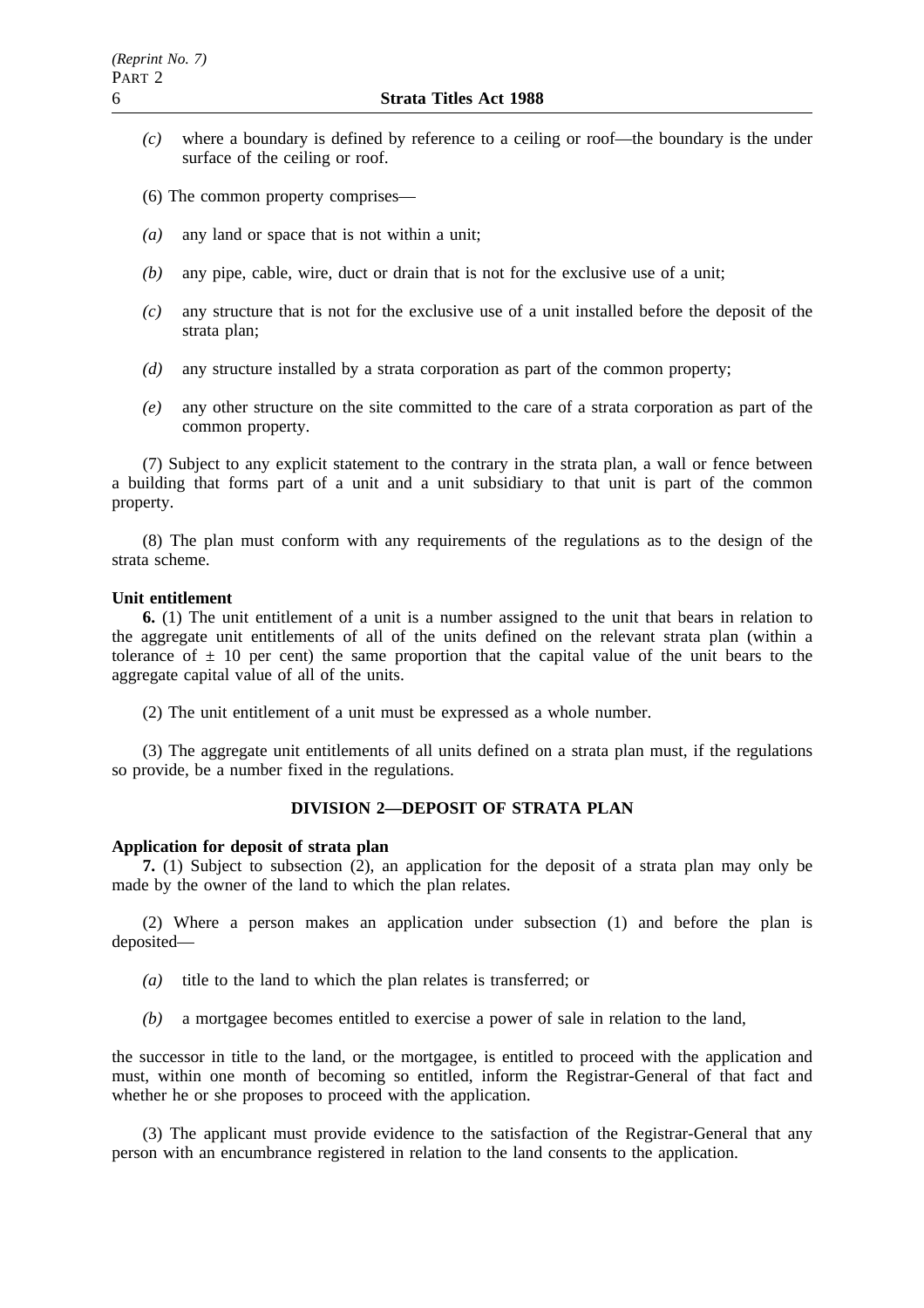*(c)* where a boundary is defined by reference to a ceiling or roof—the boundary is the under surface of the ceiling or roof.

(6) The common property comprises—

*(a)* any land or space that is not within a unit;

*(b)* any pipe, cable, wire, duct or drain that is not for the exclusive use of a unit;

*(c)* any structure that is not for the exclusive use of a unit installed before the deposit of the strata plan;

*(d)* any structure installed by a strata corporation as part of the common property;

*(e)* any other structure on the site committed to the care of a strata corporation as part of the common property.

(7) Subject to any explicit statement to the contrary in the strata plan, a wall or fence between a building that forms part of a unit and a unit subsidiary to that unit is part of the common property.

(8) The plan must conform with any requirements of the regulations as to the design of the strata scheme.

**Unit entitlement**

**6.** (1) The unit entitlement of a unit is a number assigned to the unit that bears in relation to the aggregate unit entitlements of all of the units defined on the relevant strata plan (within a tolerance of ± 10 per cent) the same proportion that the capital value of the unit bears to the aggregate capital value of all of the units.

(2) The unit entitlement of a unit must be expressed as a whole number.

(3) The aggregate unit entitlements of all units defined on a strata plan must, if the regulations so provide, be a number fixed in the regulations.

## DIVISION 2—DEPOSIT OF STRATA PLAN

**Application for deposit of strata plan**

**7.** (1) Subject to subsection (2), an application for the deposit of a strata plan may only be made by the owner of the land to which the plan relates.

(2) Where a person makes an application under subsection (1) and before the plan is deposited—

*(a)* title to the land to which the plan relates is transferred; or

*(b)* a mortgagee becomes entitled to exercise a power of sale in relation to the land,

the successor in title to the land, or the mortgagee, is entitled to proceed with the application and must, within one month of becoming so entitled, inform the Registrar-General of that fact and whether he or she proposes to proceed with the application.

(3) The applicant must provide evidence to the satisfaction of the Registrar-General that any person with an encumbrance registered in relation to the land consents to the application.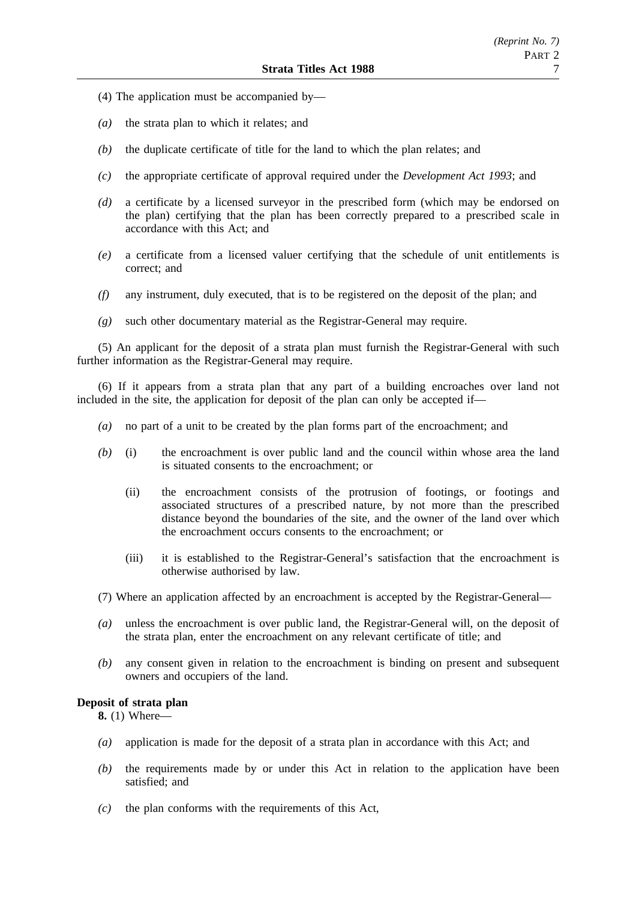(4) The application must be accompanied by—

*(a)* the strata plan to which it relates; and

*(b)* the duplicate certificate of title for the land to which the plan relates; and

*(c)* the appropriate certificate of approval required under the *Development Act 1993*; and

*(d)* a certificate by a licensed surveyor in the prescribed form (which may be endorsed on the plan) certifying that the plan has been correctly prepared to a prescribed scale in accordance with this Act; and

*(e)* a certificate from a licensed valuer certifying that the schedule of unit entitlements is correct; and

*(f)* any instrument, duly executed, that is to be registered on the deposit of the plan; and

*(g)* such other documentary material as the Registrar-General may require.

(5) An applicant for the deposit of a strata plan must furnish the Registrar-General with such further information as the Registrar-General may require.

(6) If it appears from a strata plan that any part of a building encroaches over land not included in the site, the application for deposit of the plan can only be accepted if—

*(a)* no part of a unit to be created by the plan forms part of the encroachment; and

*(b)* (i) the encroachment is over public land and the council within whose area the land is situated consents to the encroachment; or

(ii) the encroachment consists of the protrusion of footings, or footings and associated structures of a prescribed nature, by not more than the prescribed distance beyond the boundaries of the site, and the owner of the land over which the encroachment occurs consents to the encroachment; or

(iii) it is established to the Registrar-General's satisfaction that the encroachment is otherwise authorised by law.

(7) Where an application affected by an encroachment is accepted by the Registrar-General—

*(a)* unless the encroachment is over public land, the Registrar-General will, on the deposit of the strata plan, enter the encroachment on any relevant certificate of title; and

*(b)* any consent given in relation to the encroachment is binding on present and subsequent owners and occupiers of the land.

**Deposit of strata plan**

**8.** (1) Where—

*(a)* application is made for the deposit of a strata plan in accordance with this Act; and

*(b)* the requirements made by or under this Act in relation to the application have been satisfied; and

*(c)* the plan conforms with the requirements of this Act,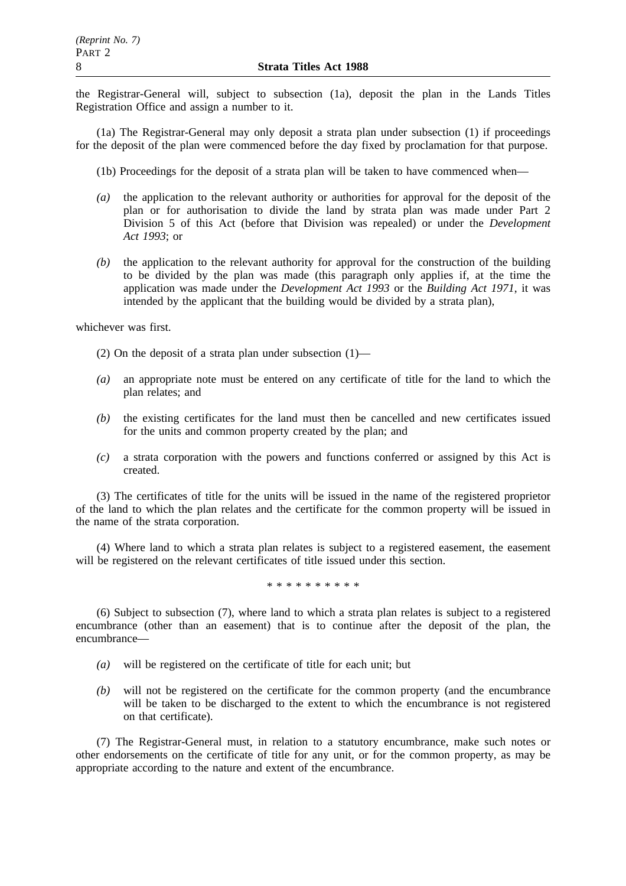the Registrar-General will, subject to subsection (1a), deposit the plan in the Lands Titles Registration Office and assign a number to it.

(1a) The Registrar-General may only deposit a strata plan under subsection (1) if proceedings for the deposit of the plan were commenced before the day fixed by proclamation for that purpose.

(1b) Proceedings for the deposit of a strata plan will be taken to have commenced when—

*(a)* the application to the relevant authority or authorities for approval for the deposit of the plan or for authorisation to divide the land by strata plan was made under Part 2 Division 5 of this Act (before that Division was repealed) or under the *Development Act 1993*; or

*(b)* the application to the relevant authority for approval for the construction of the building to be divided by the plan was made (this paragraph only applies if, at the time the application was made under the *Development Act 1993* or the *Building Act 1971*, it was intended by the applicant that the building would be divided by a strata plan),

whichever was first.

(2) On the deposit of a strata plan under subsection (1)—

*(a)* an appropriate note must be entered on any certificate of title for the land to which the plan relates; and

*(b)* the existing certificates for the land must then be cancelled and new certificates issued for the units and common property created by the plan; and

*(c)* a strata corporation with the powers and functions conferred or assigned by this Act is created.

(3) The certificates of title for the units will be issued in the name of the registered proprietor of the land to which the plan relates and the certificate for the common property will be issued in the name of the strata corporation.

(4) Where land to which a strata plan relates is subject to a registered easement, the easement will be registered on the relevant certificates of title issued under this section.

\* \* \* \* \* \* \* \* \* \*

(6) Subject to subsection (7), where land to which a strata plan relates is subject to a registered encumbrance (other than an easement) that is to continue after the deposit of the plan, the encumbrance—

*(a)* will be registered on the certificate of title for each unit; but

*(b)* will not be registered on the certificate for the common property (and the encumbrance will be taken to be discharged to the extent to which the encumbrance is not registered on that certificate).

(7) The Registrar-General must, in relation to a statutory encumbrance, make such notes or other endorsements on the certificate of title for any unit, or for the common property, as may be appropriate according to the nature and extent of the encumbrance.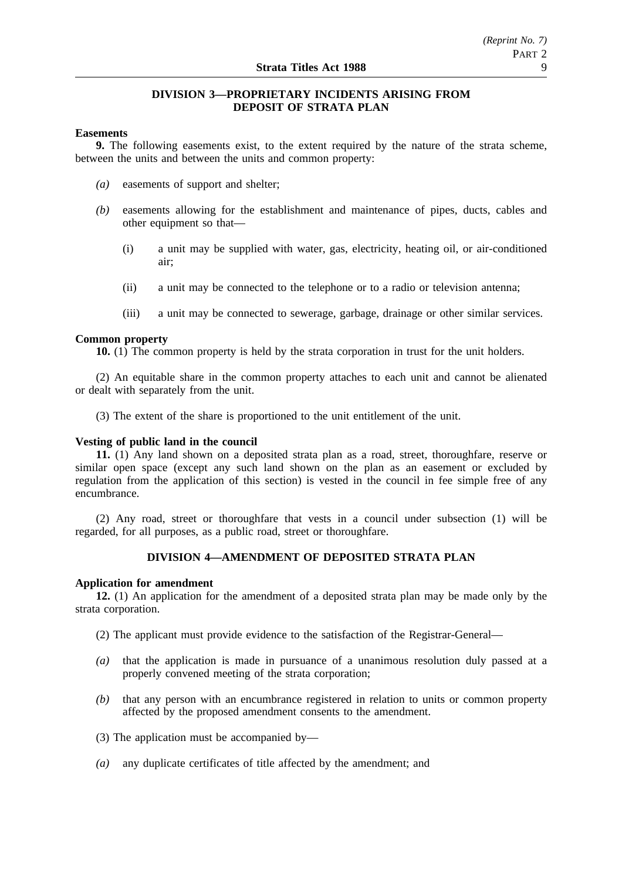## DIVISION 3—PROPRIETARY INCIDENTS ARISING FROM DEPOSIT OF STRATA PLAN

**Easements**

**9.** The following easements exist, to the extent required by the nature of the strata scheme, between the units and between the units and common property:

*(a)* easements of support and shelter;

*(b)* easements allowing for the establishment and maintenance of pipes, ducts, cables and other equipment so that—

(i) a unit may be supplied with water, gas, electricity, heating oil, or air-conditioned air;

(ii) a unit may be connected to the telephone or to a radio or television antenna;

(iii) a unit may be connected to sewerage, garbage, drainage or other similar services.

**Common property**

**10.** (1) The common property is held by the strata corporation in trust for the unit holders.

(2) An equitable share in the common property attaches to each unit and cannot be alienated or dealt with separately from the unit.

(3) The extent of the share is proportioned to the unit entitlement of the unit.

**Vesting of public land in the council**

**11.** (1) Any land shown on a deposited strata plan as a road, street, thoroughfare, reserve or similar open space (except any such land shown on the plan as an easement or excluded by regulation from the application of this section) is vested in the council in fee simple free of any encumbrance.

(2) Any road, street or thoroughfare that vests in a council under subsection (1) will be regarded, for all purposes, as a public road, street or thoroughfare.

## DIVISION 4—AMENDMENT OF DEPOSITED STRATA PLAN

**Application for amendment**

**12.** (1) An application for the amendment of a deposited strata plan may be made only by the strata corporation.

(2) The applicant must provide evidence to the satisfaction of the Registrar-General—

*(a)* that the application is made in pursuance of a unanimous resolution duly passed at a properly convened meeting of the strata corporation;

*(b)* that any person with an encumbrance registered in relation to units or common property affected by the proposed amendment consents to the amendment.

(3) The application must be accompanied by—

*(a)* any duplicate certificates of title affected by the amendment; and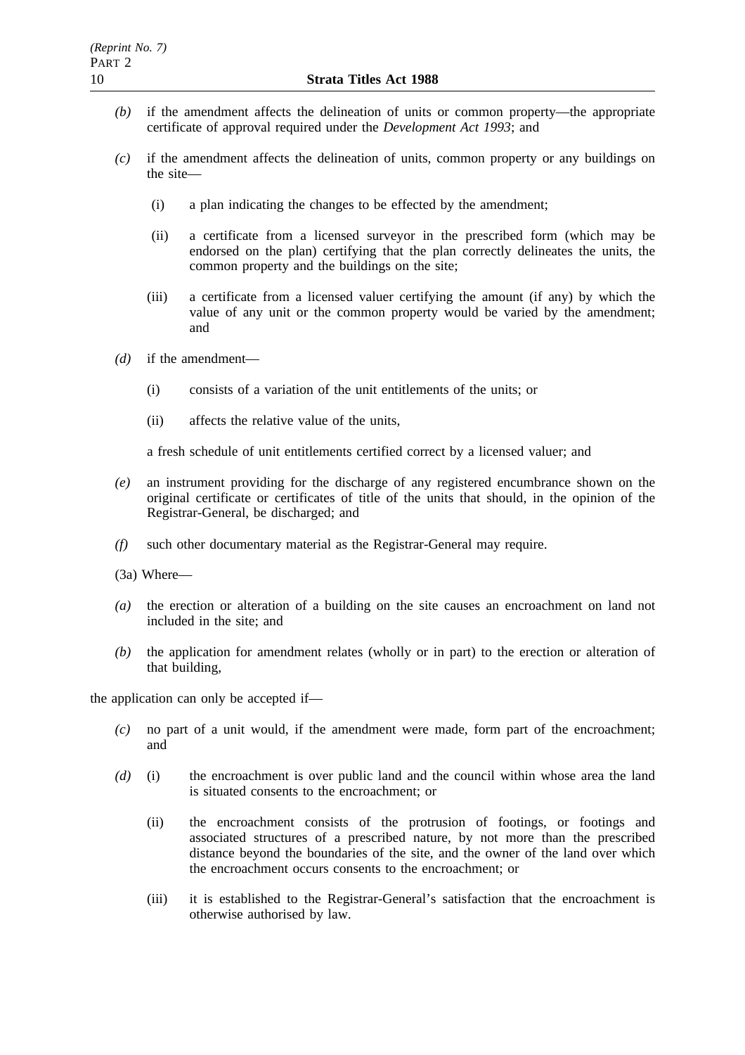*(b)* if the amendment affects the delineation of units or common property—the appropriate certificate of approval required under the *Development Act 1993*; and

*(c)* if the amendment affects the delineation of units, common property or any buildings on the site—

(i) a plan indicating the changes to be effected by the amendment;

(ii) a certificate from a licensed surveyor in the prescribed form (which may be endorsed on the plan) certifying that the plan correctly delineates the units, the common property and the buildings on the site;

(iii) a certificate from a licensed valuer certifying the amount (if any) by which the value of any unit or the common property would be varied by the amendment; and

*(d)* if the amendment—

(i) consists of a variation of the unit entitlements of the units; or

(ii) affects the relative value of the units,

a fresh schedule of unit entitlements certified correct by a licensed valuer; and

*(e)* an instrument providing for the discharge of any registered encumbrance shown on the original certificate or certificates of title of the units that should, in the opinion of the Registrar-General, be discharged; and

*(f)* such other documentary material as the Registrar-General may require.

(3a) Where—

*(a)* the erection or alteration of a building on the site causes an encroachment on land not included in the site; and

*(b)* the application for amendment relates (wholly or in part) to the erection or alteration of that building,

the application can only be accepted if—

*(c)* no part of a unit would, if the amendment were made, form part of the encroachment; and

*(d)* (i) the encroachment is over public land and the council within whose area the land is situated consents to the encroachment; or

(ii) the encroachment consists of the protrusion of footings, or footings and associated structures of a prescribed nature, by not more than the prescribed distance beyond the boundaries of the site, and the owner of the land over which the encroachment occurs consents to the encroachment; or

(iii) it is established to the Registrar-General's satisfaction that the encroachment is otherwise authorised by law.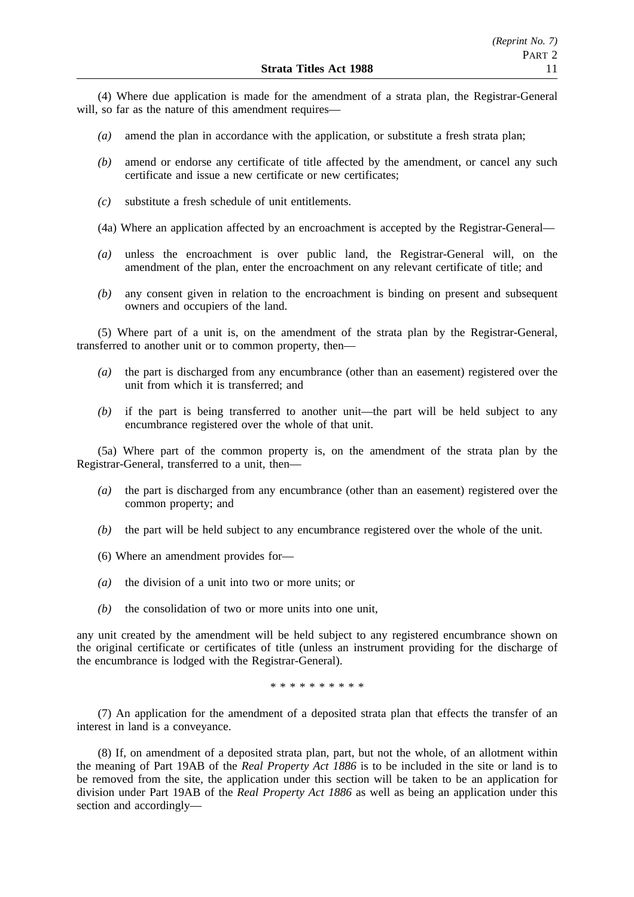(4) Where due application is made for the amendment of a strata plan, the Registrar-General will, so far as the nature of this amendment requires—

*(a)* amend the plan in accordance with the application, or substitute a fresh strata plan;

*(b)* amend or endorse any certificate of title affected by the amendment, or cancel any such certificate and issue a new certificate or new certificates;

*(c)* substitute a fresh schedule of unit entitlements.

(4a) Where an application affected by an encroachment is accepted by the Registrar-General—

*(a)* unless the encroachment is over public land, the Registrar-General will, on the amendment of the plan, enter the encroachment on any relevant certificate of title; and

*(b)* any consent given in relation to the encroachment is binding on present and subsequent owners and occupiers of the land.

(5) Where part of a unit is, on the amendment of the strata plan by the Registrar-General, transferred to another unit or to common property, then—

*(a)* the part is discharged from any encumbrance (other than an easement) registered over the unit from which it is transferred; and

*(b)* if the part is being transferred to another unit—the part will be held subject to any encumbrance registered over the whole of that unit.

(5a) Where part of the common property is, on the amendment of the strata plan by the Registrar-General, transferred to a unit, then—

*(a)* the part is discharged from any encumbrance (other than an easement) registered over the common property; and

*(b)* the part will be held subject to any encumbrance registered over the whole of the unit.

(6) Where an amendment provides for—

*(a)* the division of a unit into two or more units; or

*(b)* the consolidation of two or more units into one unit,

any unit created by the amendment will be held subject to any registered encumbrance shown on the original certificate or certificates of title (unless an instrument providing for the discharge of the encumbrance is lodged with the Registrar-General).

\* \* \* \* \* \* \* \* \* \*

(7) An application for the amendment of a deposited strata plan that effects the transfer of an interest in land is a conveyance.

(8) If, on amendment of a deposited strata plan, part, but not the whole, of an allotment within the meaning of Part 19AB of the *Real Property Act 1886* is to be included in the site or land is to be removed from the site, the application under this section will be taken to be an application for division under Part 19AB of the *Real Property Act 1886* as well as being an application under this section and accordingly—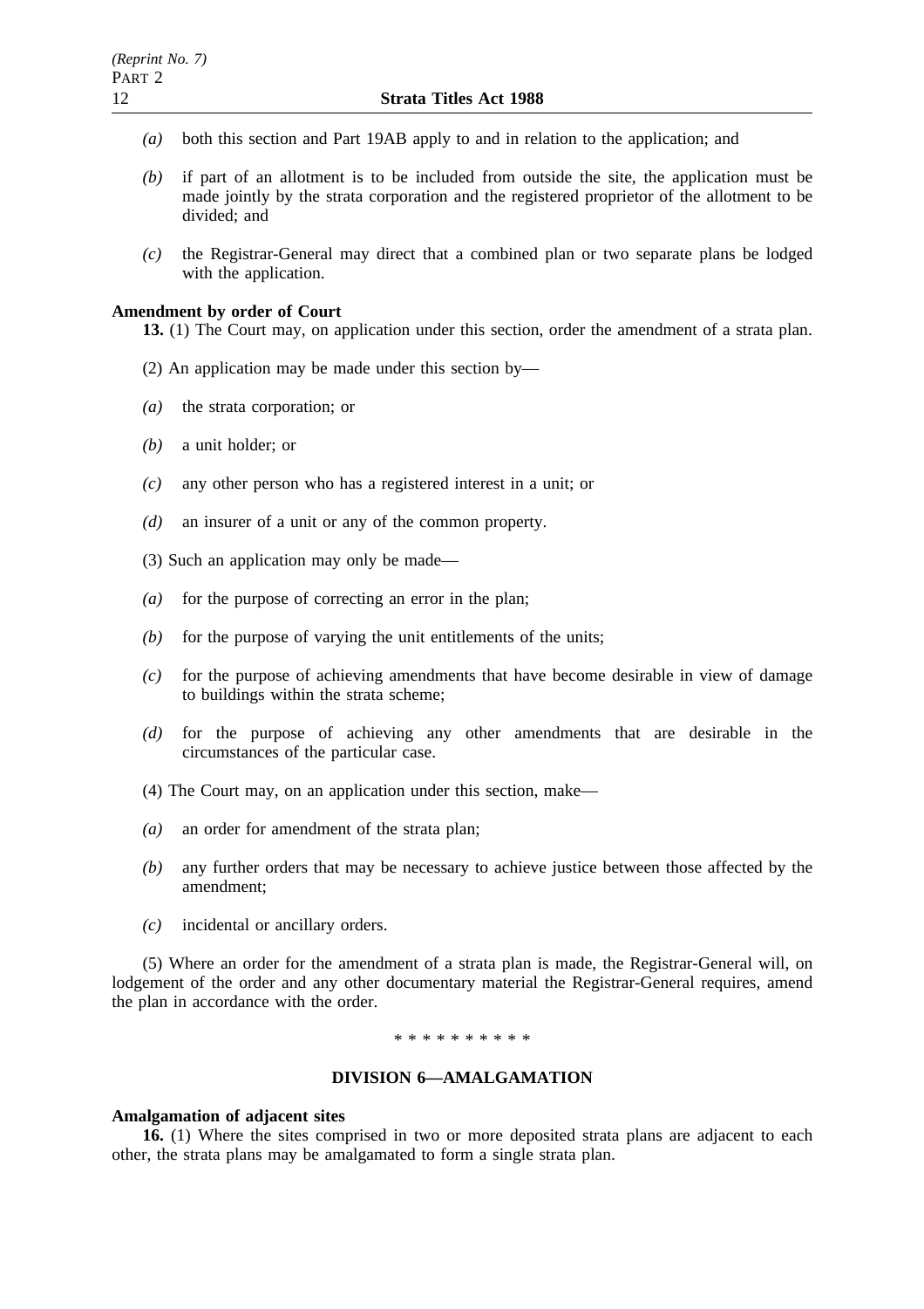*(a)* both this section and Part 19AB apply to and in relation to the application; and

*(b)* if part of an allotment is to be included from outside the site, the application must be made jointly by the strata corporation and the registered proprietor of the allotment to be divided; and

*(c)* the Registrar-General may direct that a combined plan or two separate plans be lodged with the application.

**Amendment by order of Court**

**13.** (1) The Court may, on application under this section, order the amendment of a strata plan.

(2) An application may be made under this section by—

*(a)* the strata corporation; or

*(b)* a unit holder; or

*(c)* any other person who has a registered interest in a unit; or

*(d)* an insurer of a unit or any of the common property.

(3) Such an application may only be made—

*(a)* for the purpose of correcting an error in the plan;

*(b)* for the purpose of varying the unit entitlements of the units;

*(c)* for the purpose of achieving amendments that have become desirable in view of damage to buildings within the strata scheme;

*(d)* for the purpose of achieving any other amendments that are desirable in the circumstances of the particular case.

(4) The Court may, on an application under this section, make—

*(a)* an order for amendment of the strata plan;

*(b)* any further orders that may be necessary to achieve justice between those affected by the amendment;

*(c)* incidental or ancillary orders.

(5) Where an order for the amendment of a strata plan is made, the Registrar-General will, on lodgement of the order and any other documentary material the Registrar-General requires, amend the plan in accordance with the order.

\* \* \* \* \* \* \* \* \* \*

## DIVISION 6—AMALGAMATION

**Amalgamation of adjacent sites**

**16.** (1) Where the sites comprised in two or more deposited strata plans are adjacent to each other, the strata plans may be amalgamated to form a single strata plan.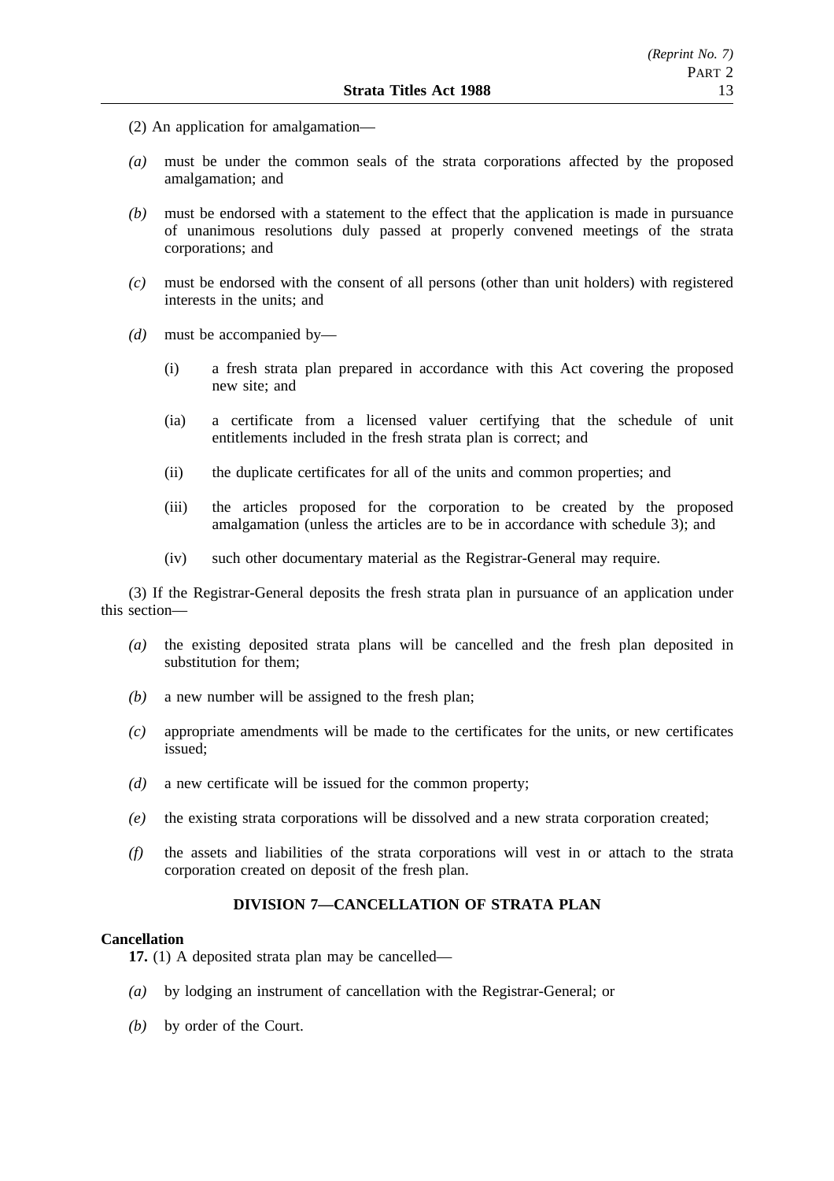(2) An application for amalgamation—

*(a)* must be under the common seals of the strata corporations affected by the proposed amalgamation; and

*(b)* must be endorsed with a statement to the effect that the application is made in pursuance of unanimous resolutions duly passed at properly convened meetings of the strata corporations; and

*(c)* must be endorsed with the consent of all persons (other than unit holders) with registered interests in the units; and

*(d)* must be accompanied by—

(i) a fresh strata plan prepared in accordance with this Act covering the proposed new site; and

(ia) a certificate from a licensed valuer certifying that the schedule of unit entitlements included in the fresh strata plan is correct; and

(ii) the duplicate certificates for all of the units and common properties; and

(iii) the articles proposed for the corporation to be created by the proposed amalgamation (unless the articles are to be in accordance with schedule 3); and

(iv) such other documentary material as the Registrar-General may require.

(3) If the Registrar-General deposits the fresh strata plan in pursuance of an application under this section—

*(a)* the existing deposited strata plans will be cancelled and the fresh plan deposited in substitution for them;

*(b)* a new number will be assigned to the fresh plan;

*(c)* appropriate amendments will be made to the certificates for the units, or new certificates issued;

*(d)* a new certificate will be issued for the common property;

*(e)* the existing strata corporations will be dissolved and a new strata corporation created;

*(f)* the assets and liabilities of the strata corporations will vest in or attach to the strata corporation created on deposit of the fresh plan.

## DIVISION 7—CANCELLATION OF STRATA PLAN

**Cancellation**

**17.** (1) A deposited strata plan may be cancelled—

*(a)* by lodging an instrument of cancellation with the Registrar-General; or

*(b)* by order of the Court.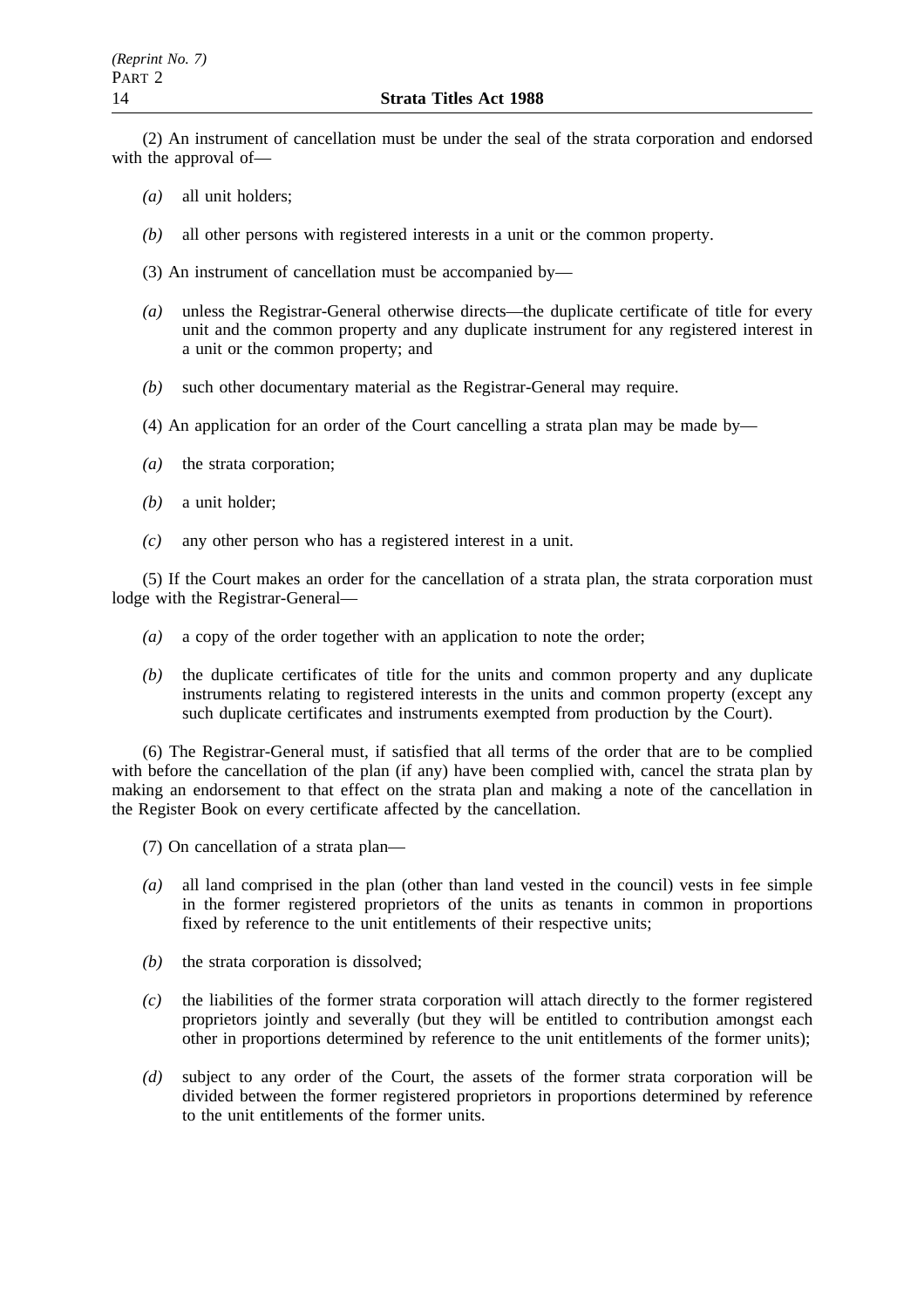(2) An instrument of cancellation must be under the seal of the strata corporation and endorsed with the approval of—

*(a)* all unit holders;

*(b)* all other persons with registered interests in a unit or the common property.

(3) An instrument of cancellation must be accompanied by—

*(a)* unless the Registrar-General otherwise directs—the duplicate certificate of title for every unit and the common property and any duplicate instrument for any registered interest in a unit or the common property; and

*(b)* such other documentary material as the Registrar-General may require.

(4) An application for an order of the Court cancelling a strata plan may be made by—

*(a)* the strata corporation;

*(b)* a unit holder;

*(c)* any other person who has a registered interest in a unit.

(5) If the Court makes an order for the cancellation of a strata plan, the strata corporation must lodge with the Registrar-General—

*(a)* a copy of the order together with an application to note the order;

*(b)* the duplicate certificates of title for the units and common property and any duplicate instruments relating to registered interests in the units and common property (except any such duplicate certificates and instruments exempted from production by the Court).

(6) The Registrar-General must, if satisfied that all terms of the order that are to be complied with before the cancellation of the plan (if any) have been complied with, cancel the strata plan by making an endorsement to that effect on the strata plan and making a note of the cancellation in the Register Book on every certificate affected by the cancellation.

(7) On cancellation of a strata plan—

*(a)* all land comprised in the plan (other than land vested in the council) vests in fee simple in the former registered proprietors of the units as tenants in common in proportions fixed by reference to the unit entitlements of their respective units;

*(b)* the strata corporation is dissolved;

*(c)* the liabilities of the former strata corporation will attach directly to the former registered proprietors jointly and severally (but they will be entitled to contribution amongst each other in proportions determined by reference to the unit entitlements of the former units);

*(d)* subject to any order of the Court, the assets of the former strata corporation will be divided between the former registered proprietors in proportions determined by reference to the unit entitlements of the former units.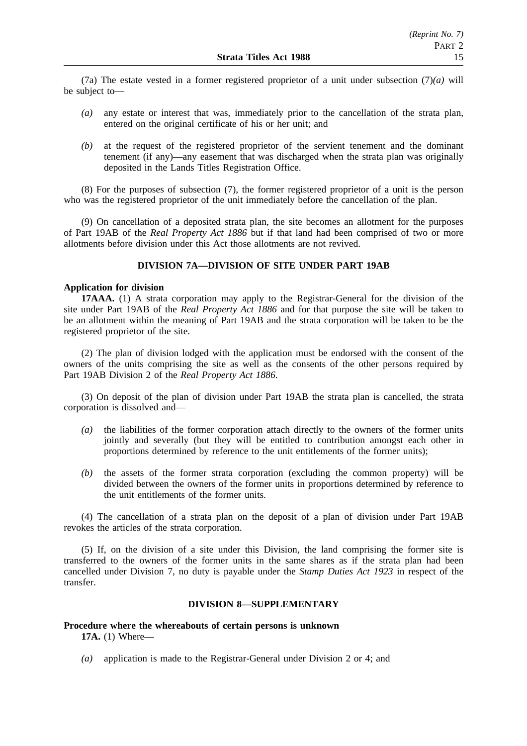(7a) The estate vested in a former registered proprietor of a unit under subsection (7)*(a)* will be subject to—

*(a)* any estate or interest that was, immediately prior to the cancellation of the strata plan, entered on the original certificate of his or her unit; and

*(b)* at the request of the registered proprietor of the servient tenement and the dominant tenement (if any)—any easement that was discharged when the strata plan was originally deposited in the Lands Titles Registration Office.

(8) For the purposes of subsection (7), the former registered proprietor of a unit is the person who was the registered proprietor of the unit immediately before the cancellation of the plan.

(9) On cancellation of a deposited strata plan, the site becomes an allotment for the purposes of Part 19AB of the *Real Property Act 1886* but if that land had been comprised of two or more allotments before division under this Act those allotments are not revived.

## DIVISION 7A—DIVISION OF SITE UNDER PART 19AB

**Application for division**

**17AAA.** (1) A strata corporation may apply to the Registrar-General for the division of the site under Part 19AB of the *Real Property Act 1886* and for that purpose the site will be taken to be an allotment within the meaning of Part 19AB and the strata corporation will be taken to be the registered proprietor of the site.

(2) The plan of division lodged with the application must be endorsed with the consent of the owners of the units comprising the site as well as the consents of the other persons required by Part 19AB Division 2 of the *Real Property Act 1886*.

(3) On deposit of the plan of division under Part 19AB the strata plan is cancelled, the strata corporation is dissolved and—

*(a)* the liabilities of the former corporation attach directly to the owners of the former units jointly and severally (but they will be entitled to contribution amongst each other in proportions determined by reference to the unit entitlements of the former units);

*(b)* the assets of the former strata corporation (excluding the common property) will be divided between the owners of the former units in proportions determined by reference to the unit entitlements of the former units.

(4) The cancellation of a strata plan on the deposit of a plan of division under Part 19AB revokes the articles of the strata corporation.

(5) If, on the division of a site under this Division, the land comprising the former site is transferred to the owners of the former units in the same shares as if the strata plan had been cancelled under Division 7, no duty is payable under the *Stamp Duties Act 1923* in respect of the transfer.

## DIVISION 8—SUPPLEMENTARY

**Procedure where the whereabouts of certain persons is unknown**

**17A.** (1) Where—

*(a)* application is made to the Registrar-General under Division 2 or 4; and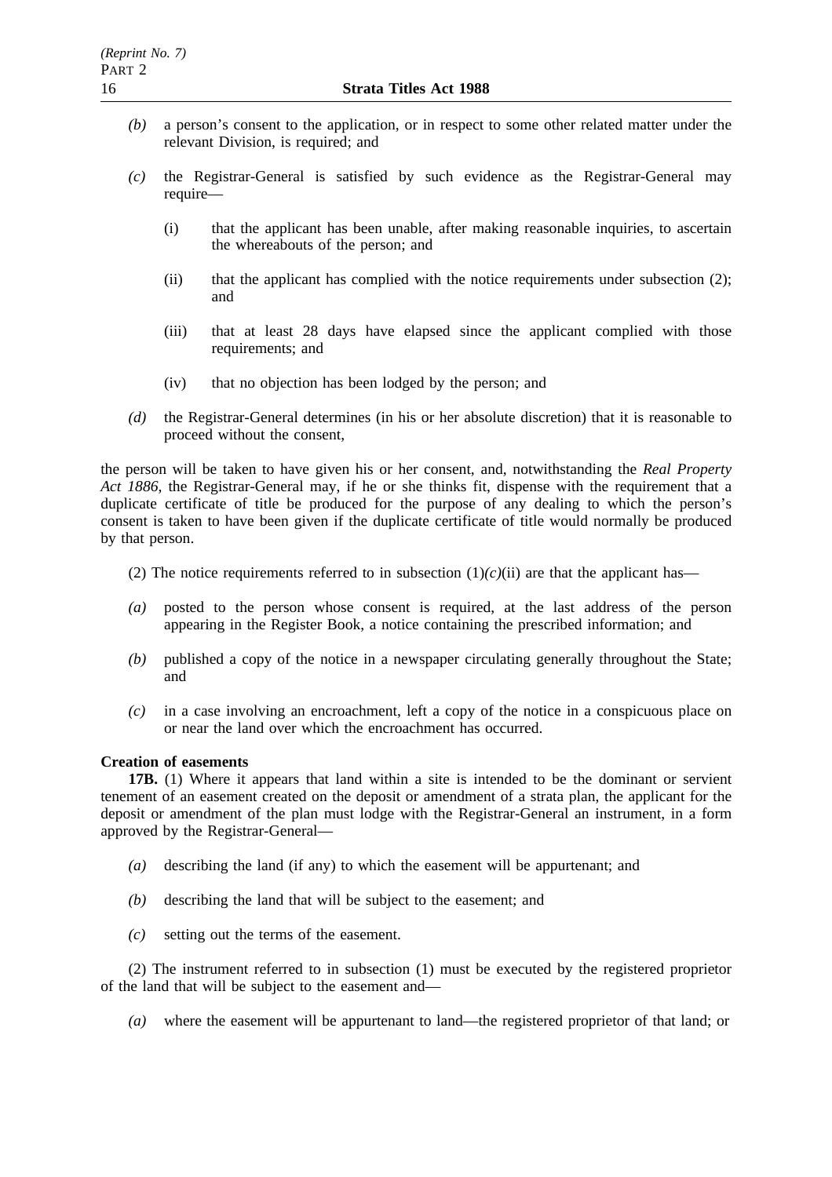*(b)* a person's consent to the application, or in respect to some other related matter under the relevant Division, is required; and

*(c)* the Registrar-General is satisfied by such evidence as the Registrar-General may require—

(i) that the applicant has been unable, after making reasonable inquiries, to ascertain the whereabouts of the person; and

(ii) that the applicant has complied with the notice requirements under subsection (2); and

(iii) that at least 28 days have elapsed since the applicant complied with those requirements; and

(iv) that no objection has been lodged by the person; and

*(d)* the Registrar-General determines (in his or her absolute discretion) that it is reasonable to proceed without the consent,

the person will be taken to have given his or her consent, and, notwithstanding the *Real Property Act 1886*, the Registrar-General may, if he or she thinks fit, dispense with the requirement that a duplicate certificate of title be produced for the purpose of any dealing to which the person's consent is taken to have been given if the duplicate certificate of title would normally be produced by that person.

(2) The notice requirements referred to in subsection (1)*(c)*(ii) are that the applicant has—

*(a)* posted to the person whose consent is required, at the last address of the person appearing in the Register Book, a notice containing the prescribed information; and

*(b)* published a copy of the notice in a newspaper circulating generally throughout the State; and

*(c)* in a case involving an encroachment, left a copy of the notice in a conspicuous place on or near the land over which the encroachment has occurred.

**Creation of easements**

**17B.** (1) Where it appears that land within a site is intended to be the dominant or servient tenement of an easement created on the deposit or amendment of a strata plan, the applicant for the deposit or amendment of the plan must lodge with the Registrar-General an instrument, in a form approved by the Registrar-General—

*(a)* describing the land (if any) to which the easement will be appurtenant; and

*(b)* describing the land that will be subject to the easement; and

*(c)* setting out the terms of the easement.

(2) The instrument referred to in subsection (1) must be executed by the registered proprietor of the land that will be subject to the easement and—

*(a)* where the easement will be appurtenant to land—the registered proprietor of that land; or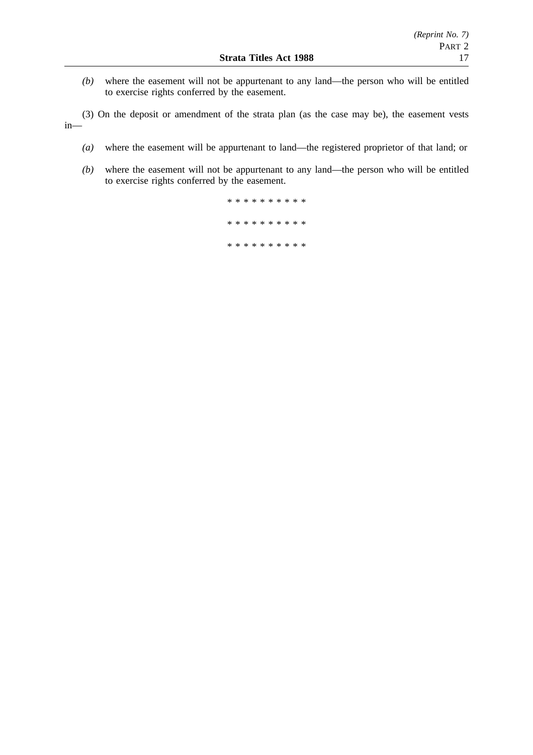*(b)* where the easement will not be appurtenant to any land—the person who will be entitled to exercise rights conferred by the easement.

(3) On the deposit or amendment of the strata plan (as the case may be), the easement vests in—

*(a)* where the easement will be appurtenant to land—the registered proprietor of that land; or

*(b)* where the easement will not be appurtenant to any land—the person who will be entitled to exercise rights conferred by the easement.

* * * * * * * * * *

* * * * * * * * * *

* * * * * * * * * *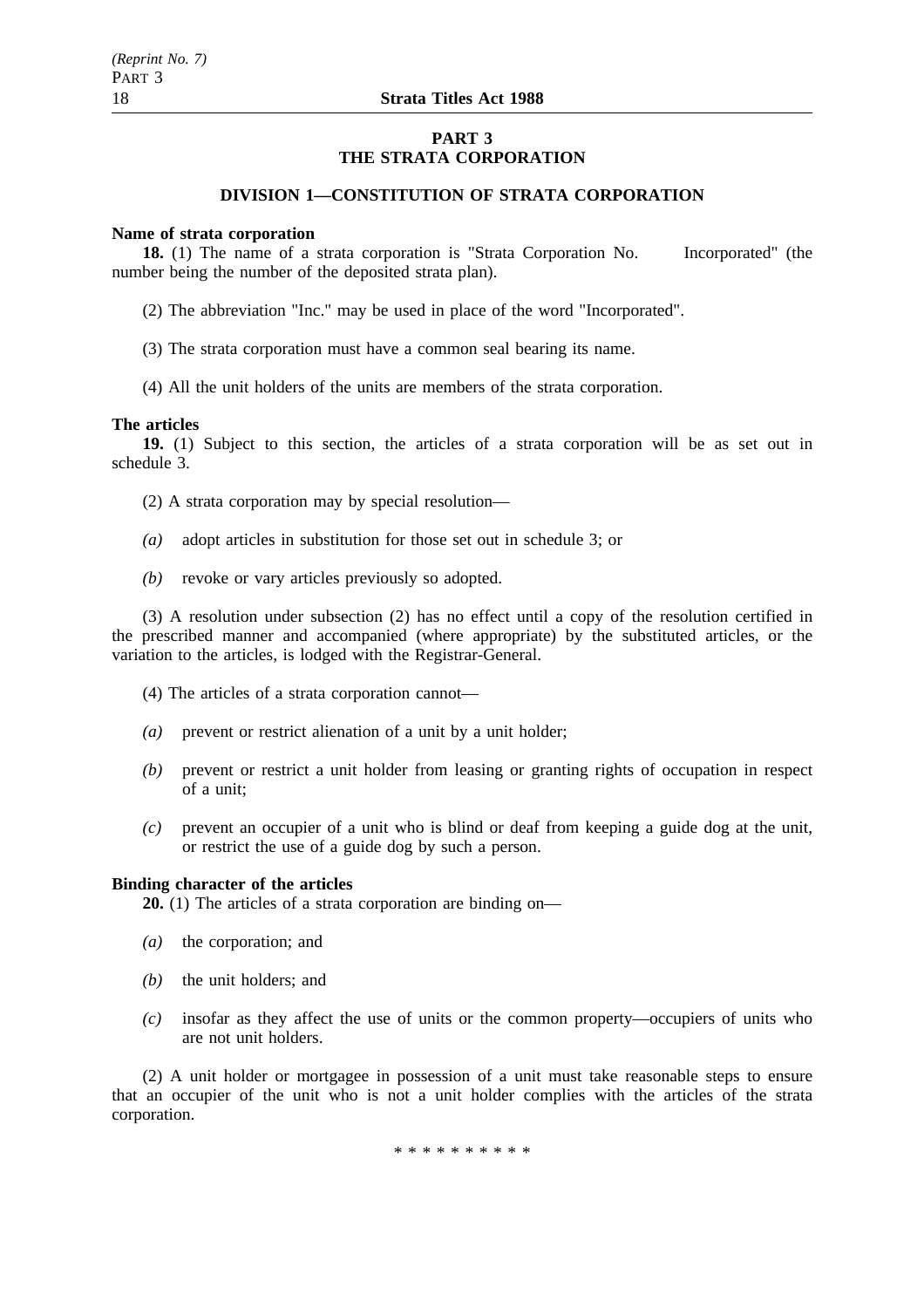# PART 3
# THE STRATA CORPORATION

## DIVISION 1—CONSTITUTION OF STRATA CORPORATION

**Name of strata corporation**

**18.** (1) The name of a strata corporation is "Strata Corporation No. Incorporated" (the number being the number of the deposited strata plan).

(2) The abbreviation "Inc." may be used in place of the word "Incorporated".

(3) The strata corporation must have a common seal bearing its name.

(4) All the unit holders of the units are members of the strata corporation.

**The articles**

**19.** (1) Subject to this section, the articles of a strata corporation will be as set out in schedule 3.

(2) A strata corporation may by special resolution—

*(a)* adopt articles in substitution for those set out in schedule 3; or

*(b)* revoke or vary articles previously so adopted.

(3) A resolution under subsection (2) has no effect until a copy of the resolution certified in the prescribed manner and accompanied (where appropriate) by the substituted articles, or the variation to the articles, is lodged with the Registrar-General.

(4) The articles of a strata corporation cannot—

*(a)* prevent or restrict alienation of a unit by a unit holder;

*(b)* prevent or restrict a unit holder from leasing or granting rights of occupation in respect of a unit;

*(c)* prevent an occupier of a unit who is blind or deaf from keeping a guide dog at the unit, or restrict the use of a guide dog by such a person.

**Binding character of the articles**

**20.** (1) The articles of a strata corporation are binding on—

*(a)* the corporation; and

*(b)* the unit holders; and

*(c)* insofar as they affect the use of units or the common property—occupiers of units who are not unit holders.

(2) A unit holder or mortgagee in possession of a unit must take reasonable steps to ensure that an occupier of the unit who is not a unit holder complies with the articles of the strata corporation.

\* \* \* \* \* \* \* \* \* \*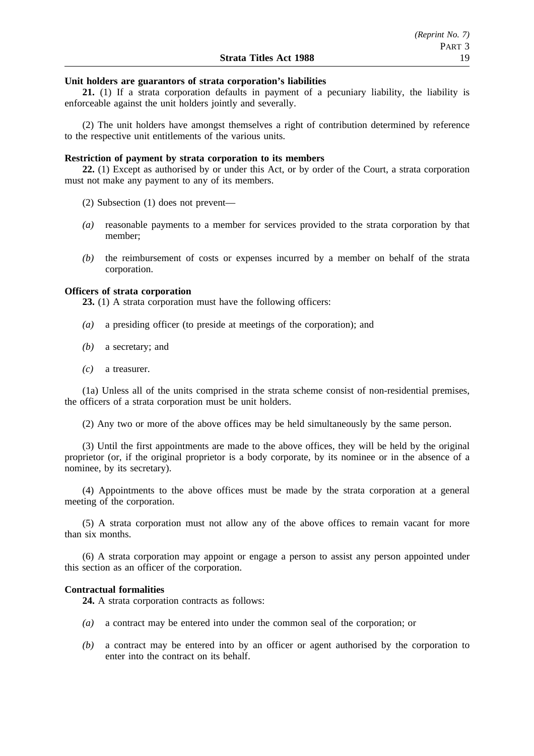**Unit holders are guarantors of strata corporation's liabilities**

**21.** (1) If a strata corporation defaults in payment of a pecuniary liability, the liability is enforceable against the unit holders jointly and severally.

(2) The unit holders have amongst themselves a right of contribution determined by reference to the respective unit entitlements of the various units.

**Restriction of payment by strata corporation to its members**

**22.** (1) Except as authorised by or under this Act, or by order of the Court, a strata corporation must not make any payment to any of its members.

(2) Subsection (1) does not prevent—

*(a)* reasonable payments to a member for services provided to the strata corporation by that member;

*(b)* the reimbursement of costs or expenses incurred by a member on behalf of the strata corporation.

**Officers of strata corporation**

**23.** (1) A strata corporation must have the following officers:

*(a)* a presiding officer (to preside at meetings of the corporation); and

*(b)* a secretary; and

*(c)* a treasurer.

(1a) Unless all of the units comprised in the strata scheme consist of non-residential premises, the officers of a strata corporation must be unit holders.

(2) Any two or more of the above offices may be held simultaneously by the same person.

(3) Until the first appointments are made to the above offices, they will be held by the original proprietor (or, if the original proprietor is a body corporate, by its nominee or in the absence of a nominee, by its secretary).

(4) Appointments to the above offices must be made by the strata corporation at a general meeting of the corporation.

(5) A strata corporation must not allow any of the above offices to remain vacant for more than six months.

(6) A strata corporation may appoint or engage a person to assist any person appointed under this section as an officer of the corporation.

**Contractual formalities**

**24.** A strata corporation contracts as follows:

*(a)* a contract may be entered into under the common seal of the corporation; or

*(b)* a contract may be entered into by an officer or agent authorised by the corporation to enter into the contract on its behalf.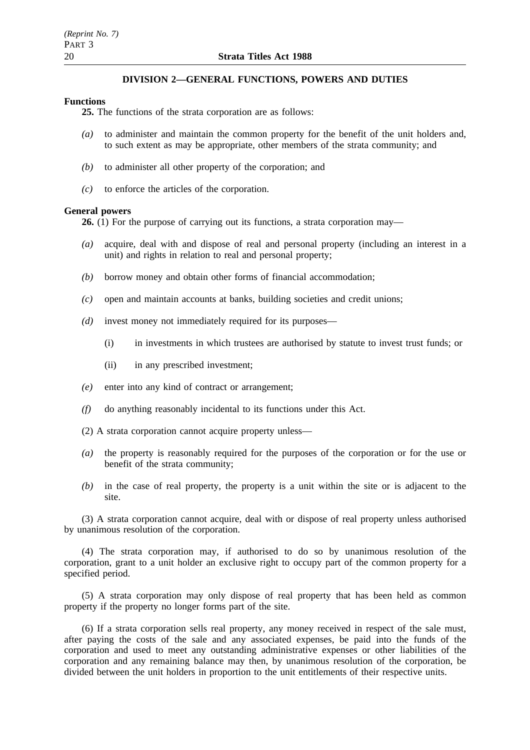## DIVISION 2—GENERAL FUNCTIONS, POWERS AND DUTIES

**Functions**

**25.** The functions of the strata corporation are as follows:

*(a)* to administer and maintain the common property for the benefit of the unit holders and, to such extent as may be appropriate, other members of the strata community; and

*(b)* to administer all other property of the corporation; and

*(c)* to enforce the articles of the corporation.

**General powers**

**26.** (1) For the purpose of carrying out its functions, a strata corporation may—

*(a)* acquire, deal with and dispose of real and personal property (including an interest in a unit) and rights in relation to real and personal property;

*(b)* borrow money and obtain other forms of financial accommodation;

*(c)* open and maintain accounts at banks, building societies and credit unions;

*(d)* invest money not immediately required for its purposes—

(i) in investments in which trustees are authorised by statute to invest trust funds; or

(ii) in any prescribed investment;

*(e)* enter into any kind of contract or arrangement;

*(f)* do anything reasonably incidental to its functions under this Act.

(2) A strata corporation cannot acquire property unless—

*(a)* the property is reasonably required for the purposes of the corporation or for the use or benefit of the strata community;

*(b)* in the case of real property, the property is a unit within the site or is adjacent to the site.

(3) A strata corporation cannot acquire, deal with or dispose of real property unless authorised by unanimous resolution of the corporation.

(4) The strata corporation may, if authorised to do so by unanimous resolution of the corporation, grant to a unit holder an exclusive right to occupy part of the common property for a specified period.

(5) A strata corporation may only dispose of real property that has been held as common property if the property no longer forms part of the site.

(6) If a strata corporation sells real property, any money received in respect of the sale must, after paying the costs of the sale and any associated expenses, be paid into the funds of the corporation and used to meet any outstanding administrative expenses or other liabilities of the corporation and any remaining balance may then, by unanimous resolution of the corporation, be divided between the unit holders in proportion to the unit entitlements of their respective units.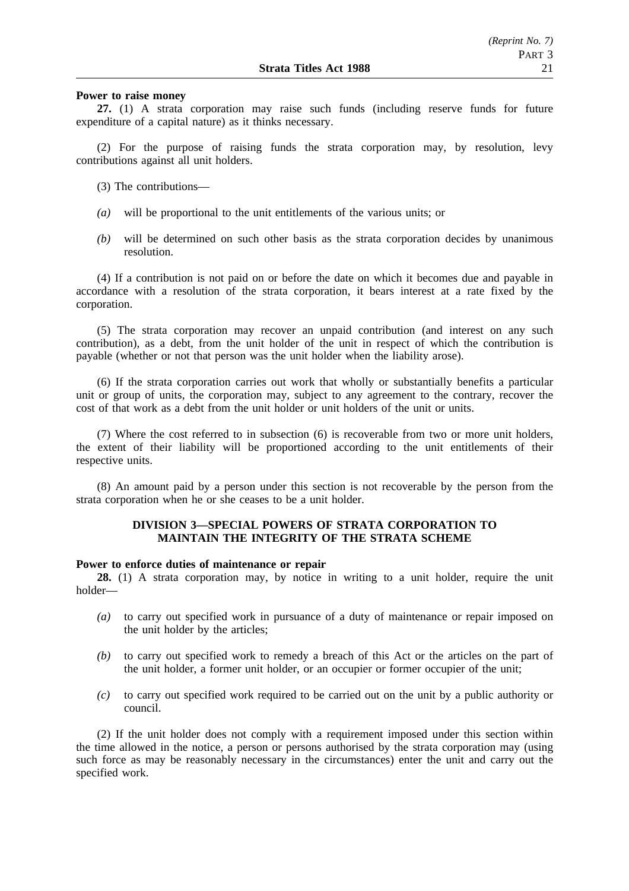**Power to raise money**

**27.** (1) A strata corporation may raise such funds (including reserve funds for future expenditure of a capital nature) as it thinks necessary.

(2) For the purpose of raising funds the strata corporation may, by resolution, levy contributions against all unit holders.

(3) The contributions—

*(a)* will be proportional to the unit entitlements of the various units; or

*(b)* will be determined on such other basis as the strata corporation decides by unanimous resolution.

(4) If a contribution is not paid on or before the date on which it becomes due and payable in accordance with a resolution of the strata corporation, it bears interest at a rate fixed by the corporation.

(5) The strata corporation may recover an unpaid contribution (and interest on any such contribution), as a debt, from the unit holder of the unit in respect of which the contribution is payable (whether or not that person was the unit holder when the liability arose).

(6) If the strata corporation carries out work that wholly or substantially benefits a particular unit or group of units, the corporation may, subject to any agreement to the contrary, recover the cost of that work as a debt from the unit holder or unit holders of the unit or units.

(7) Where the cost referred to in subsection (6) is recoverable from two or more unit holders, the extent of their liability will be proportioned according to the unit entitlements of their respective units.

(8) An amount paid by a person under this section is not recoverable by the person from the strata corporation when he or she ceases to be a unit holder.

## DIVISION 3—SPECIAL POWERS OF STRATA CORPORATION TO MAINTAIN THE INTEGRITY OF THE STRATA SCHEME

**Power to enforce duties of maintenance or repair**

**28.** (1) A strata corporation may, by notice in writing to a unit holder, require the unit holder—

*(a)* to carry out specified work in pursuance of a duty of maintenance or repair imposed on the unit holder by the articles;

*(b)* to carry out specified work to remedy a breach of this Act or the articles on the part of the unit holder, a former unit holder, or an occupier or former occupier of the unit;

*(c)* to carry out specified work required to be carried out on the unit by a public authority or council.

(2) If the unit holder does not comply with a requirement imposed under this section within the time allowed in the notice, a person or persons authorised by the strata corporation may (using such force as may be reasonably necessary in the circumstances) enter the unit and carry out the specified work.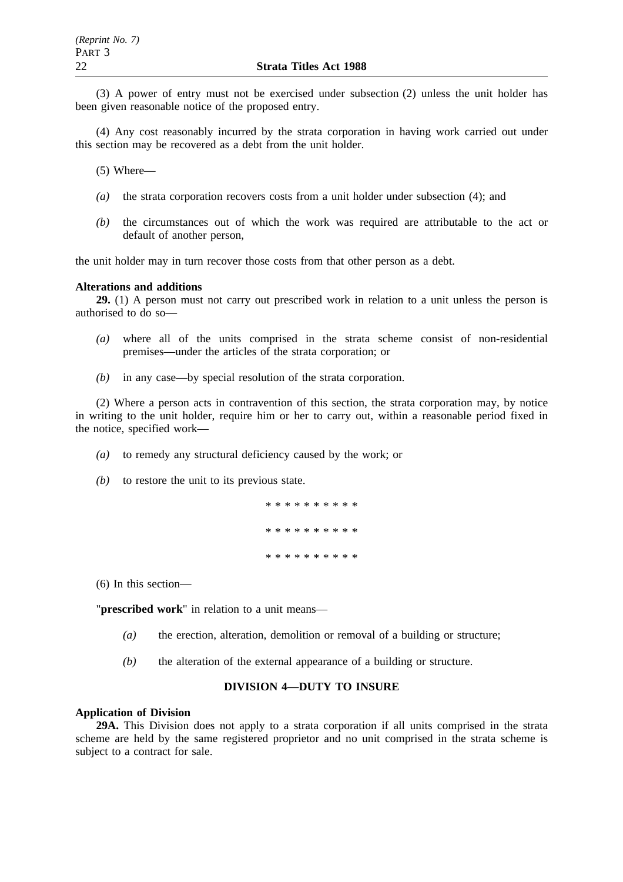(3) A power of entry must not be exercised under subsection (2) unless the unit holder has been given reasonable notice of the proposed entry.

(4) Any cost reasonably incurred by the strata corporation in having work carried out under this section may be recovered as a debt from the unit holder.

(5) Where—

*(a)* the strata corporation recovers costs from a unit holder under subsection (4); and

*(b)* the circumstances out of which the work was required are attributable to the act or default of another person,

the unit holder may in turn recover those costs from that other person as a debt.

**Alterations and additions**

**29.** (1) A person must not carry out prescribed work in relation to a unit unless the person is authorised to do so—

*(a)* where all of the units comprised in the strata scheme consist of non-residential premises—under the articles of the strata corporation; or

*(b)* in any case—by special resolution of the strata corporation.

(2) Where a person acts in contravention of this section, the strata corporation may, by notice in writing to the unit holder, require him or her to carry out, within a reasonable period fixed in the notice, specified work—

*(a)* to remedy any structural deficiency caused by the work; or

*(b)* to restore the unit to its previous state.

\* \* \* \* \* \* \* \* \* \*

\* \* \* \* \* \* \* \* \* \*

\* \* \* \* \* \* \* \* \* \*

(6) In this section—

"**prescribed work**" in relation to a unit means—

*(a)* the erection, alteration, demolition or removal of a building or structure;

*(b)* the alteration of the external appearance of a building or structure.

## DIVISION 4—DUTY TO INSURE

**Application of Division**

**29A.** This Division does not apply to a strata corporation if all units comprised in the strata scheme are held by the same registered proprietor and no unit comprised in the strata scheme is subject to a contract for sale.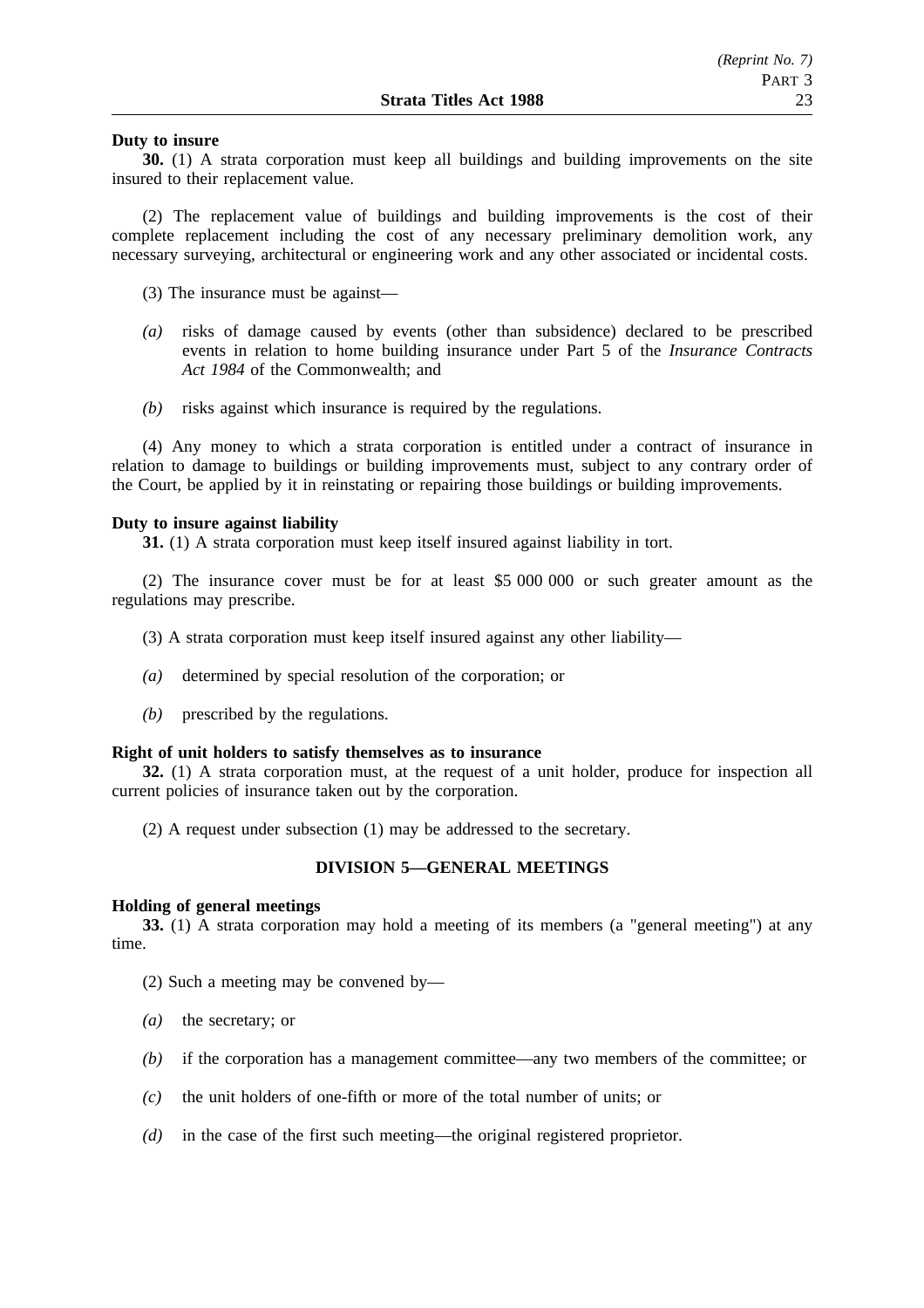**Duty to insure**

**30.** (1) A strata corporation must keep all buildings and building improvements on the site insured to their replacement value.

(2) The replacement value of buildings and building improvements is the cost of their complete replacement including the cost of any necessary preliminary demolition work, any necessary surveying, architectural or engineering work and any other associated or incidental costs.

(3) The insurance must be against—

*(a)* risks of damage caused by events (other than subsidence) declared to be prescribed events in relation to home building insurance under Part 5 of the *Insurance Contracts Act 1984* of the Commonwealth; and

*(b)* risks against which insurance is required by the regulations.

(4) Any money to which a strata corporation is entitled under a contract of insurance in relation to damage to buildings or building improvements must, subject to any contrary order of the Court, be applied by it in reinstating or repairing those buildings or building improvements.

**Duty to insure against liability**

**31.** (1) A strata corporation must keep itself insured against liability in tort.

(2) The insurance cover must be for at least $5 000 000 or such greater amount as the regulations may prescribe.

(3) A strata corporation must keep itself insured against any other liability—

*(a)* determined by special resolution of the corporation; or

*(b)* prescribed by the regulations.

**Right of unit holders to satisfy themselves as to insurance**

**32.** (1) A strata corporation must, at the request of a unit holder, produce for inspection all current policies of insurance taken out by the corporation.

(2) A request under subsection (1) may be addressed to the secretary.

## DIVISION 5—GENERAL MEETINGS

**Holding of general meetings**

**33.** (1) A strata corporation may hold a meeting of its members (a "general meeting") at any time.

(2) Such a meeting may be convened by—

*(a)* the secretary; or

*(b)* if the corporation has a management committee—any two members of the committee; or

*(c)* the unit holders of one-fifth or more of the total number of units; or

*(d)* in the case of the first such meeting—the original registered proprietor.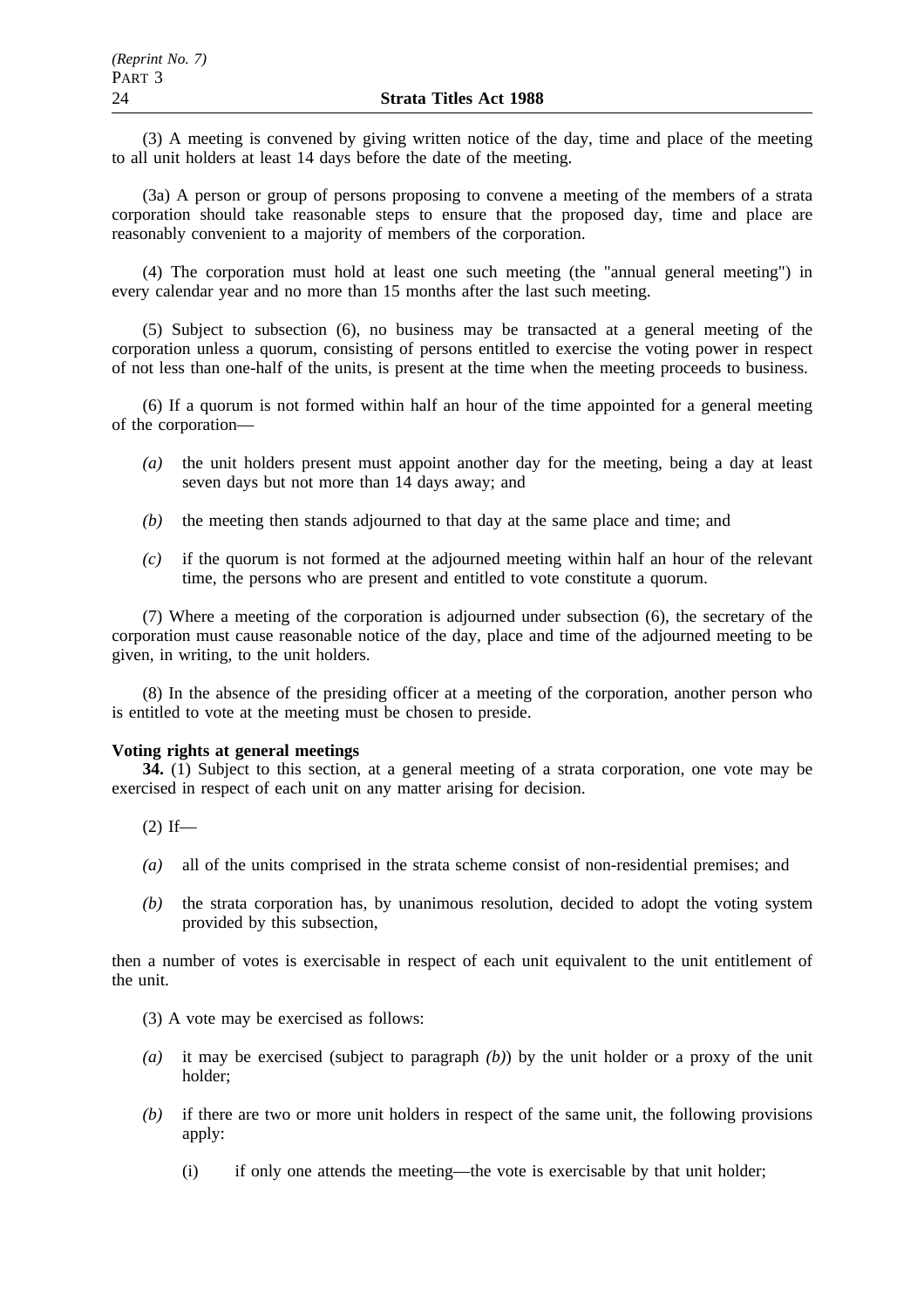(3) A meeting is convened by giving written notice of the day, time and place of the meeting to all unit holders at least 14 days before the date of the meeting.

(3a) A person or group of persons proposing to convene a meeting of the members of a strata corporation should take reasonable steps to ensure that the proposed day, time and place are reasonably convenient to a majority of members of the corporation.

(4) The corporation must hold at least one such meeting (the "annual general meeting") in every calendar year and no more than 15 months after the last such meeting.

(5) Subject to subsection (6), no business may be transacted at a general meeting of the corporation unless a quorum, consisting of persons entitled to exercise the voting power in respect of not less than one-half of the units, is present at the time when the meeting proceeds to business.

(6) If a quorum is not formed within half an hour of the time appointed for a general meeting of the corporation—

*(a)* the unit holders present must appoint another day for the meeting, being a day at least seven days but not more than 14 days away; and

*(b)* the meeting then stands adjourned to that day at the same place and time; and

*(c)* if the quorum is not formed at the adjourned meeting within half an hour of the relevant time, the persons who are present and entitled to vote constitute a quorum.

(7) Where a meeting of the corporation is adjourned under subsection (6), the secretary of the corporation must cause reasonable notice of the day, place and time of the adjourned meeting to be given, in writing, to the unit holders.

(8) In the absence of the presiding officer at a meeting of the corporation, another person who is entitled to vote at the meeting must be chosen to preside.

**Voting rights at general meetings**

**34.** (1) Subject to this section, at a general meeting of a strata corporation, one vote may be exercised in respect of each unit on any matter arising for decision.

(2) If—

*(a)* all of the units comprised in the strata scheme consist of non-residential premises; and

*(b)* the strata corporation has, by unanimous resolution, decided to adopt the voting system provided by this subsection,

then a number of votes is exercisable in respect of each unit equivalent to the unit entitlement of the unit.

(3) A vote may be exercised as follows:

*(a)* it may be exercised (subject to paragraph *(b)*) by the unit holder or a proxy of the unit holder;

*(b)* if there are two or more unit holders in respect of the same unit, the following provisions apply:

(i) if only one attends the meeting—the vote is exercisable by that unit holder;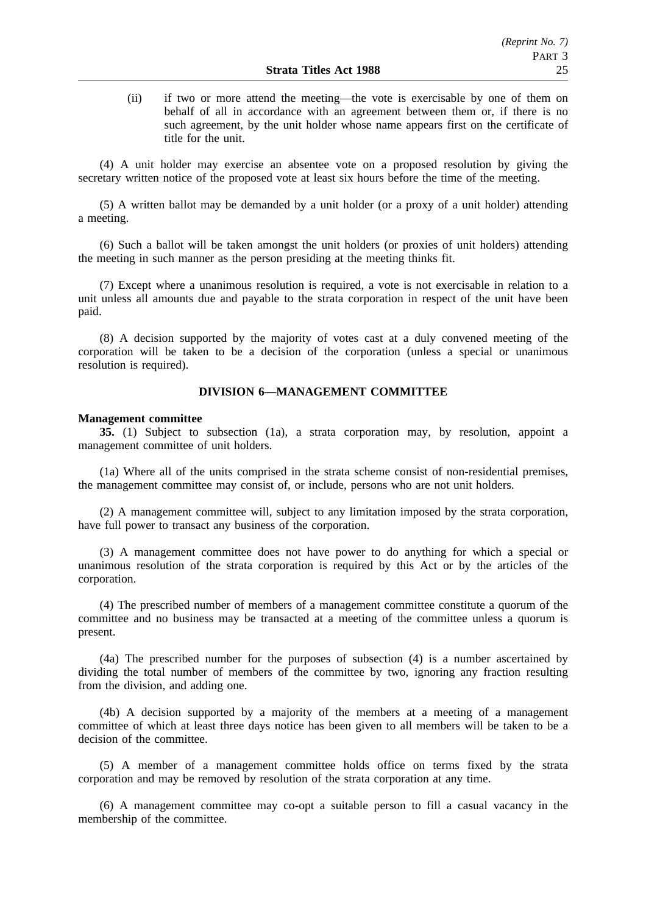(ii) if two or more attend the meeting—the vote is exercisable by one of them on behalf of all in accordance with an agreement between them or, if there is no such agreement, by the unit holder whose name appears first on the certificate of title for the unit.

(4) A unit holder may exercise an absentee vote on a proposed resolution by giving the secretary written notice of the proposed vote at least six hours before the time of the meeting.

(5) A written ballot may be demanded by a unit holder (or a proxy of a unit holder) attending a meeting.

(6) Such a ballot will be taken amongst the unit holders (or proxies of unit holders) attending the meeting in such manner as the person presiding at the meeting thinks fit.

(7) Except where a unanimous resolution is required, a vote is not exercisable in relation to a unit unless all amounts due and payable to the strata corporation in respect of the unit have been paid.

(8) A decision supported by the majority of votes cast at a duly convened meeting of the corporation will be taken to be a decision of the corporation (unless a special or unanimous resolution is required).

## DIVISION 6—MANAGEMENT COMMITTEE

**Management committee**

**35.** (1) Subject to subsection (1a), a strata corporation may, by resolution, appoint a management committee of unit holders.

(1a) Where all of the units comprised in the strata scheme consist of non-residential premises, the management committee may consist of, or include, persons who are not unit holders.

(2) A management committee will, subject to any limitation imposed by the strata corporation, have full power to transact any business of the corporation.

(3) A management committee does not have power to do anything for which a special or unanimous resolution of the strata corporation is required by this Act or by the articles of the corporation.

(4) The prescribed number of members of a management committee constitute a quorum of the committee and no business may be transacted at a meeting of the committee unless a quorum is present.

(4a) The prescribed number for the purposes of subsection (4) is a number ascertained by dividing the total number of members of the committee by two, ignoring any fraction resulting from the division, and adding one.

(4b) A decision supported by a majority of the members at a meeting of a management committee of which at least three days notice has been given to all members will be taken to be a decision of the committee.

(5) A member of a management committee holds office on terms fixed by the strata corporation and may be removed by resolution of the strata corporation at any time.

(6) A management committee may co-opt a suitable person to fill a casual vacancy in the membership of the committee.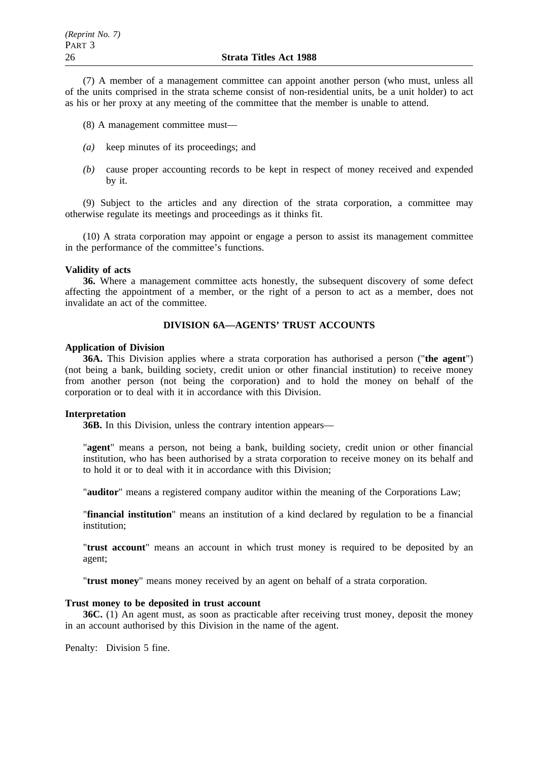(7) A member of a management committee can appoint another person (who must, unless all of the units comprised in the strata scheme consist of non-residential units, be a unit holder) to act as his or her proxy at any meeting of the committee that the member is unable to attend.

(8) A management committee must—

*(a)* keep minutes of its proceedings; and

*(b)* cause proper accounting records to be kept in respect of money received and expended by it.

(9) Subject to the articles and any direction of the strata corporation, a committee may otherwise regulate its meetings and proceedings as it thinks fit.

(10) A strata corporation may appoint or engage a person to assist its management committee in the performance of the committee's functions.

**Validity of acts**

**36.** Where a management committee acts honestly, the subsequent discovery of some defect affecting the appointment of a member, or the right of a person to act as a member, does not invalidate an act of the committee.

## DIVISION 6A—AGENTS' TRUST ACCOUNTS

**Application of Division**

**36A.** This Division applies where a strata corporation has authorised a person ("**the agent**") (not being a bank, building society, credit union or other financial institution) to receive money from another person (not being the corporation) and to hold the money on behalf of the corporation or to deal with it in accordance with this Division.

**Interpretation**

**36B.** In this Division, unless the contrary intention appears—

"**agent**" means a person, not being a bank, building society, credit union or other financial institution, who has been authorised by a strata corporation to receive money on its behalf and to hold it or to deal with it in accordance with this Division;

"**auditor**" means a registered company auditor within the meaning of the Corporations Law;

"**financial institution**" means an institution of a kind declared by regulation to be a financial institution;

"**trust account**" means an account in which trust money is required to be deposited by an agent;

"**trust money**" means money received by an agent on behalf of a strata corporation.

**Trust money to be deposited in trust account**

**36C.** (1) An agent must, as soon as practicable after receiving trust money, deposit the money in an account authorised by this Division in the name of the agent.

Penalty: Division 5 fine.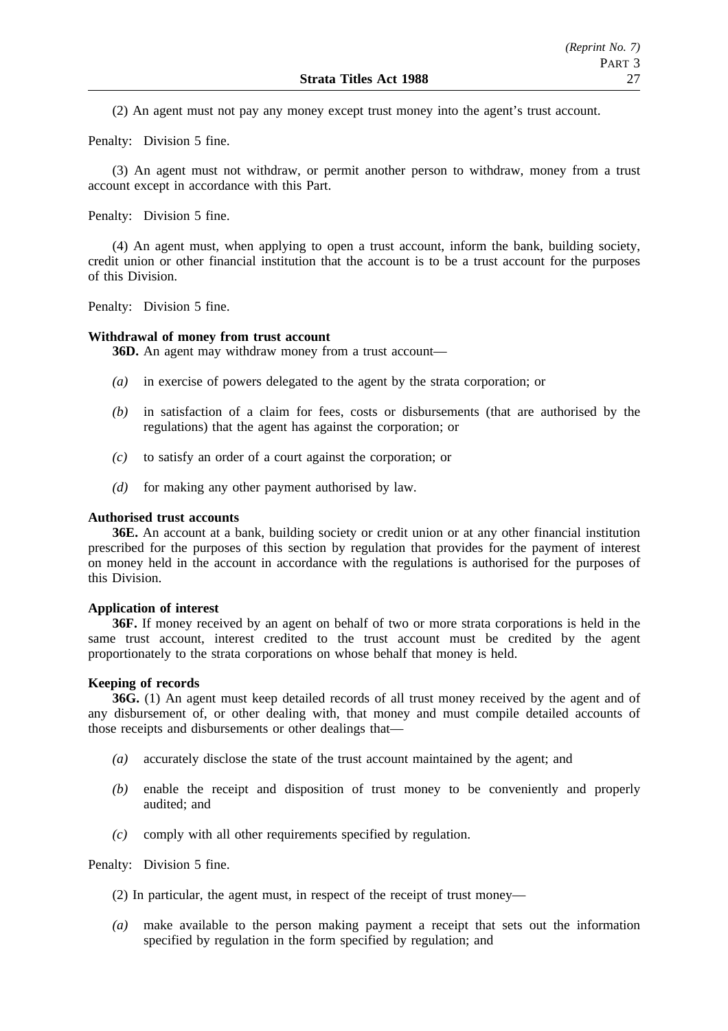(2) An agent must not pay any money except trust money into the agent's trust account.

Penalty: Division 5 fine.

(3) An agent must not withdraw, or permit another person to withdraw, money from a trust account except in accordance with this Part.

Penalty: Division 5 fine.

(4) An agent must, when applying to open a trust account, inform the bank, building society, credit union or other financial institution that the account is to be a trust account for the purposes of this Division.

Penalty: Division 5 fine.

**Withdrawal of money from trust account**

**36D.** An agent may withdraw money from a trust account—

*(a)* in exercise of powers delegated to the agent by the strata corporation; or

*(b)* in satisfaction of a claim for fees, costs or disbursements (that are authorised by the regulations) that the agent has against the corporation; or

*(c)* to satisfy an order of a court against the corporation; or

*(d)* for making any other payment authorised by law.

**Authorised trust accounts**

**36E.** An account at a bank, building society or credit union or at any other financial institution prescribed for the purposes of this section by regulation that provides for the payment of interest on money held in the account in accordance with the regulations is authorised for the purposes of this Division.

**Application of interest**

**36F.** If money received by an agent on behalf of two or more strata corporations is held in the same trust account, interest credited to the trust account must be credited by the agent proportionately to the strata corporations on whose behalf that money is held.

**Keeping of records**

**36G.** (1) An agent must keep detailed records of all trust money received by the agent and of any disbursement of, or other dealing with, that money and must compile detailed accounts of those receipts and disbursements or other dealings that—

*(a)* accurately disclose the state of the trust account maintained by the agent; and

*(b)* enable the receipt and disposition of trust money to be conveniently and properly audited; and

*(c)* comply with all other requirements specified by regulation.

Penalty: Division 5 fine.

(2) In particular, the agent must, in respect of the receipt of trust money—

*(a)* make available to the person making payment a receipt that sets out the information specified by regulation in the form specified by regulation; and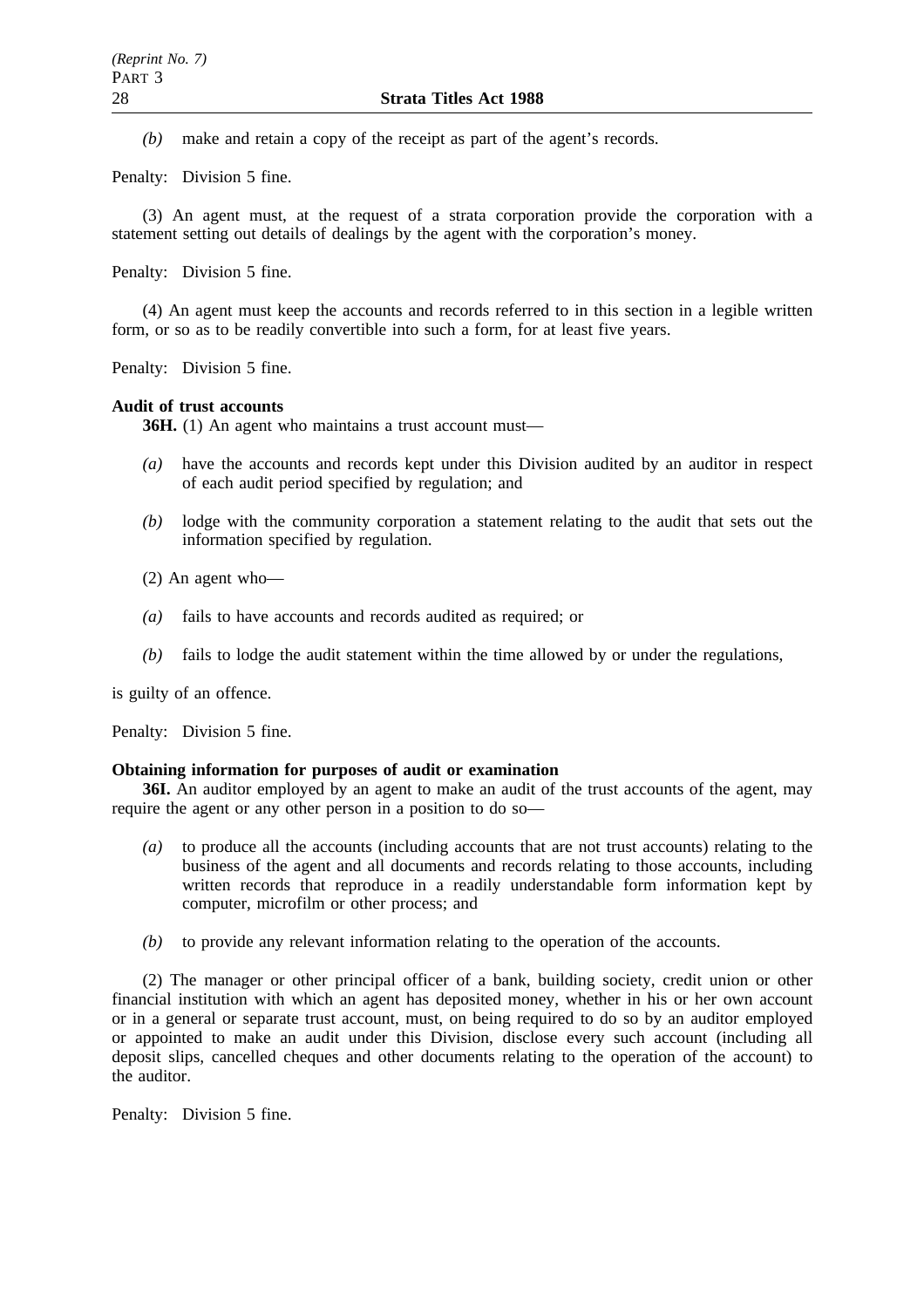*(b)* make and retain a copy of the receipt as part of the agent's records.

Penalty: Division 5 fine.

(3) An agent must, at the request of a strata corporation provide the corporation with a statement setting out details of dealings by the agent with the corporation's money.

Penalty: Division 5 fine.

(4) An agent must keep the accounts and records referred to in this section in a legible written form, or so as to be readily convertible into such a form, for at least five years.

Penalty: Division 5 fine.

**Audit of trust accounts**

**36H.** (1) An agent who maintains a trust account must—

*(a)* have the accounts and records kept under this Division audited by an auditor in respect of each audit period specified by regulation; and

*(b)* lodge with the community corporation a statement relating to the audit that sets out the information specified by regulation.

(2) An agent who—

*(a)* fails to have accounts and records audited as required; or

*(b)* fails to lodge the audit statement within the time allowed by or under the regulations,

is guilty of an offence.

Penalty: Division 5 fine.

**Obtaining information for purposes of audit or examination**

**36I.** An auditor employed by an agent to make an audit of the trust accounts of the agent, may require the agent or any other person in a position to do so—

*(a)* to produce all the accounts (including accounts that are not trust accounts) relating to the business of the agent and all documents and records relating to those accounts, including written records that reproduce in a readily understandable form information kept by computer, microfilm or other process; and

*(b)* to provide any relevant information relating to the operation of the accounts.

(2) The manager or other principal officer of a bank, building society, credit union or other financial institution with which an agent has deposited money, whether in his or her own account or in a general or separate trust account, must, on being required to do so by an auditor employed or appointed to make an audit under this Division, disclose every such account (including all deposit slips, cancelled cheques and other documents relating to the operation of the account) to the auditor.

Penalty: Division 5 fine.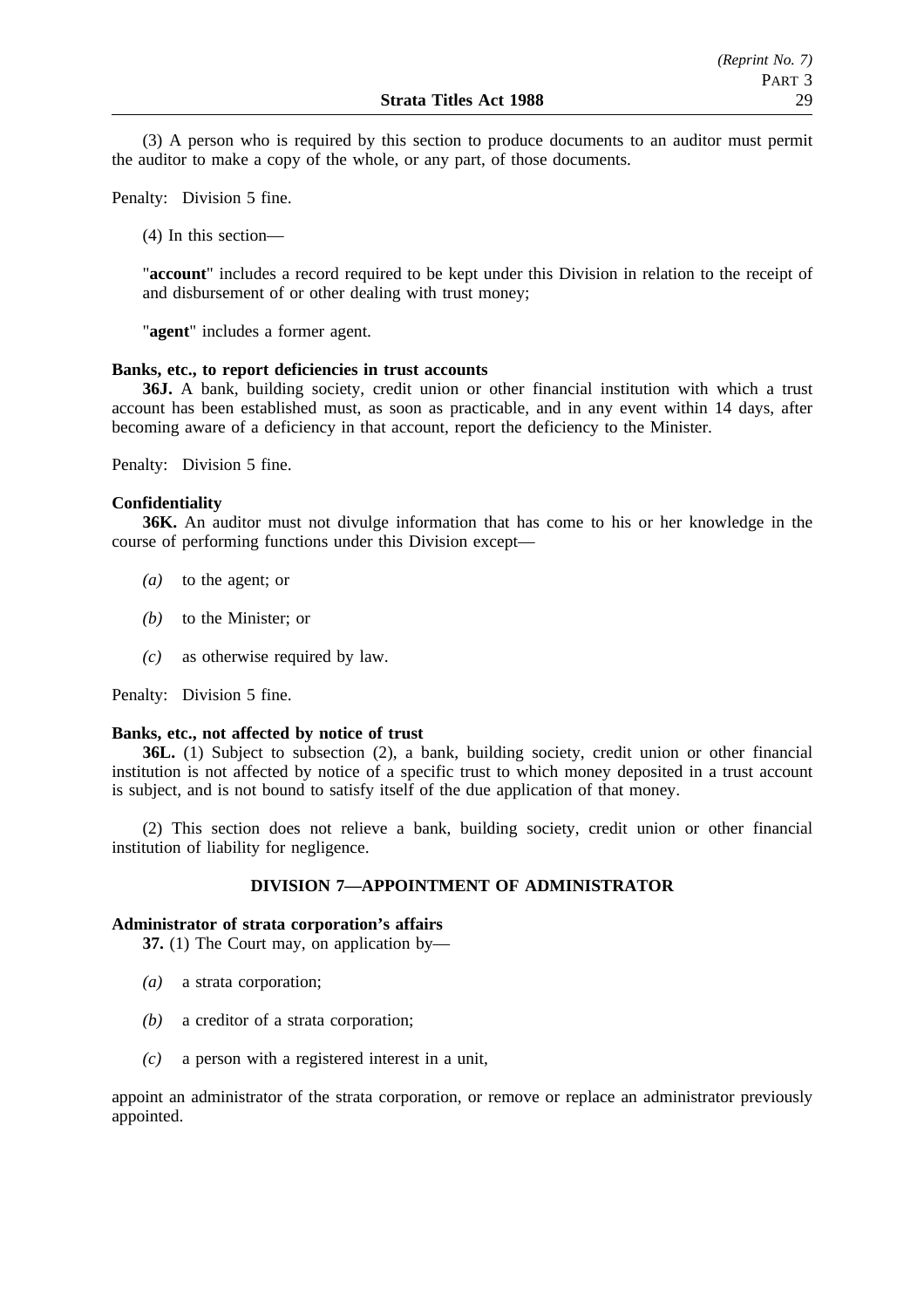(3) A person who is required by this section to produce documents to an auditor must permit the auditor to make a copy of the whole, or any part, of those documents.

Penalty: Division 5 fine.

(4) In this section—

"**account**" includes a record required to be kept under this Division in relation to the receipt of and disbursement of or other dealing with trust money;

"**agent**" includes a former agent.

**Banks, etc., to report deficiencies in trust accounts**

**36J.** A bank, building society, credit union or other financial institution with which a trust account has been established must, as soon as practicable, and in any event within 14 days, after becoming aware of a deficiency in that account, report the deficiency to the Minister.

Penalty: Division 5 fine.

**Confidentiality**

**36K.** An auditor must not divulge information that has come to his or her knowledge in the course of performing functions under this Division except—

*(a)* to the agent; or

*(b)* to the Minister; or

*(c)* as otherwise required by law.

Penalty: Division 5 fine.

**Banks, etc., not affected by notice of trust**

**36L.** (1) Subject to subsection (2), a bank, building society, credit union or other financial institution is not affected by notice of a specific trust to which money deposited in a trust account is subject, and is not bound to satisfy itself of the due application of that money.

(2) This section does not relieve a bank, building society, credit union or other financial institution of liability for negligence.

## DIVISION 7—APPOINTMENT OF ADMINISTRATOR

**Administrator of strata corporation's affairs**

**37.** (1) The Court may, on application by—

*(a)* a strata corporation;

*(b)* a creditor of a strata corporation;

*(c)* a person with a registered interest in a unit,

appoint an administrator of the strata corporation, or remove or replace an administrator previously appointed.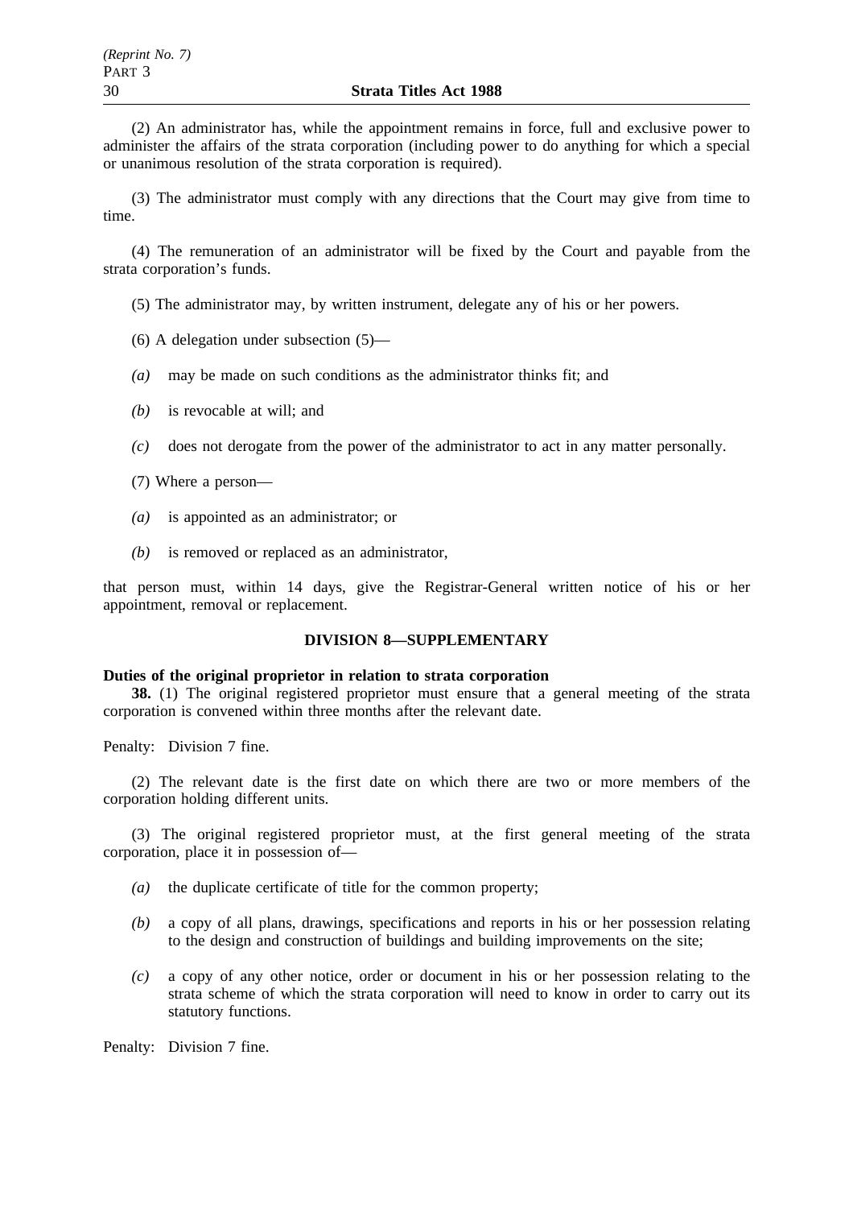(2) An administrator has, while the appointment remains in force, full and exclusive power to administer the affairs of the strata corporation (including power to do anything for which a special or unanimous resolution of the strata corporation is required).

(3) The administrator must comply with any directions that the Court may give from time to time.

(4) The remuneration of an administrator will be fixed by the Court and payable from the strata corporation's funds.

(5) The administrator may, by written instrument, delegate any of his or her powers.

(6) A delegation under subsection (5)—

*(a)* may be made on such conditions as the administrator thinks fit; and

*(b)* is revocable at will; and

*(c)* does not derogate from the power of the administrator to act in any matter personally.

(7) Where a person—

*(a)* is appointed as an administrator; or

*(b)* is removed or replaced as an administrator,

that person must, within 14 days, give the Registrar-General written notice of his or her appointment, removal or replacement.

## DIVISION 8—SUPPLEMENTARY

**Duties of the original proprietor in relation to strata corporation**

**38.** (1) The original registered proprietor must ensure that a general meeting of the strata corporation is convened within three months after the relevant date.

Penalty: Division 7 fine.

(2) The relevant date is the first date on which there are two or more members of the corporation holding different units.

(3) The original registered proprietor must, at the first general meeting of the strata corporation, place it in possession of—

*(a)* the duplicate certificate of title for the common property;

*(b)* a copy of all plans, drawings, specifications and reports in his or her possession relating to the design and construction of buildings and building improvements on the site;

*(c)* a copy of any other notice, order or document in his or her possession relating to the strata scheme of which the strata corporation will need to know in order to carry out its statutory functions.

Penalty: Division 7 fine.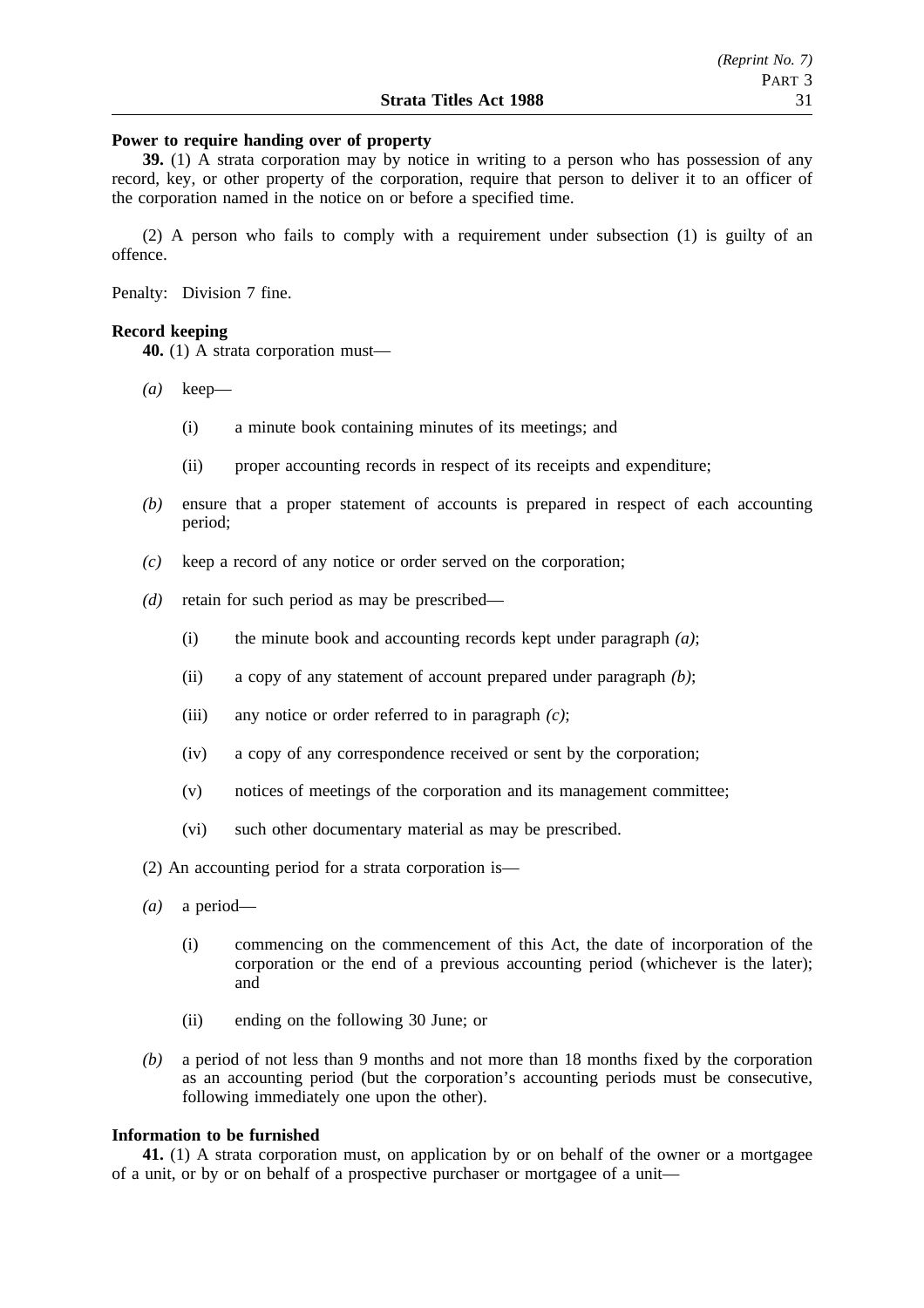**Power to require handing over of property**

**39.** (1) A strata corporation may by notice in writing to a person who has possession of any record, key, or other property of the corporation, require that person to deliver it to an officer of the corporation named in the notice on or before a specified time.

(2) A person who fails to comply with a requirement under subsection (1) is guilty of an offence.

Penalty: Division 7 fine.

**Record keeping**

**40.** (1) A strata corporation must—

*(a)* keep—

(i) a minute book containing minutes of its meetings; and

(ii) proper accounting records in respect of its receipts and expenditure;

*(b)* ensure that a proper statement of accounts is prepared in respect of each accounting period;

*(c)* keep a record of any notice or order served on the corporation;

*(d)* retain for such period as may be prescribed—

(i) the minute book and accounting records kept under paragraph *(a)*;

(ii) a copy of any statement of account prepared under paragraph *(b)*;

(iii) any notice or order referred to in paragraph *(c)*;

(iv) a copy of any correspondence received or sent by the corporation;

(v) notices of meetings of the corporation and its management committee;

(vi) such other documentary material as may be prescribed.

(2) An accounting period for a strata corporation is—

*(a)* a period—

(i) commencing on the commencement of this Act, the date of incorporation of the corporation or the end of a previous accounting period (whichever is the later); and

(ii) ending on the following 30 June; or

*(b)* a period of not less than 9 months and not more than 18 months fixed by the corporation as an accounting period (but the corporation's accounting periods must be consecutive, following immediately one upon the other).

**Information to be furnished**

**41.** (1) A strata corporation must, on application by or on behalf of the owner or a mortgagee of a unit, or by or on behalf of a prospective purchaser or mortgagee of a unit—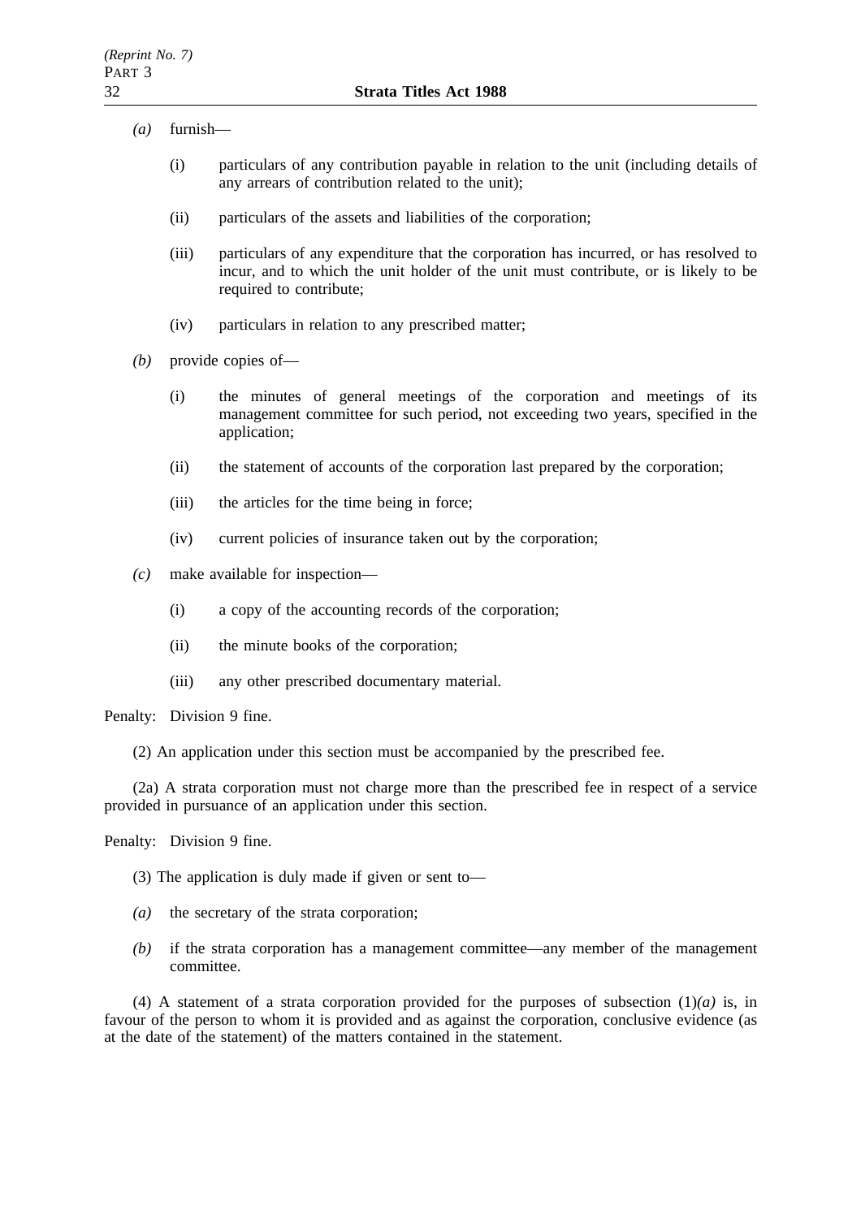*(a)* furnish—

(i) particulars of any contribution payable in relation to the unit (including details of any arrears of contribution related to the unit);

(ii) particulars of the assets and liabilities of the corporation;

(iii) particulars of any expenditure that the corporation has incurred, or has resolved to incur, and to which the unit holder of the unit must contribute, or is likely to be required to contribute;

(iv) particulars in relation to any prescribed matter;

*(b)* provide copies of—

(i) the minutes of general meetings of the corporation and meetings of its management committee for such period, not exceeding two years, specified in the application;

(ii) the statement of accounts of the corporation last prepared by the corporation;

(iii) the articles for the time being in force;

(iv) current policies of insurance taken out by the corporation;

*(c)* make available for inspection—

(i) a copy of the accounting records of the corporation;

(ii) the minute books of the corporation;

(iii) any other prescribed documentary material.

Penalty: Division 9 fine.

(2) An application under this section must be accompanied by the prescribed fee.

(2a) A strata corporation must not charge more than the prescribed fee in respect of a service provided in pursuance of an application under this section.

Penalty: Division 9 fine.

(3) The application is duly made if given or sent to—

*(a)* the secretary of the strata corporation;

*(b)* if the strata corporation has a management committee—any member of the management committee.

(4) A statement of a strata corporation provided for the purposes of subsection (1)*(a)* is, in favour of the person to whom it is provided and as against the corporation, conclusive evidence (as at the date of the statement) of the matters contained in the statement.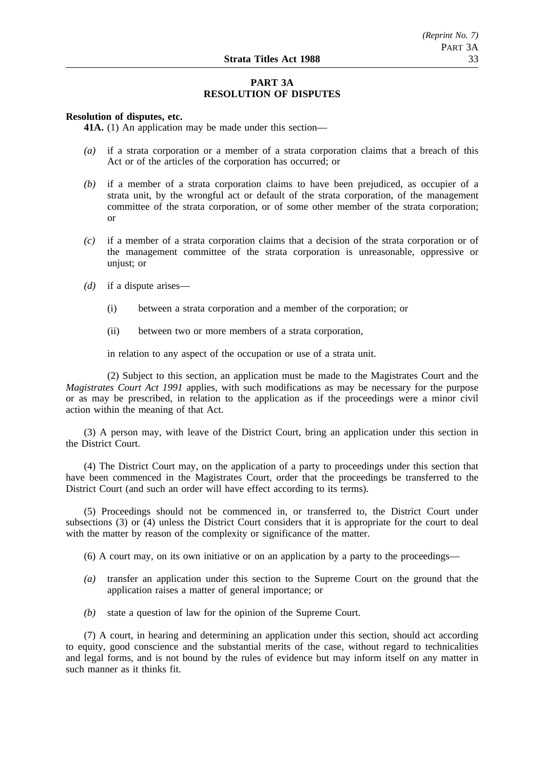## PART 3A
## RESOLUTION OF DISPUTES

**Resolution of disputes, etc.**

**41A.** (1) An application may be made under this section—

*(a)* if a strata corporation or a member of a strata corporation claims that a breach of this Act or of the articles of the corporation has occurred; or

*(b)* if a member of a strata corporation claims to have been prejudiced, as occupier of a strata unit, by the wrongful act or default of the strata corporation, of the management committee of the strata corporation, or of some other member of the strata corporation; or

*(c)* if a member of a strata corporation claims that a decision of the strata corporation or of the management committee of the strata corporation is unreasonable, oppressive or unjust; or

*(d)* if a dispute arises—

(i) between a strata corporation and a member of the corporation; or

(ii) between two or more members of a strata corporation,

in relation to any aspect of the occupation or use of a strata unit.

(2) Subject to this section, an application must be made to the Magistrates Court and the *Magistrates Court Act 1991* applies, with such modifications as may be necessary for the purpose or as may be prescribed, in relation to the application as if the proceedings were a minor civil action within the meaning of that Act.

(3) A person may, with leave of the District Court, bring an application under this section in the District Court.

(4) The District Court may, on the application of a party to proceedings under this section that have been commenced in the Magistrates Court, order that the proceedings be transferred to the District Court (and such an order will have effect according to its terms).

(5) Proceedings should not be commenced in, or transferred to, the District Court under subsections (3) or (4) unless the District Court considers that it is appropriate for the court to deal with the matter by reason of the complexity or significance of the matter.

(6) A court may, on its own initiative or on an application by a party to the proceedings—

*(a)* transfer an application under this section to the Supreme Court on the ground that the application raises a matter of general importance; or

*(b)* state a question of law for the opinion of the Supreme Court.

(7) A court, in hearing and determining an application under this section, should act according to equity, good conscience and the substantial merits of the case, without regard to technicalities and legal forms, and is not bound by the rules of evidence but may inform itself on any matter in such manner as it thinks fit.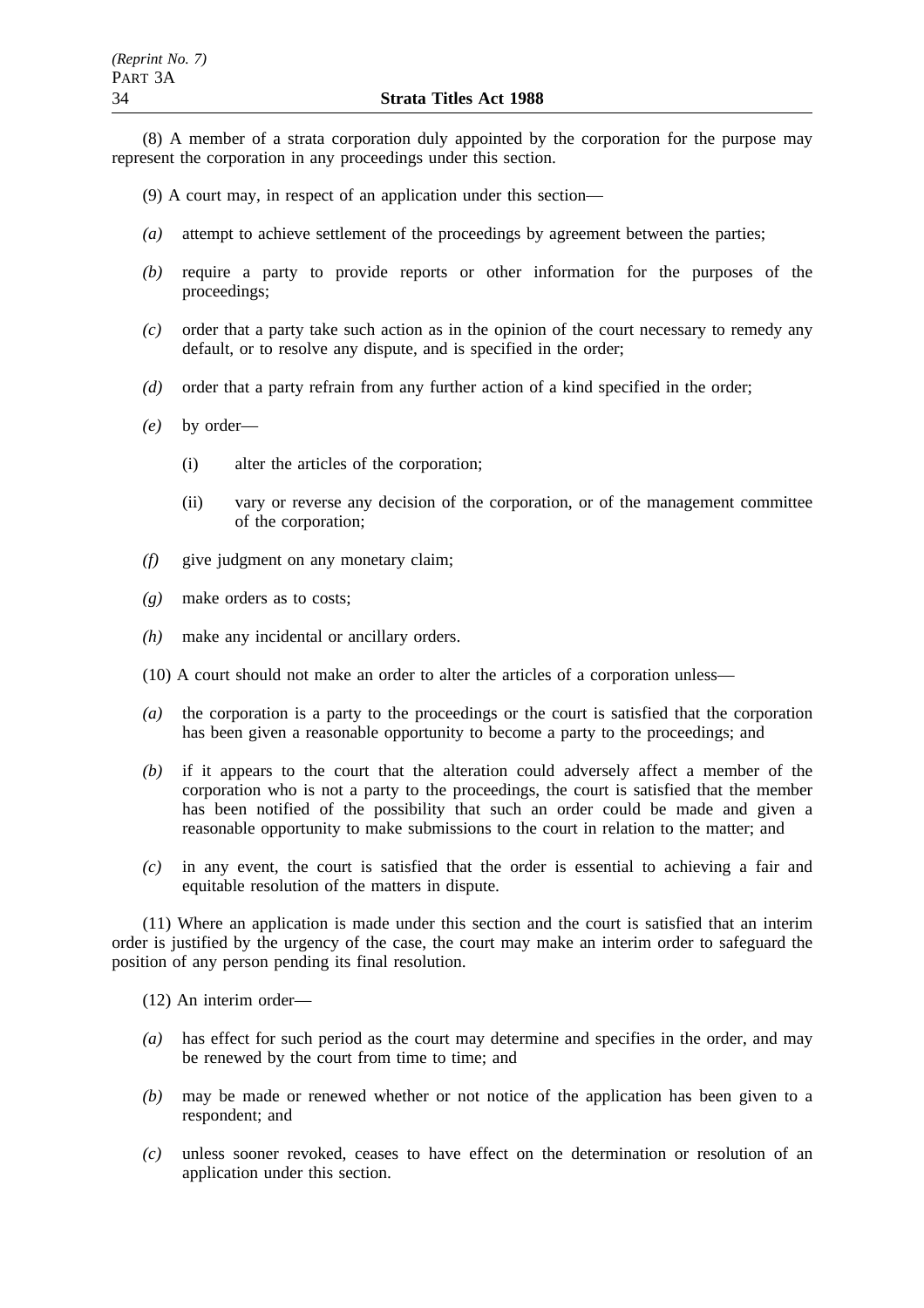(8) A member of a strata corporation duly appointed by the corporation for the purpose may represent the corporation in any proceedings under this section.

(9) A court may, in respect of an application under this section—

*(a)* attempt to achieve settlement of the proceedings by agreement between the parties;

*(b)* require a party to provide reports or other information for the purposes of the proceedings;

*(c)* order that a party take such action as in the opinion of the court necessary to remedy any default, or to resolve any dispute, and is specified in the order;

*(d)* order that a party refrain from any further action of a kind specified in the order;

*(e)* by order—

(i) alter the articles of the corporation;

(ii) vary or reverse any decision of the corporation, or of the management committee of the corporation;

*(f)* give judgment on any monetary claim;

*(g)* make orders as to costs;

*(h)* make any incidental or ancillary orders.

(10) A court should not make an order to alter the articles of a corporation unless—

*(a)* the corporation is a party to the proceedings or the court is satisfied that the corporation has been given a reasonable opportunity to become a party to the proceedings; and

*(b)* if it appears to the court that the alteration could adversely affect a member of the corporation who is not a party to the proceedings, the court is satisfied that the member has been notified of the possibility that such an order could be made and given a reasonable opportunity to make submissions to the court in relation to the matter; and

*(c)* in any event, the court is satisfied that the order is essential to achieving a fair and equitable resolution of the matters in dispute.

(11) Where an application is made under this section and the court is satisfied that an interim order is justified by the urgency of the case, the court may make an interim order to safeguard the position of any person pending its final resolution.

(12) An interim order—

*(a)* has effect for such period as the court may determine and specifies in the order, and may be renewed by the court from time to time; and

*(b)* may be made or renewed whether or not notice of the application has been given to a respondent; and

*(c)* unless sooner revoked, ceases to have effect on the determination or resolution of an application under this section.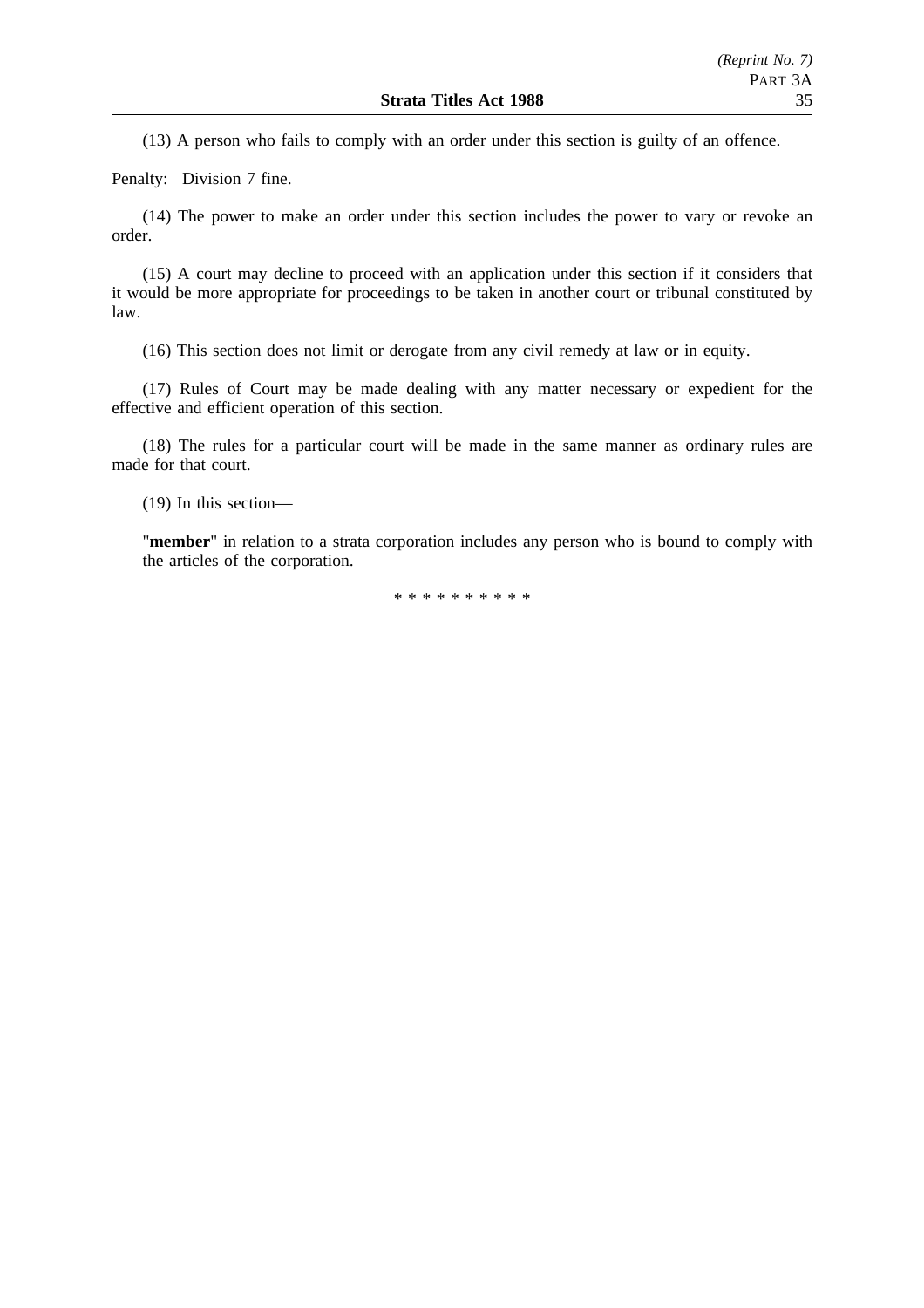(13) A person who fails to comply with an order under this section is guilty of an offence.

Penalty: Division 7 fine.

(14) The power to make an order under this section includes the power to vary or revoke an order.

(15) A court may decline to proceed with an application under this section if it considers that it would be more appropriate for proceedings to be taken in another court or tribunal constituted by law.

(16) This section does not limit or derogate from any civil remedy at law or in equity.

(17) Rules of Court may be made dealing with any matter necessary or expedient for the effective and efficient operation of this section.

(18) The rules for a particular court will be made in the same manner as ordinary rules are made for that court.

(19) In this section—

"**member**" in relation to a strata corporation includes any person who is bound to comply with the articles of the corporation.

\* \* \* \* \* \* \* \* \* \*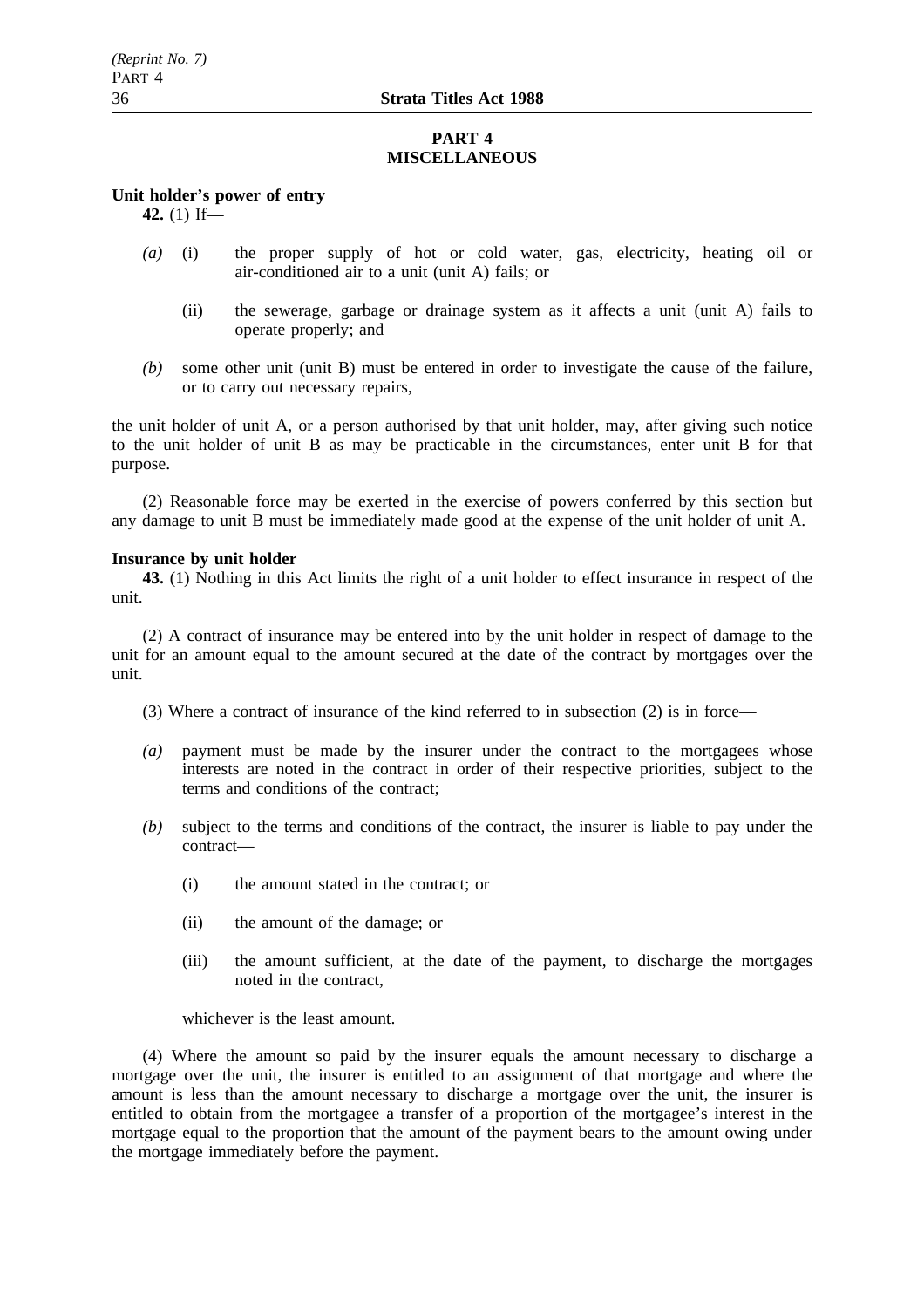## PART 4
## MISCELLANEOUS

**Unit holder's power of entry**

**42.** (1) If—

*(a)* (i) the proper supply of hot or cold water, gas, electricity, heating oil or air-conditioned air to a unit (unit A) fails; or

(ii) the sewerage, garbage or drainage system as it affects a unit (unit A) fails to operate properly; and

*(b)* some other unit (unit B) must be entered in order to investigate the cause of the failure, or to carry out necessary repairs,

the unit holder of unit A, or a person authorised by that unit holder, may, after giving such notice to the unit holder of unit B as may be practicable in the circumstances, enter unit B for that purpose.

(2) Reasonable force may be exerted in the exercise of powers conferred by this section but any damage to unit B must be immediately made good at the expense of the unit holder of unit A.

**Insurance by unit holder**

**43.** (1) Nothing in this Act limits the right of a unit holder to effect insurance in respect of the unit.

(2) A contract of insurance may be entered into by the unit holder in respect of damage to the unit for an amount equal to the amount secured at the date of the contract by mortgages over the unit.

(3) Where a contract of insurance of the kind referred to in subsection (2) is in force—

*(a)* payment must be made by the insurer under the contract to the mortgagees whose interests are noted in the contract in order of their respective priorities, subject to the terms and conditions of the contract;

*(b)* subject to the terms and conditions of the contract, the insurer is liable to pay under the contract—

(i) the amount stated in the contract; or

(ii) the amount of the damage; or

(iii) the amount sufficient, at the date of the payment, to discharge the mortgages noted in the contract,

whichever is the least amount.

(4) Where the amount so paid by the insurer equals the amount necessary to discharge a mortgage over the unit, the insurer is entitled to an assignment of that mortgage and where the amount is less than the amount necessary to discharge a mortgage over the unit, the insurer is entitled to obtain from the mortgagee a transfer of a proportion of the mortgagee's interest in the mortgage equal to the proportion that the amount of the payment bears to the amount owing under the mortgage immediately before the payment.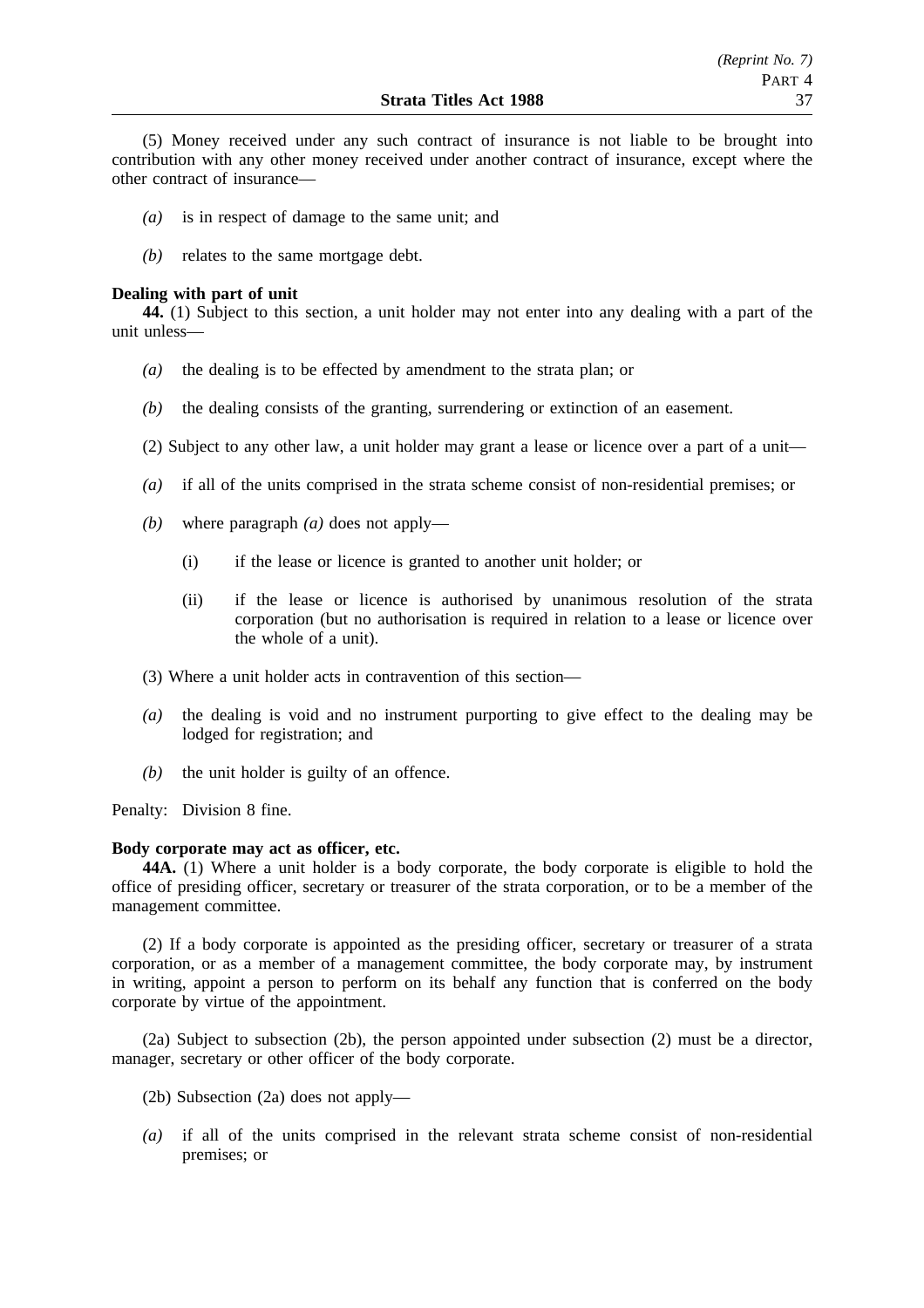(5) Money received under any such contract of insurance is not liable to be brought into contribution with any other money received under another contract of insurance, except where the other contract of insurance—

*(a)* is in respect of damage to the same unit; and

*(b)* relates to the same mortgage debt.

**Dealing with part of unit**

**44.** (1) Subject to this section, a unit holder may not enter into any dealing with a part of the unit unless—

*(a)* the dealing is to be effected by amendment to the strata plan; or

*(b)* the dealing consists of the granting, surrendering or extinction of an easement.

(2) Subject to any other law, a unit holder may grant a lease or licence over a part of a unit—

*(a)* if all of the units comprised in the strata scheme consist of non-residential premises; or

*(b)* where paragraph *(a)* does not apply—

(i) if the lease or licence is granted to another unit holder; or

(ii) if the lease or licence is authorised by unanimous resolution of the strata corporation (but no authorisation is required in relation to a lease or licence over the whole of a unit).

(3) Where a unit holder acts in contravention of this section—

*(a)* the dealing is void and no instrument purporting to give effect to the dealing may be lodged for registration; and

*(b)* the unit holder is guilty of an offence.

Penalty: Division 8 fine.

**Body corporate may act as officer, etc.**

**44A.** (1) Where a unit holder is a body corporate, the body corporate is eligible to hold the office of presiding officer, secretary or treasurer of the strata corporation, or to be a member of the management committee.

(2) If a body corporate is appointed as the presiding officer, secretary or treasurer of a strata corporation, or as a member of a management committee, the body corporate may, by instrument in writing, appoint a person to perform on its behalf any function that is conferred on the body corporate by virtue of the appointment.

(2a) Subject to subsection (2b), the person appointed under subsection (2) must be a director, manager, secretary or other officer of the body corporate.

(2b) Subsection (2a) does not apply—

*(a)* if all of the units comprised in the relevant strata scheme consist of non-residential premises; or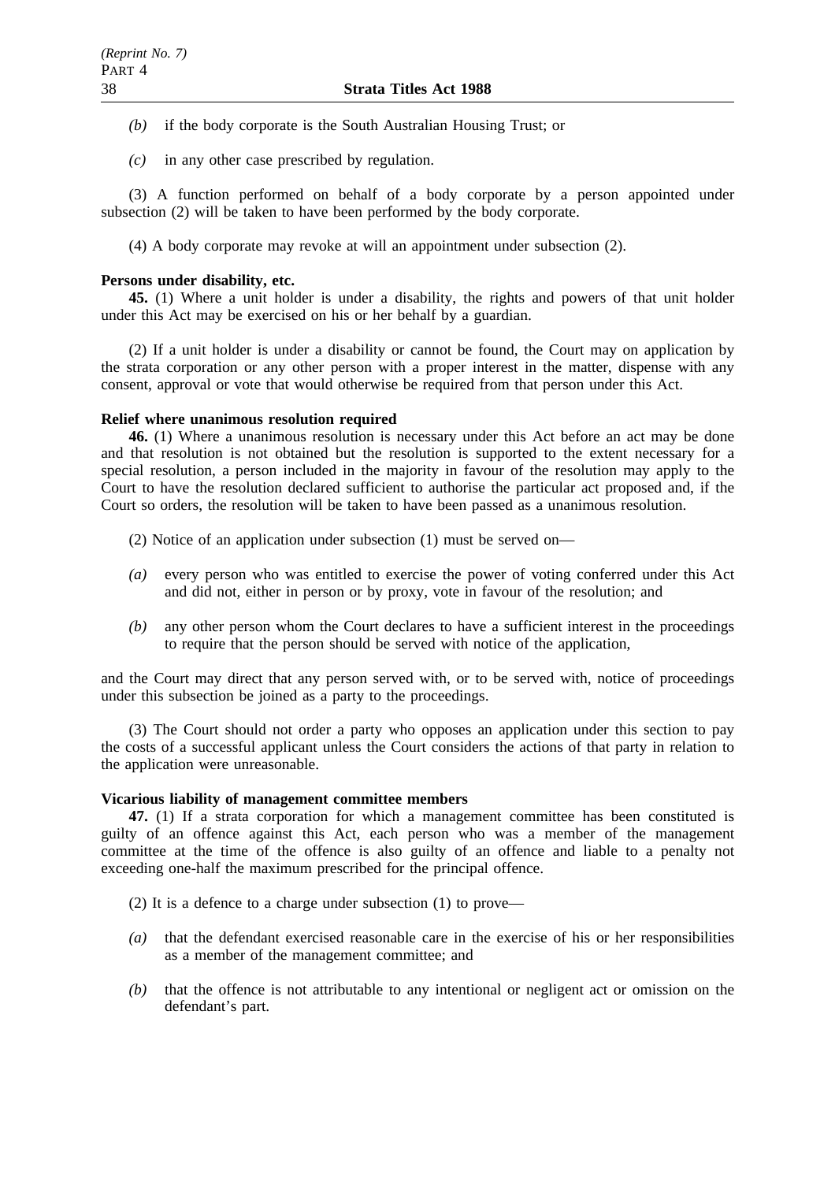*(b)* if the body corporate is the South Australian Housing Trust; or

*(c)* in any other case prescribed by regulation.

(3) A function performed on behalf of a body corporate by a person appointed under subsection (2) will be taken to have been performed by the body corporate.

(4) A body corporate may revoke at will an appointment under subsection (2).

**Persons under disability, etc.**

**45.** (1) Where a unit holder is under a disability, the rights and powers of that unit holder under this Act may be exercised on his or her behalf by a guardian.

(2) If a unit holder is under a disability or cannot be found, the Court may on application by the strata corporation or any other person with a proper interest in the matter, dispense with any consent, approval or vote that would otherwise be required from that person under this Act.

**Relief where unanimous resolution required**

**46.** (1) Where a unanimous resolution is necessary under this Act before an act may be done and that resolution is not obtained but the resolution is supported to the extent necessary for a special resolution, a person included in the majority in favour of the resolution may apply to the Court to have the resolution declared sufficient to authorise the particular act proposed and, if the Court so orders, the resolution will be taken to have been passed as a unanimous resolution.

(2) Notice of an application under subsection (1) must be served on—

*(a)* every person who was entitled to exercise the power of voting conferred under this Act and did not, either in person or by proxy, vote in favour of the resolution; and

*(b)* any other person whom the Court declares to have a sufficient interest in the proceedings to require that the person should be served with notice of the application,

and the Court may direct that any person served with, or to be served with, notice of proceedings under this subsection be joined as a party to the proceedings.

(3) The Court should not order a party who opposes an application under this section to pay the costs of a successful applicant unless the Court considers the actions of that party in relation to the application were unreasonable.

**Vicarious liability of management committee members**

**47.** (1) If a strata corporation for which a management committee has been constituted is guilty of an offence against this Act, each person who was a member of the management committee at the time of the offence is also guilty of an offence and liable to a penalty not exceeding one-half the maximum prescribed for the principal offence.

(2) It is a defence to a charge under subsection (1) to prove—

*(a)* that the defendant exercised reasonable care in the exercise of his or her responsibilities as a member of the management committee; and

*(b)* that the offence is not attributable to any intentional or negligent act or omission on the defendant's part.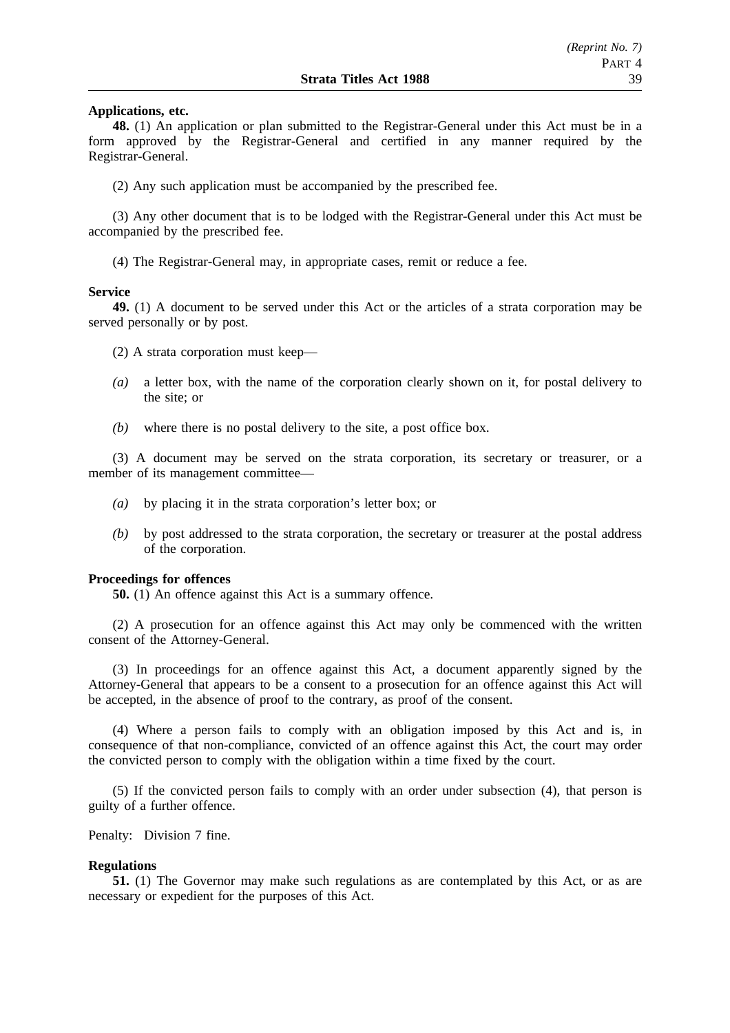**Applications, etc.**

**48.** (1) An application or plan submitted to the Registrar-General under this Act must be in a form approved by the Registrar-General and certified in any manner required by the Registrar-General.

(2) Any such application must be accompanied by the prescribed fee.

(3) Any other document that is to be lodged with the Registrar-General under this Act must be accompanied by the prescribed fee.

(4) The Registrar-General may, in appropriate cases, remit or reduce a fee.

**Service**

**49.** (1) A document to be served under this Act or the articles of a strata corporation may be served personally or by post.

(2) A strata corporation must keep—

*(a)* a letter box, with the name of the corporation clearly shown on it, for postal delivery to the site; or

*(b)* where there is no postal delivery to the site, a post office box.

(3) A document may be served on the strata corporation, its secretary or treasurer, or a member of its management committee—

*(a)* by placing it in the strata corporation's letter box; or

*(b)* by post addressed to the strata corporation, the secretary or treasurer at the postal address of the corporation.

**Proceedings for offences**

**50.** (1) An offence against this Act is a summary offence.

(2) A prosecution for an offence against this Act may only be commenced with the written consent of the Attorney-General.

(3) In proceedings for an offence against this Act, a document apparently signed by the Attorney-General that appears to be a consent to a prosecution for an offence against this Act will be accepted, in the absence of proof to the contrary, as proof of the consent.

(4) Where a person fails to comply with an obligation imposed by this Act and is, in consequence of that non-compliance, convicted of an offence against this Act, the court may order the convicted person to comply with the obligation within a time fixed by the court.

(5) If the convicted person fails to comply with an order under subsection (4), that person is guilty of a further offence.

Penalty: Division 7 fine.

**Regulations**

**51.** (1) The Governor may make such regulations as are contemplated by this Act, or as are necessary or expedient for the purposes of this Act.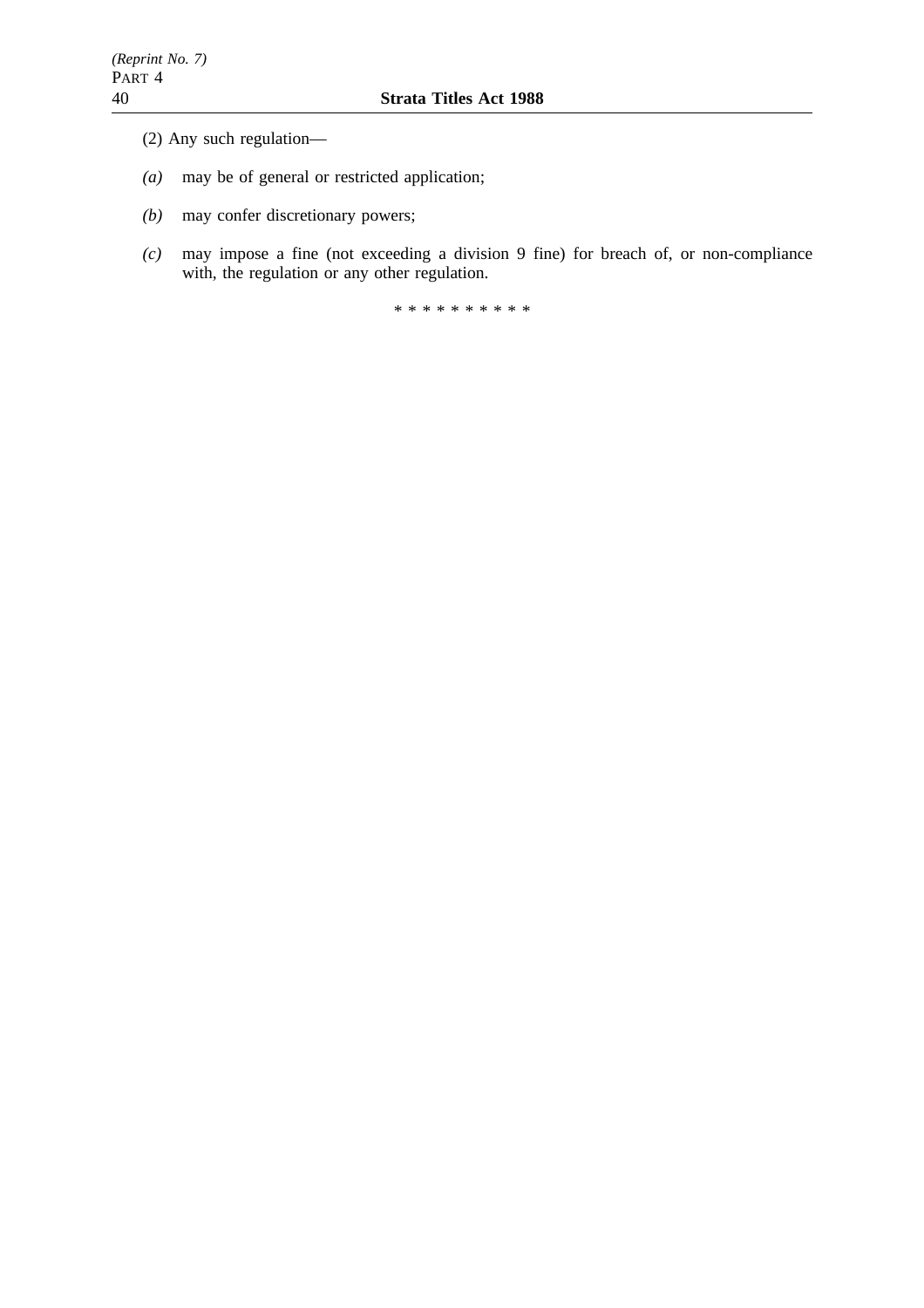(2) Any such regulation—

*(a)* may be of general or restricted application;

*(b)* may confer discretionary powers;

*(c)* may impose a fine (not exceeding a division 9 fine) for breach of, or non-compliance with, the regulation or any other regulation.

* * * * * * * * * *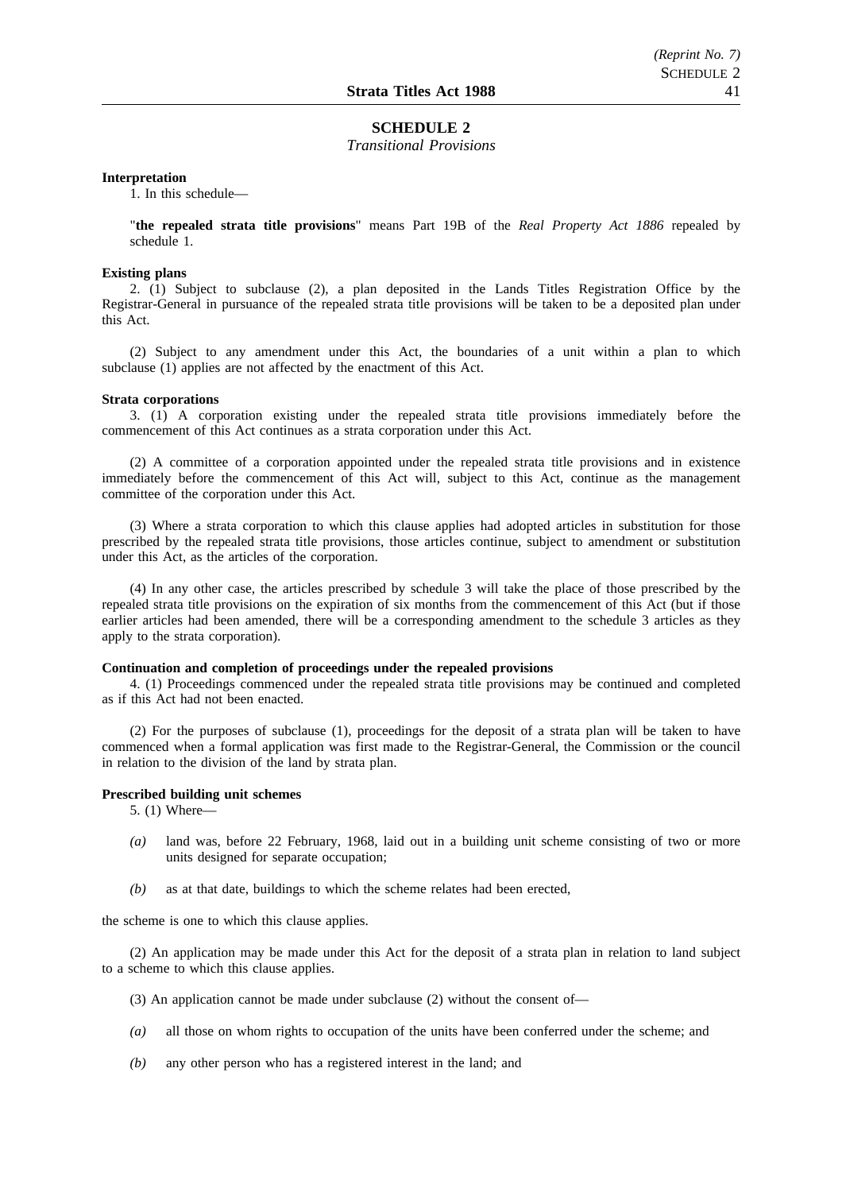## SCHEDULE 2

*Transitional Provisions*

**Interpretation**

1. In this schedule—

"**the repealed strata title provisions**" means Part 19B of the *Real Property Act 1886* repealed by schedule 1.

**Existing plans**

2. (1) Subject to subclause (2), a plan deposited in the Lands Titles Registration Office by the Registrar-General in pursuance of the repealed strata title provisions will be taken to be a deposited plan under this Act.

(2) Subject to any amendment under this Act, the boundaries of a unit within a plan to which subclause (1) applies are not affected by the enactment of this Act.

**Strata corporations**

3. (1) A corporation existing under the repealed strata title provisions immediately before the commencement of this Act continues as a strata corporation under this Act.

(2) A committee of a corporation appointed under the repealed strata title provisions and in existence immediately before the commencement of this Act will, subject to this Act, continue as the management committee of the corporation under this Act.

(3) Where a strata corporation to which this clause applies had adopted articles in substitution for those prescribed by the repealed strata title provisions, those articles continue, subject to amendment or substitution under this Act, as the articles of the corporation.

(4) In any other case, the articles prescribed by schedule 3 will take the place of those prescribed by the repealed strata title provisions on the expiration of six months from the commencement of this Act (but if those earlier articles had been amended, there will be a corresponding amendment to the schedule 3 articles as they apply to the strata corporation).

**Continuation and completion of proceedings under the repealed provisions**

4. (1) Proceedings commenced under the repealed strata title provisions may be continued and completed as if this Act had not been enacted.

(2) For the purposes of subclause (1), proceedings for the deposit of a strata plan will be taken to have commenced when a formal application was first made to the Registrar-General, the Commission or the council in relation to the division of the land by strata plan.

**Prescribed building unit schemes**

5. (1) Where—

*(a)* land was, before 22 February, 1968, laid out in a building unit scheme consisting of two or more units designed for separate occupation;

*(b)* as at that date, buildings to which the scheme relates had been erected,

the scheme is one to which this clause applies.

(2) An application may be made under this Act for the deposit of a strata plan in relation to land subject to a scheme to which this clause applies.

(3) An application cannot be made under subclause (2) without the consent of—

*(a)* all those on whom rights to occupation of the units have been conferred under the scheme; and

*(b)* any other person who has a registered interest in the land; and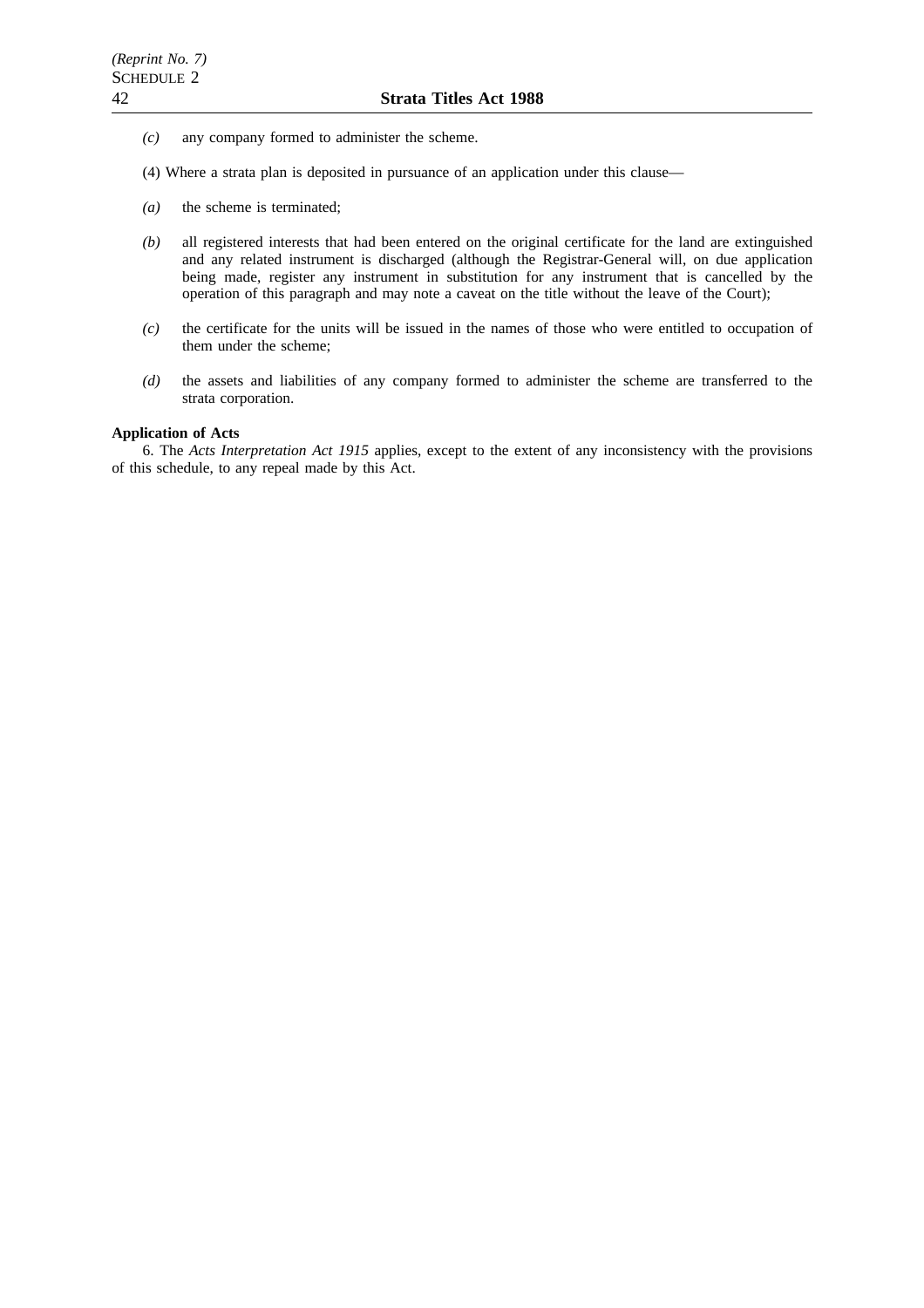*(c)* any company formed to administer the scheme.

(4) Where a strata plan is deposited in pursuance of an application under this clause—

*(a)* the scheme is terminated;

*(b)* all registered interests that had been entered on the original certificate for the land are extinguished and any related instrument is discharged (although the Registrar-General will, on due application being made, register any instrument in substitution for any instrument that is cancelled by the operation of this paragraph and may note a caveat on the title without the leave of the Court);

*(c)* the certificate for the units will be issued in the names of those who were entitled to occupation of them under the scheme;

*(d)* the assets and liabilities of any company formed to administer the scheme are transferred to the strata corporation.

**Application of Acts**

6. The *Acts Interpretation Act 1915* applies, except to the extent of any inconsistency with the provisions of this schedule, to any repeal made by this Act.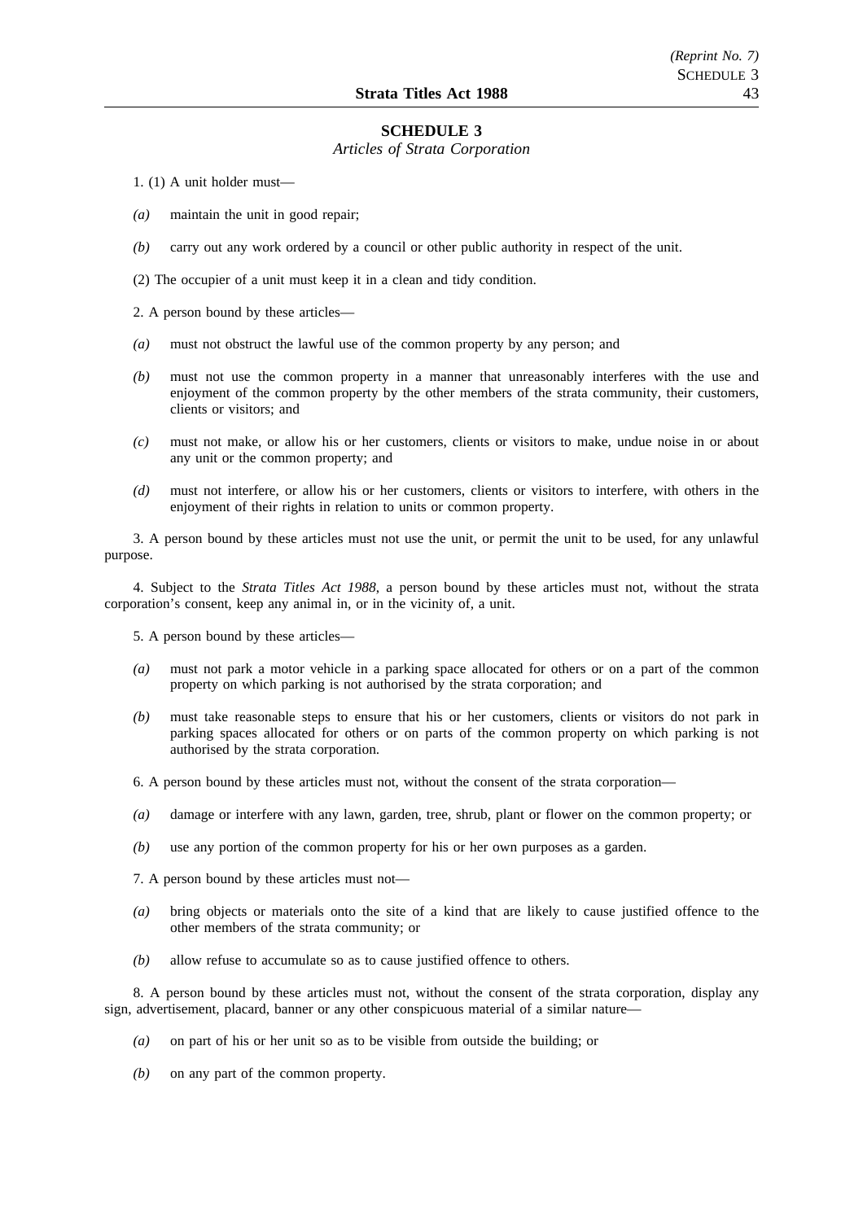## SCHEDULE 3

*Articles of Strata Corporation*

1. (1) A unit holder must—

*(a)* maintain the unit in good repair;

*(b)* carry out any work ordered by a council or other public authority in respect of the unit.

(2) The occupier of a unit must keep it in a clean and tidy condition.

2. A person bound by these articles—

*(a)* must not obstruct the lawful use of the common property by any person; and

*(b)* must not use the common property in a manner that unreasonably interferes with the use and enjoyment of the common property by the other members of the strata community, their customers, clients or visitors; and

*(c)* must not make, or allow his or her customers, clients or visitors to make, undue noise in or about any unit or the common property; and

*(d)* must not interfere, or allow his or her customers, clients or visitors to interfere, with others in the enjoyment of their rights in relation to units or common property.

3. A person bound by these articles must not use the unit, or permit the unit to be used, for any unlawful purpose.

4. Subject to the *Strata Titles Act 1988*, a person bound by these articles must not, without the strata corporation's consent, keep any animal in, or in the vicinity of, a unit.

5. A person bound by these articles—

*(a)* must not park a motor vehicle in a parking space allocated for others or on a part of the common property on which parking is not authorised by the strata corporation; and

*(b)* must take reasonable steps to ensure that his or her customers, clients or visitors do not park in parking spaces allocated for others or on parts of the common property on which parking is not authorised by the strata corporation.

6. A person bound by these articles must not, without the consent of the strata corporation—

*(a)* damage or interfere with any lawn, garden, tree, shrub, plant or flower on the common property; or

*(b)* use any portion of the common property for his or her own purposes as a garden.

7. A person bound by these articles must not—

*(a)* bring objects or materials onto the site of a kind that are likely to cause justified offence to the other members of the strata community; or

*(b)* allow refuse to accumulate so as to cause justified offence to others.

8. A person bound by these articles must not, without the consent of the strata corporation, display any sign, advertisement, placard, banner or any other conspicuous material of a similar nature—

*(a)* on part of his or her unit so as to be visible from outside the building; or

*(b)* on any part of the common property.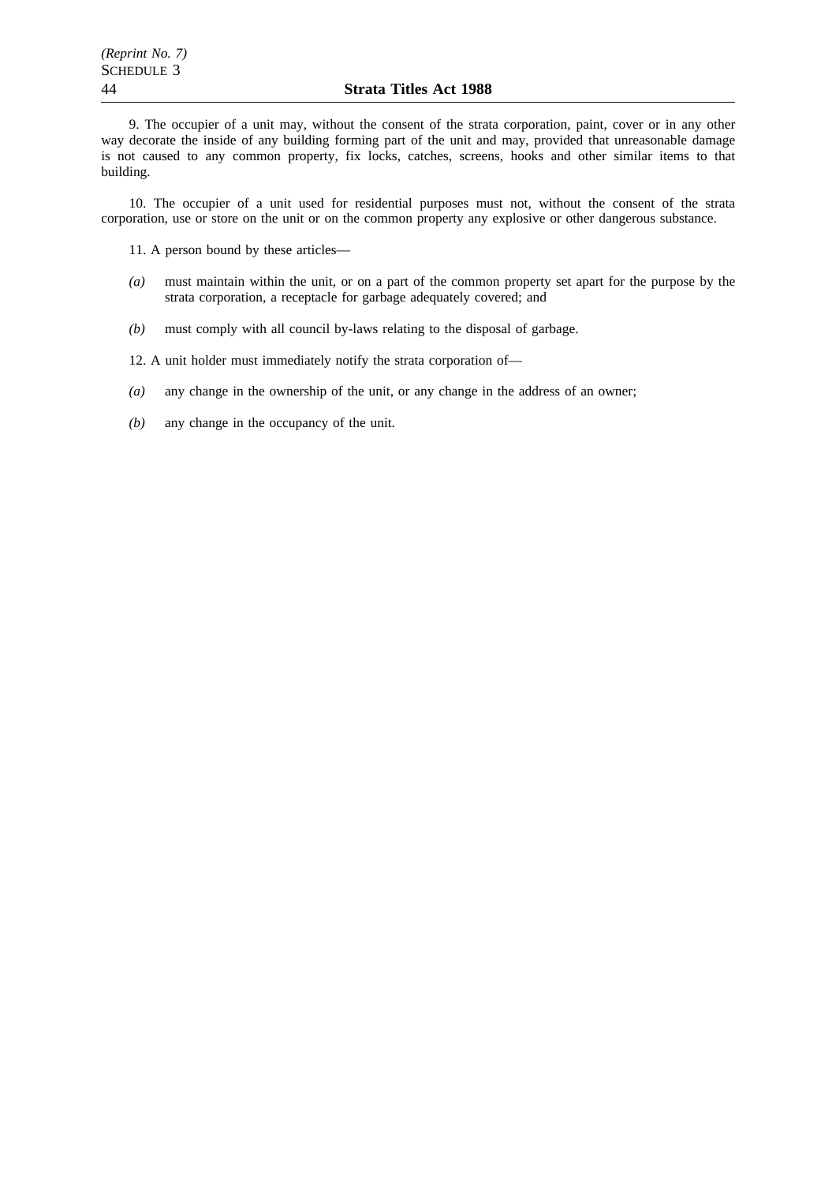9. The occupier of a unit may, without the consent of the strata corporation, paint, cover or in any other way decorate the inside of any building forming part of the unit and may, provided that unreasonable damage is not caused to any common property, fix locks, catches, screens, hooks and other similar items to that building.

10. The occupier of a unit used for residential purposes must not, without the consent of the strata corporation, use or store on the unit or on the common property any explosive or other dangerous substance.

11. A person bound by these articles—

*(a)* must maintain within the unit, or on a part of the common property set apart for the purpose by the strata corporation, a receptacle for garbage adequately covered; and

*(b)* must comply with all council by-laws relating to the disposal of garbage.

12. A unit holder must immediately notify the strata corporation of—

*(a)* any change in the ownership of the unit, or any change in the address of an owner;

*(b)* any change in the occupancy of the unit.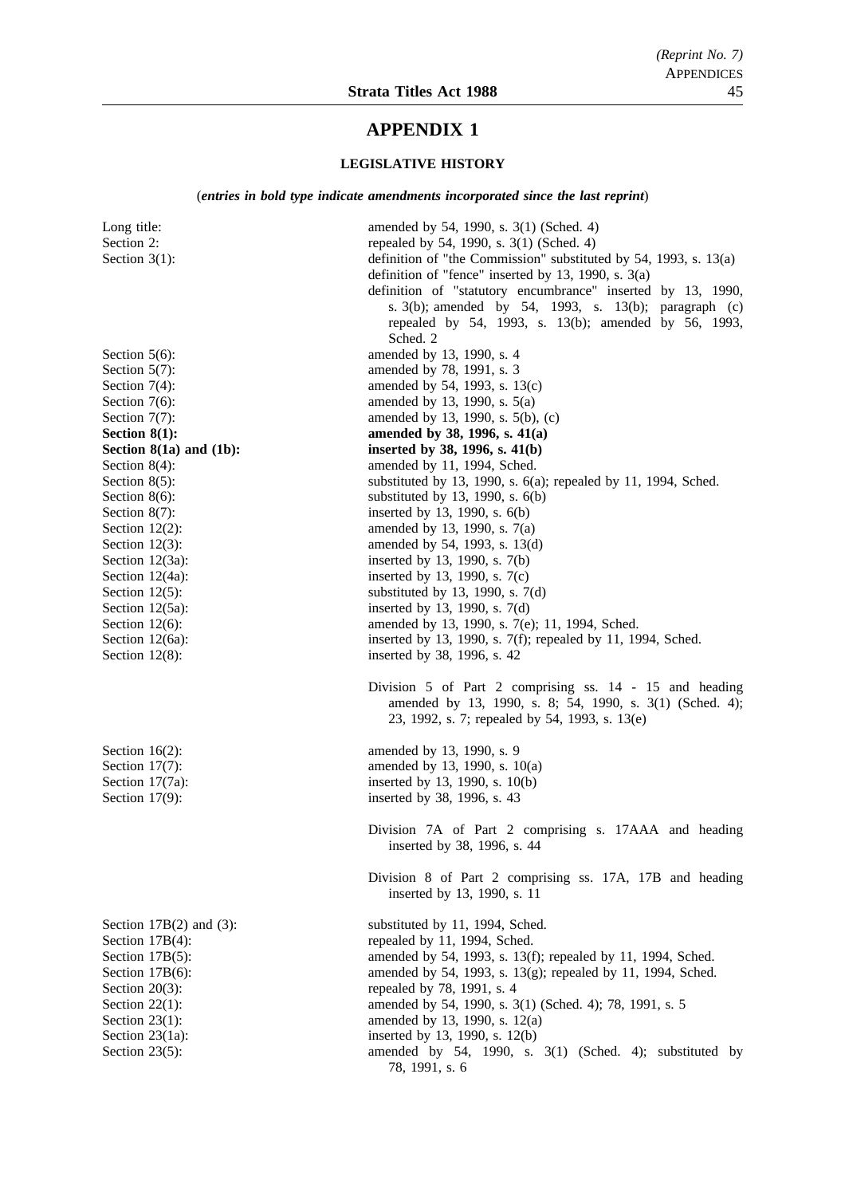# APPENDIX 1

### LEGISLATIVE HISTORY

(***entries in bold type indicate amendments incorporated since the last reprint***)

| | |
|---|---|
| Long title: | amended by 54, 1990, s. 3(1) (Sched. 4) |
| Section 2: | repealed by 54, 1990, s. 3(1) (Sched. 4) |
| Section 3(1): | definition of "the Commission" substituted by 54, 1993, s. 13(a) definition of "fence" inserted by 13, 1990, s. 3(a) definition of "statutory encumbrance" inserted by 13, 1990, s. 3(b); amended by 54, 1993, s. 13(b); paragraph (c) repealed by 54, 1993, s. 13(b); amended by 56, 1993, Sched. 2 |
| Section 5(6): | amended by 13, 1990, s. 4 |
| Section 5(7): | amended by 78, 1991, s. 3 |
| Section 7(4): | amended by 54, 1993, s. 13(c) |
| Section 7(6): | amended by 13, 1990, s. 5(a) |
| Section 7(7): | amended by 13, 1990, s. 5(b), (c) |
| **Section 8(1):** | **amended by 38, 1996, s. 41(a)** |
| **Section 8(1a) and (1b):** | **inserted by 38, 1996, s. 41(b)** |
| Section 8(4): | amended by 11, 1994, Sched. |
| Section 8(5): | substituted by 13, 1990, s. 6(a); repealed by 11, 1994, Sched. |
| Section 8(6): | substituted by 13, 1990, s. 6(b) |
| Section 8(7): | inserted by 13, 1990, s. 6(b) |
| Section 12(2): | amended by 13, 1990, s. 7(a) |
| Section 12(3): | amended by 54, 1993, s. 13(d) |
| Section 12(3a): | inserted by 13, 1990, s. 7(b) |
| Section 12(4a): | inserted by 13, 1990, s. 7(c) |
| Section 12(5): | substituted by 13, 1990, s. 7(d) |
| Section 12(5a): | inserted by 13, 1990, s. 7(d) |
| Section 12(6): | amended by 13, 1990, s. 7(e); 11, 1994, Sched. |
| Section 12(6a): | inserted by 13, 1990, s. 7(f); repealed by 11, 1994, Sched. |
| Section 12(8): | inserted by 38, 1996, s. 42 |
| | Division 5 of Part 2 comprising ss. 14 - 15 and heading amended by 13, 1990, s. 8; 54, 1990, s. 3(1) (Sched. 4); 23, 1992, s. 7; repealed by 54, 1993, s. 13(e) |
| Section 16(2): | amended by 13, 1990, s. 9 |
| Section 17(7): | amended by 13, 1990, s. 10(a) |
| Section 17(7a): | inserted by 13, 1990, s. 10(b) |
| Section 17(9): | inserted by 38, 1996, s. 43 |
| | Division 7A of Part 2 comprising s. 17AAA and heading inserted by 38, 1996, s. 44 |
| | Division 8 of Part 2 comprising ss. 17A, 17B and heading inserted by 13, 1990, s. 11 |
| Section 17B(2) and (3): | substituted by 11, 1994, Sched. |
| Section 17B(4): | repealed by 11, 1994, Sched. |
| Section 17B(5): | amended by 54, 1993, s. 13(f); repealed by 11, 1994, Sched. |
| Section 17B(6): | amended by 54, 1993, s. 13(g); repealed by 11, 1994, Sched. |
| Section 20(3): | repealed by 78, 1991, s. 4 |
| Section 22(1): | amended by 54, 1990, s. 3(1) (Sched. 4); 78, 1991, s. 5 |
| Section 23(1): | amended by 13, 1990, s. 12(a) |
| Section 23(1a): | inserted by 13, 1990, s. 12(b) |
| Section 23(5): | amended by 54, 1990, s. 3(1) (Sched. 4); substituted by 78, 1991, s. 6 |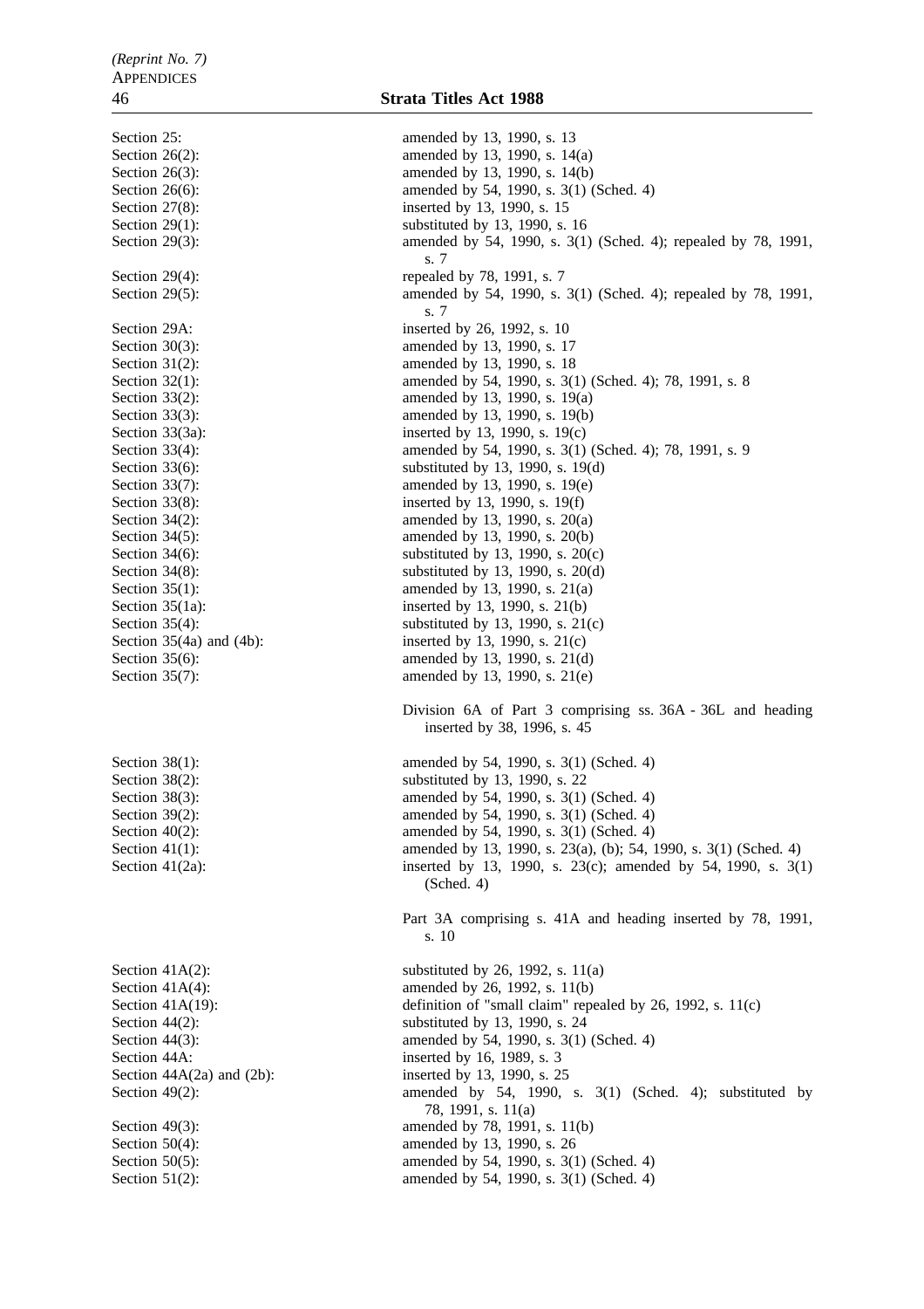| | |
|---|---|
| Section 25: | amended by 13, 1990, s. 13 |
| Section 26(2): | amended by 13, 1990, s. 14(a) |
| Section 26(3): | amended by 13, 1990, s. 14(b) |
| Section 26(6): | amended by 54, 1990, s. 3(1) (Sched. 4) |
| Section 27(8): | inserted by 13, 1990, s. 15 |
| Section 29(1): | substituted by 13, 1990, s. 16 |
| Section 29(3): | amended by 54, 1990, s. 3(1) (Sched. 4); repealed by 78, 1991, s. 7 |
| Section 29(4): | repealed by 78, 1991, s. 7 |
| Section 29(5): | amended by 54, 1990, s. 3(1) (Sched. 4); repealed by 78, 1991, s. 7 |
| Section 29A: | inserted by 26, 1992, s. 10 |
| Section 30(3): | amended by 13, 1990, s. 17 |
| Section 31(2): | amended by 13, 1990, s. 18 |
| Section 32(1): | amended by 54, 1990, s. 3(1) (Sched. 4); 78, 1991, s. 8 |
| Section 33(2): | amended by 13, 1990, s. 19(a) |
| Section 33(3): | amended by 13, 1990, s. 19(b) |
| Section 33(3a): | inserted by 13, 1990, s. 19(c) |
| Section 33(4): | amended by 54, 1990, s. 3(1) (Sched. 4); 78, 1991, s. 9 |
| Section 33(6): | substituted by 13, 1990, s. 19(d) |
| Section 33(7): | amended by 13, 1990, s. 19(e) |
| Section 33(8): | inserted by 13, 1990, s. 19(f) |
| Section 34(2): | amended by 13, 1990, s. 20(a) |
| Section 34(5): | amended by 13, 1990, s. 20(b) |
| Section 34(6): | substituted by 13, 1990, s. 20(c) |
| Section 34(8): | substituted by 13, 1990, s. 20(d) |
| Section 35(1): | amended by 13, 1990, s. 21(a) |
| Section 35(1a): | inserted by 13, 1990, s. 21(b) |
| Section 35(4): | substituted by 13, 1990, s. 21(c) |
| Section 35(4a) and (4b): | inserted by 13, 1990, s. 21(c) |
| Section 35(6): | amended by 13, 1990, s. 21(d) |
| Section 35(7): | amended by 13, 1990, s. 21(e) |
| | Division 6A of Part 3 comprising ss. 36A - 36L and heading inserted by 38, 1996, s. 45 |
| Section 38(1): | amended by 54, 1990, s. 3(1) (Sched. 4) |
| Section 38(2): | substituted by 13, 1990, s. 22 |
| Section 38(3): | amended by 54, 1990, s. 3(1) (Sched. 4) |
| Section 39(2): | amended by 54, 1990, s. 3(1) (Sched. 4) |
| Section 40(2): | amended by 54, 1990, s. 3(1) (Sched. 4) |
| Section 41(1): | amended by 13, 1990, s. 23(a), (b); 54, 1990, s. 3(1) (Sched. 4) |
| Section 41(2a): | inserted by 13, 1990, s. 23(c); amended by 54, 1990, s. 3(1) (Sched. 4) |
| | Part 3A comprising s. 41A and heading inserted by 78, 1991, s. 10 |
| Section 41A(2): | substituted by 26, 1992, s. 11(a) |
| Section 41A(4): | amended by 26, 1992, s. 11(b) |
| Section 41A(19): | definition of "small claim" repealed by 26, 1992, s. 11(c) |
| Section 44(2): | substituted by 13, 1990, s. 24 |
| Section 44(3): | amended by 54, 1990, s. 3(1) (Sched. 4) |
| Section 44A: | inserted by 16, 1989, s. 3 |
| Section 44A(2a) and (2b): | inserted by 13, 1990, s. 25 |
| Section 49(2): | amended by 54, 1990, s. 3(1) (Sched. 4); substituted by 78, 1991, s. 11(a) |
| Section 49(3): | amended by 78, 1991, s. 11(b) |
| Section 50(4): | amended by 13, 1990, s. 26 |
| Section 50(5): | amended by 54, 1990, s. 3(1) (Sched. 4) |
| Section 51(2): | amended by 54, 1990, s. 3(1) (Sched. 4) |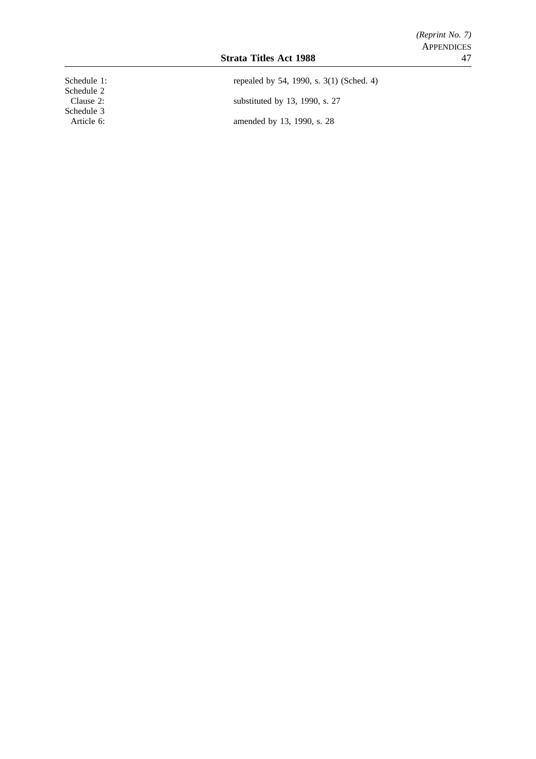| | |
|---|---|
| Schedule 1: | repealed by 54, 1990, s. 3(1) (Sched. 4) |
| Schedule 2 | |
| Clause 2: | substituted by 13, 1990, s. 27 |
| Schedule 3 | |
| Article 6: | amended by 13, 1990, s. 28 |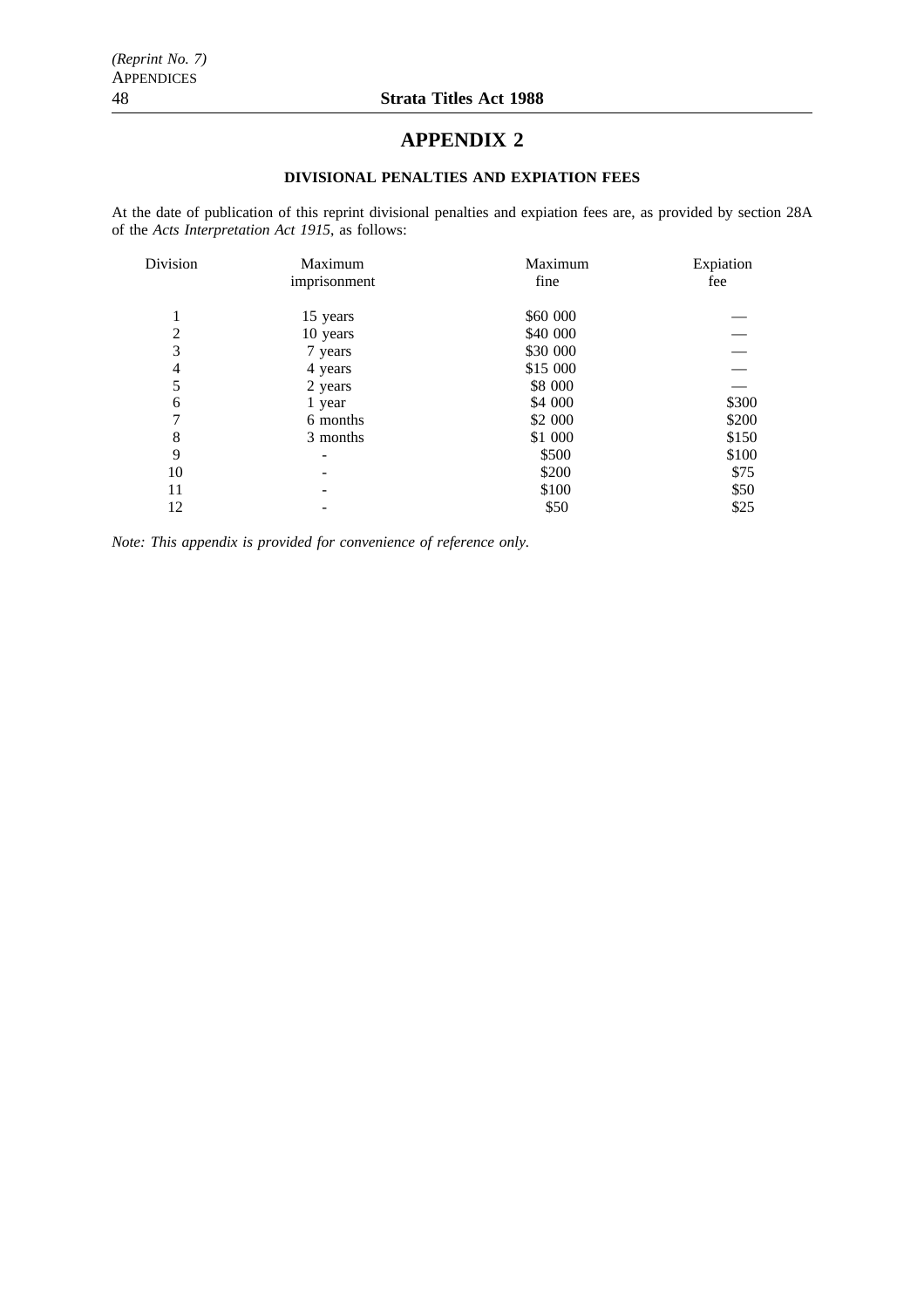# APPENDIX 2

## DIVISIONAL PENALTIES AND EXPIATION FEES

At the date of publication of this reprint divisional penalties and expiation fees are, as provided by section 28A of the *Acts Interpretation Act 1915*, as follows:

| Division | Maximum imprisonment | Maximum fine | Expiation fee |
|---|---|---|---|
| 1 | 15 years | $60 000 | — |
| 2 | 10 years | $40 000 | — |
| 3 | 7 years | $30 000 | — |
| 4 | 4 years | $15 000 | — |
| 5 | 2 years | $8 000 | — |
| 6 | 1 year | $4 000 | $300 |
| 7 | 6 months | $2 000 | $200 |
| 8 | 3 months | $1 000 | $150 |
| 9 | - | $500 | $100 |
| 10 | - | $200 | $75 |
| 11 | - | $100 | $50 |
| 12 | - | $50 | $25 |

*Note: This appendix is provided for convenience of reference only.*